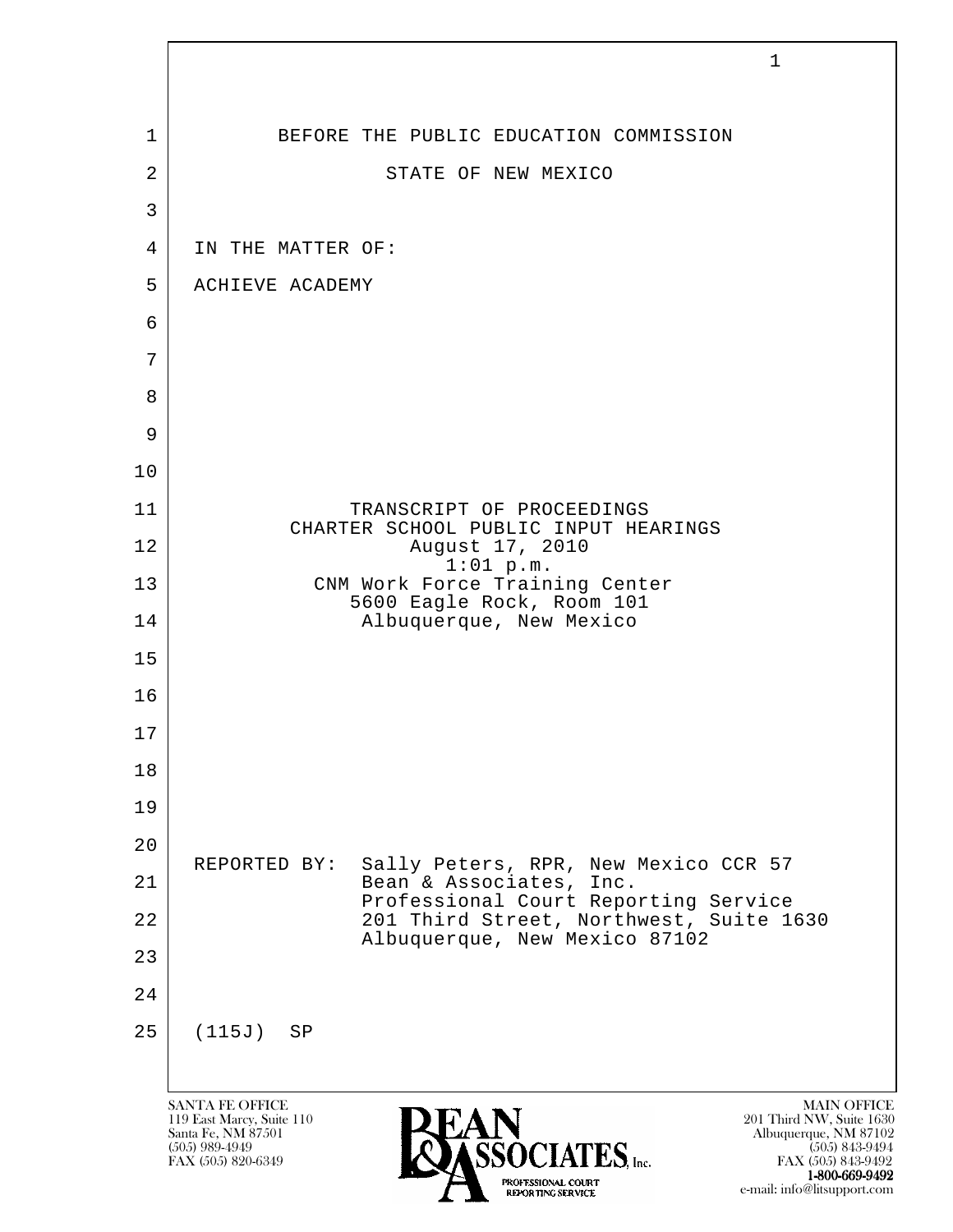BEFORE THE PUBLIC EDUCATION COMMISSION

STATE OF NEW MEXICO

IN THE MATTER OF:

ACHIEVE ACADEMY

TRANSCRIPT OF PROCEEDINGS
CHARTER SCHOOL PUBLIC INPUT HEARINGS
August 17, 2010
1:01 p.m.
CNM Work Force Training Center
5600 Eagle Rock, Room 101
Albuquerque, New Mexico

REPORTED BY: Sally Peters, RPR, New Mexico CCR 57
Bean & Associates, Inc.
Professional Court Reporting Service
201 Third Street, Northwest, Suite 1630
Albuquerque, New Mexico 87102

(115J) SP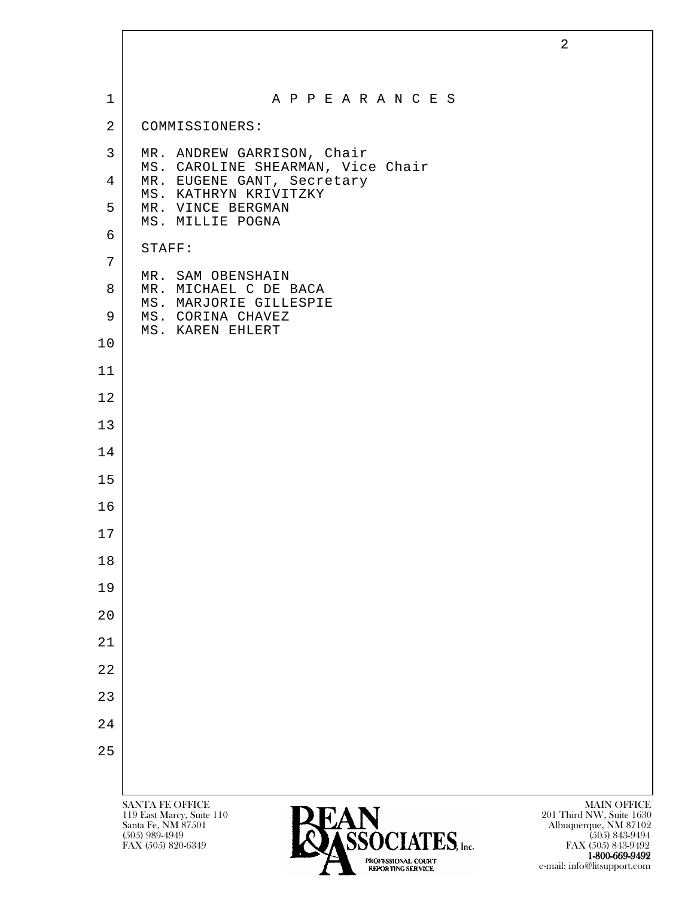# A P P E A R A N C E S

COMMISSIONERS:

MR. ANDREW GARRISON, Chair
MS. CAROLINE SHEARMAN, Vice Chair
MR. EUGENE GANT, Secretary
MS. KATHRYN KRIVITZKY
MR. VINCE BERGMAN
MS. MILLIE POGNA

STAFF:

MR. SAM OBENSHAIN
MR. MICHAEL C DE BACA
MS. MARJORIE GILLESPIE
MS. CORINA CHAVEZ
MS. KAREN EHLERT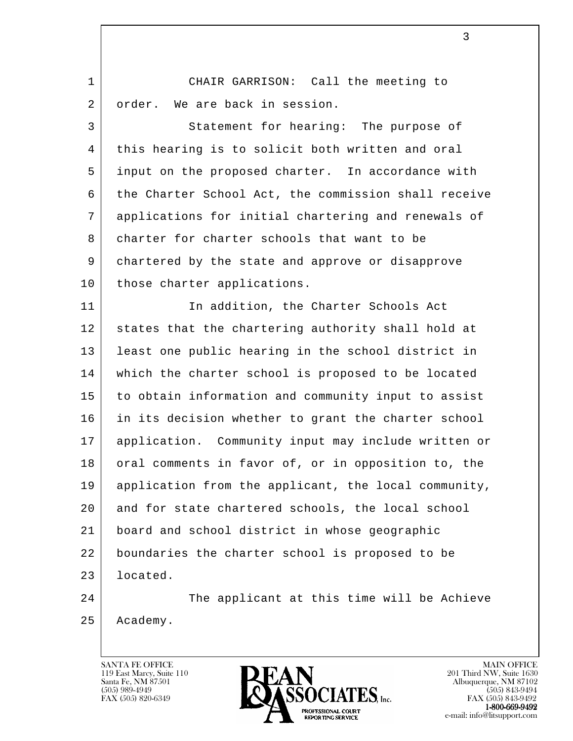CHAIR GARRISON: Call the meeting to order. We are back in session.

Statement for hearing: The purpose of this hearing is to solicit both written and oral input on the proposed charter. In accordance with the Charter School Act, the commission shall receive applications for initial chartering and renewals of charter for charter schools that want to be chartered by the state and approve or disapprove those charter applications.

In addition, the Charter Schools Act states that the chartering authority shall hold at least one public hearing in the school district in which the charter school is proposed to be located to obtain information and community input to assist in its decision whether to grant the charter school application. Community input may include written or oral comments in favor of, or in opposition to, the application from the applicant, the local community, and for state chartered schools, the local school board and school district in whose geographic boundaries the charter school is proposed to be located.

The applicant at this time will be Achieve Academy.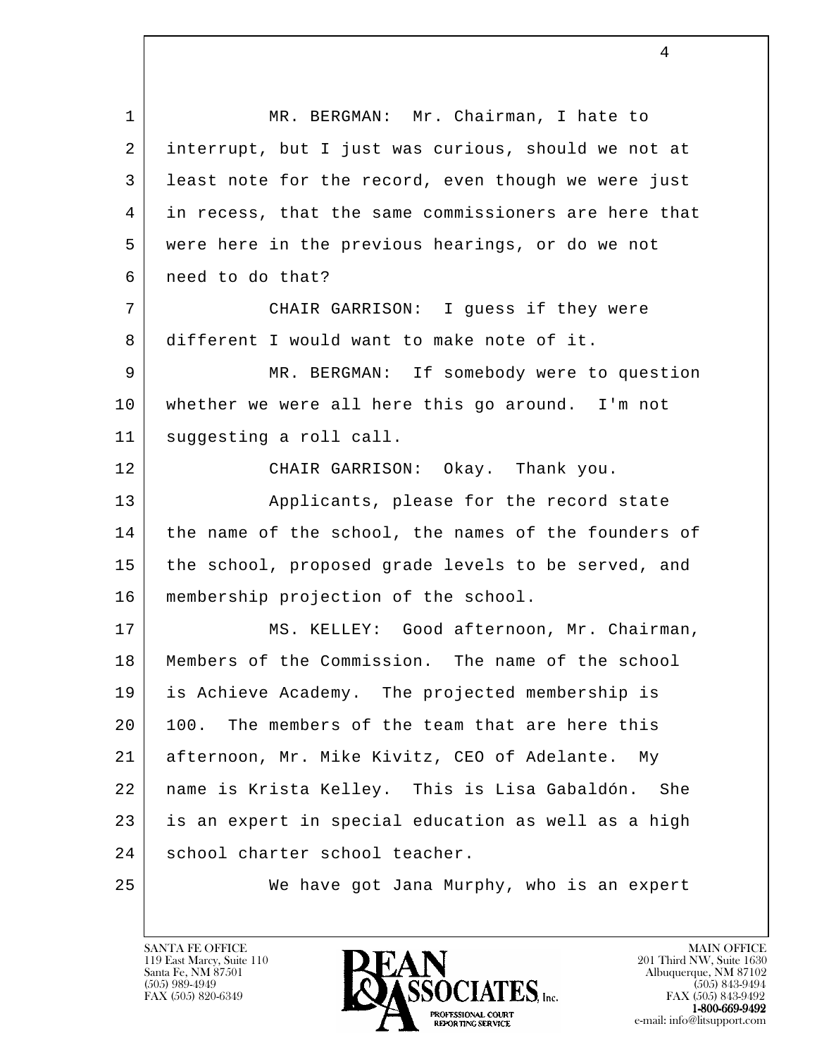MR. BERGMAN: Mr. Chairman, I hate to interrupt, but I just was curious, should we not at least note for the record, even though we were just in recess, that the same commissioners are here that were here in the previous hearings, or do we not need to do that?

CHAIR GARRISON: I guess if they were different I would want to make note of it.

MR. BERGMAN: If somebody were to question whether we were all here this go around. I'm not suggesting a roll call.

CHAIR GARRISON: Okay. Thank you.

Applicants, please for the record state the name of the school, the names of the founders of the school, proposed grade levels to be served, and membership projection of the school.

MS. KELLEY: Good afternoon, Mr. Chairman, Members of the Commission. The name of the school is Achieve Academy. The projected membership is 100. The members of the team that are here this afternoon, Mr. Mike Kivitz, CEO of Adelante. My name is Krista Kelley. This is Lisa Gabaldón. She is an expert in special education as well as a high school charter school teacher.

We have got Jana Murphy, who is an expert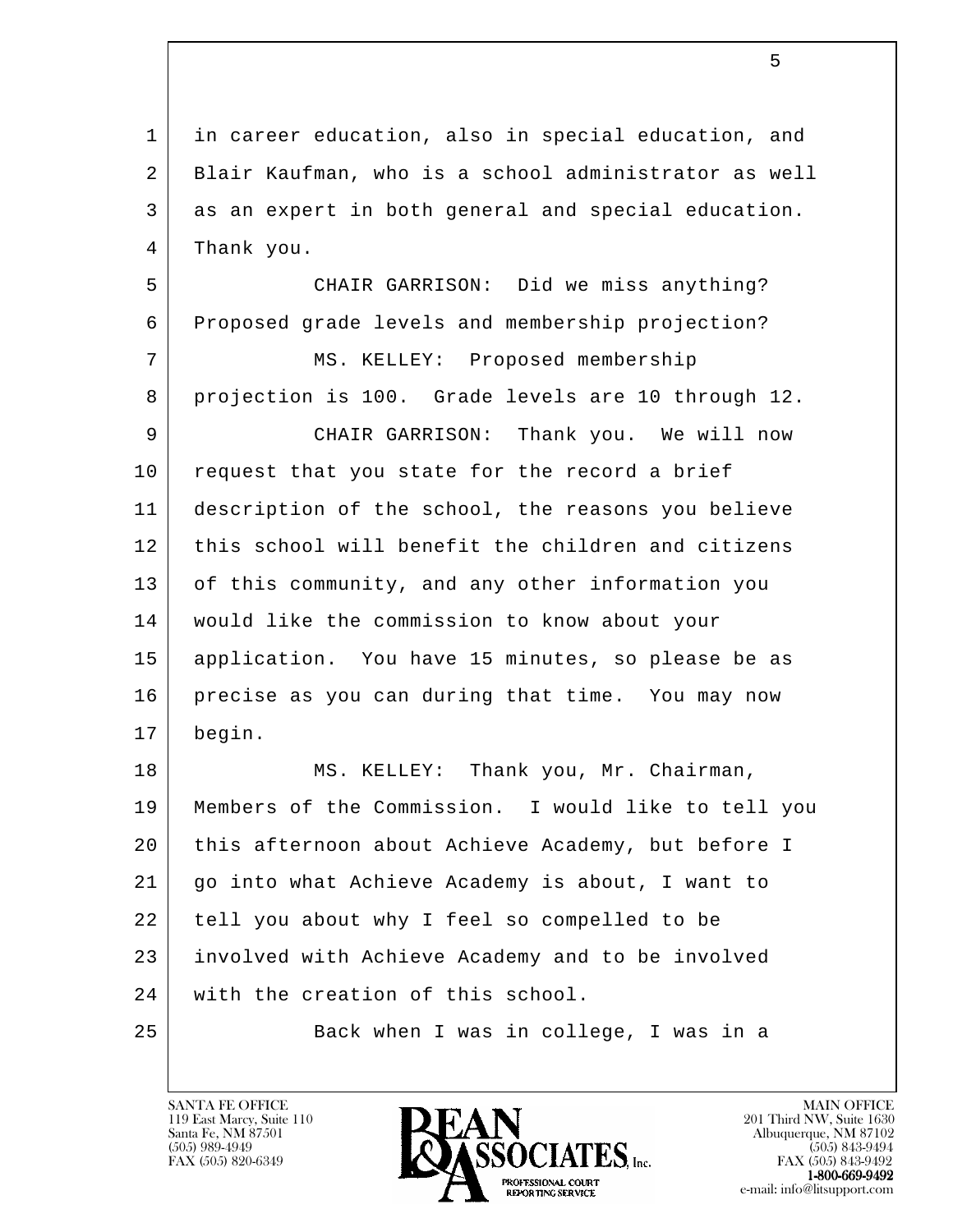in career education, also in special education, and Blair Kaufman, who is a school administrator as well as an expert in both general and special education. Thank you.

CHAIR GARRISON: Did we miss anything? Proposed grade levels and membership projection?

MS. KELLEY: Proposed membership projection is 100. Grade levels are 10 through 12.

CHAIR GARRISON: Thank you. We will now request that you state for the record a brief description of the school, the reasons you believe this school will benefit the children and citizens of this community, and any other information you would like the commission to know about your application. You have 15 minutes, so please be as precise as you can during that time. You may now begin.

MS. KELLEY: Thank you, Mr. Chairman, Members of the Commission. I would like to tell you this afternoon about Achieve Academy, but before I go into what Achieve Academy is about, I want to tell you about why I feel so compelled to be involved with Achieve Academy and to be involved with the creation of this school.

Back when I was in college, I was in a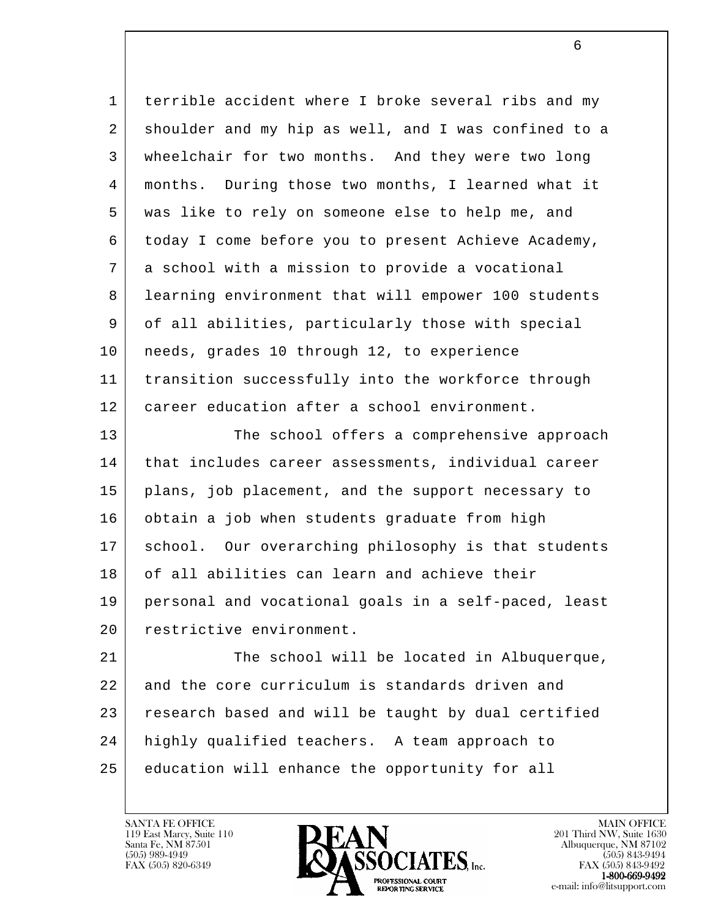terrible accident where I broke several ribs and my shoulder and my hip as well, and I was confined to a wheelchair for two months. And they were two long months. During those two months, I learned what it was like to rely on someone else to help me, and today I come before you to present Achieve Academy, a school with a mission to provide a vocational learning environment that will empower 100 students of all abilities, particularly those with special needs, grades 10 through 12, to experience transition successfully into the workforce through career education after a school environment.

The school offers a comprehensive approach that includes career assessments, individual career plans, job placement, and the support necessary to obtain a job when students graduate from high school. Our overarching philosophy is that students of all abilities can learn and achieve their personal and vocational goals in a self-paced, least restrictive environment.

The school will be located in Albuquerque, and the core curriculum is standards driven and research based and will be taught by dual certified highly qualified teachers. A team approach to education will enhance the opportunity for all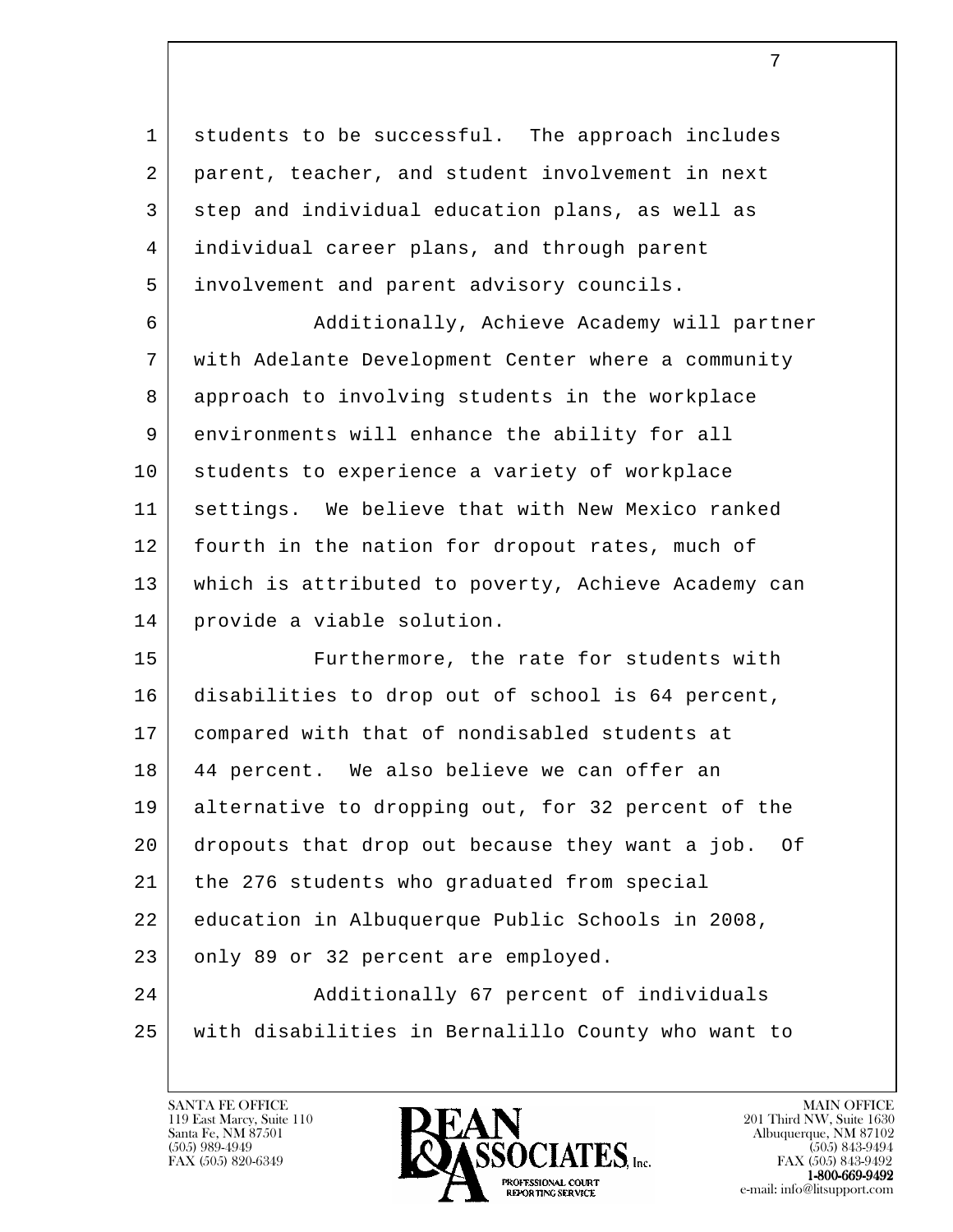students to be successful. The approach includes parent, teacher, and student involvement in next step and individual education plans, as well as individual career plans, and through parent involvement and parent advisory councils.

Additionally, Achieve Academy will partner with Adelante Development Center where a community approach to involving students in the workplace environments will enhance the ability for all students to experience a variety of workplace settings. We believe that with New Mexico ranked fourth in the nation for dropout rates, much of which is attributed to poverty, Achieve Academy can provide a viable solution.

Furthermore, the rate for students with disabilities to drop out of school is 64 percent, compared with that of nondisabled students at 44 percent. We also believe we can offer an alternative to dropping out, for 32 percent of the dropouts that drop out because they want a job. Of the 276 students who graduated from special education in Albuquerque Public Schools in 2008, only 89 or 32 percent are employed.

Additionally 67 percent of individuals with disabilities in Bernalillo County who want to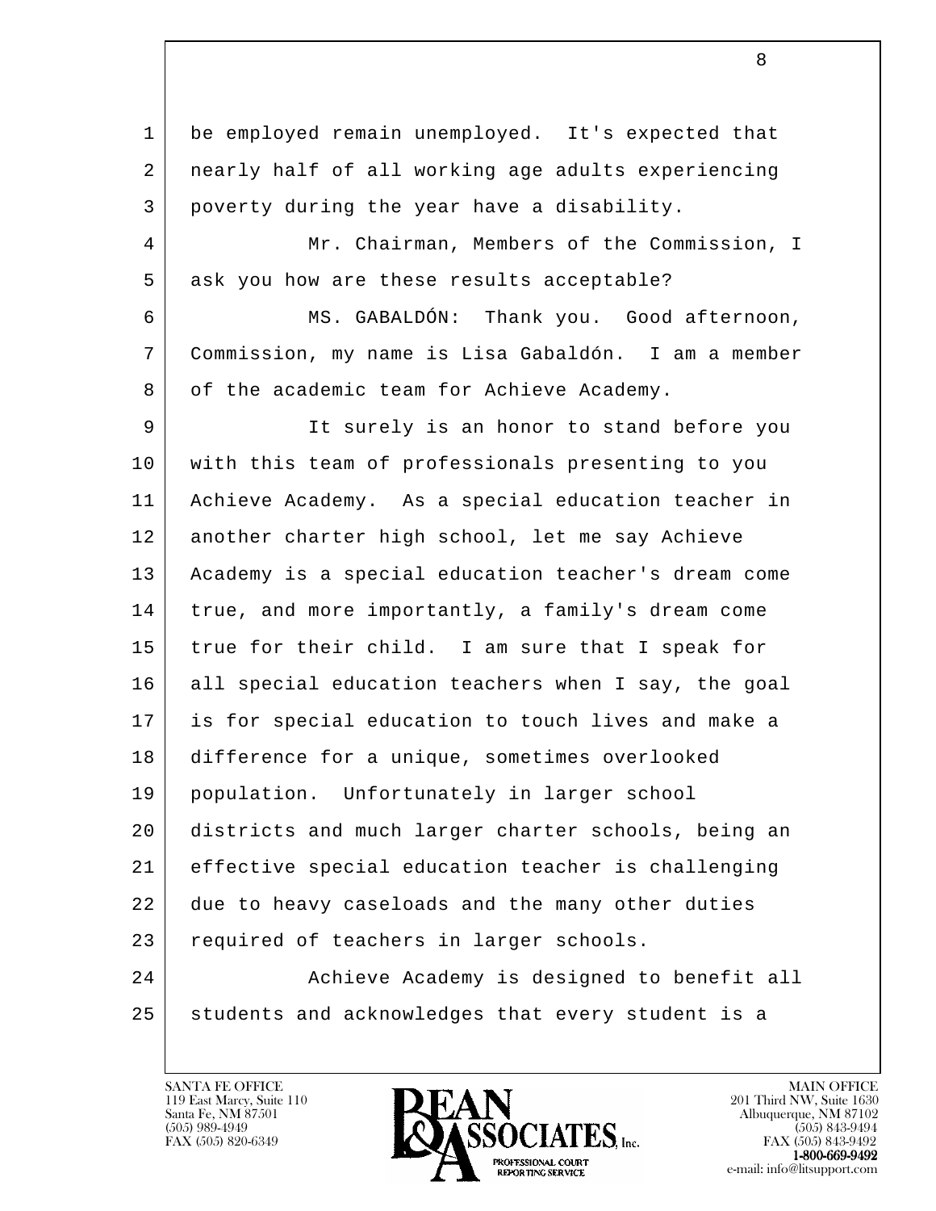be employed remain unemployed. It's expected that nearly half of all working age adults experiencing poverty during the year have a disability.

Mr. Chairman, Members of the Commission, I ask you how are these results acceptable?

MS. GABALDÓN: Thank you. Good afternoon, Commission, my name is Lisa Gabaldón. I am a member of the academic team for Achieve Academy.

It surely is an honor to stand before you with this team of professionals presenting to you Achieve Academy. As a special education teacher in another charter high school, let me say Achieve Academy is a special education teacher's dream come true, and more importantly, a family's dream come true for their child. I am sure that I speak for all special education teachers when I say, the goal is for special education to touch lives and make a difference for a unique, sometimes overlooked population. Unfortunately in larger school districts and much larger charter schools, being an effective special education teacher is challenging due to heavy caseloads and the many other duties required of teachers in larger schools.

Achieve Academy is designed to benefit all students and acknowledges that every student is a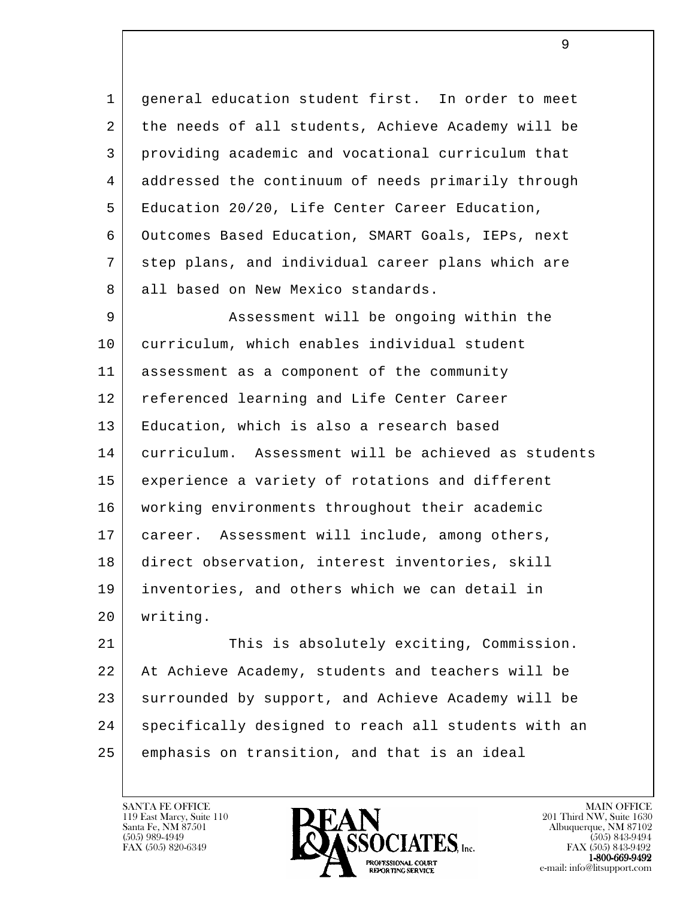general education student first. In order to meet the needs of all students, Achieve Academy will be providing academic and vocational curriculum that addressed the continuum of needs primarily through Education 20/20, Life Center Career Education, Outcomes Based Education, SMART Goals, IEPs, next step plans, and individual career plans which are all based on New Mexico standards.

Assessment will be ongoing within the curriculum, which enables individual student assessment as a component of the community referenced learning and Life Center Career Education, which is also a research based curriculum. Assessment will be achieved as students experience a variety of rotations and different working environments throughout their academic career. Assessment will include, among others, direct observation, interest inventories, skill inventories, and others which we can detail in writing.

This is absolutely exciting, Commission. At Achieve Academy, students and teachers will be surrounded by support, and Achieve Academy will be specifically designed to reach all students with an emphasis on transition, and that is an ideal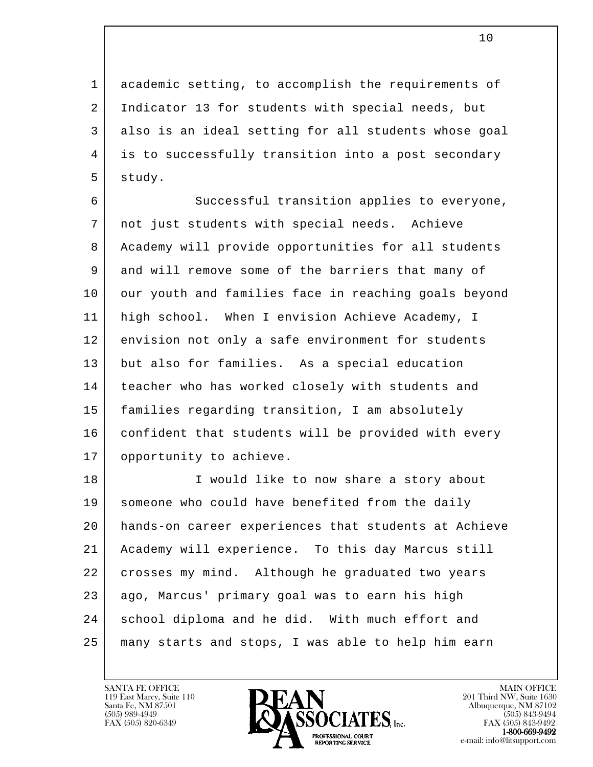academic setting, to accomplish the requirements of Indicator 13 for students with special needs, but also is an ideal setting for all students whose goal is to successfully transition into a post secondary study.

Successful transition applies to everyone, not just students with special needs. Achieve Academy will provide opportunities for all students and will remove some of the barriers that many of our youth and families face in reaching goals beyond high school. When I envision Achieve Academy, I envision not only a safe environment for students but also for families. As a special education teacher who has worked closely with students and families regarding transition, I am absolutely confident that students will be provided with every opportunity to achieve.

I would like to now share a story about someone who could have benefited from the daily hands-on career experiences that students at Achieve Academy will experience. To this day Marcus still crosses my mind. Although he graduated two years ago, Marcus' primary goal was to earn his high school diploma and he did. With much effort and many starts and stops, I was able to help him earn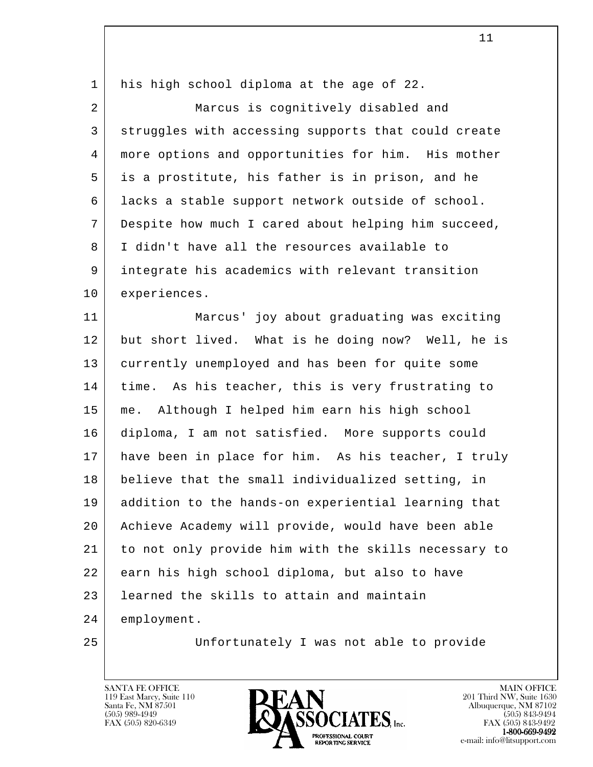his high school diploma at the age of 22.

Marcus is cognitively disabled and struggles with accessing supports that could create more options and opportunities for him. His mother is a prostitute, his father is in prison, and he lacks a stable support network outside of school. Despite how much I cared about helping him succeed, I didn't have all the resources available to integrate his academics with relevant transition experiences.

Marcus' joy about graduating was exciting but short lived. What is he doing now? Well, he is currently unemployed and has been for quite some time. As his teacher, this is very frustrating to me. Although I helped him earn his high school diploma, I am not satisfied. More supports could have been in place for him. As his teacher, I truly believe that the small individualized setting, in addition to the hands-on experiential learning that Achieve Academy will provide, would have been able to not only provide him with the skills necessary to earn his high school diploma, but also to have learned the skills to attain and maintain employment.

Unfortunately I was not able to provide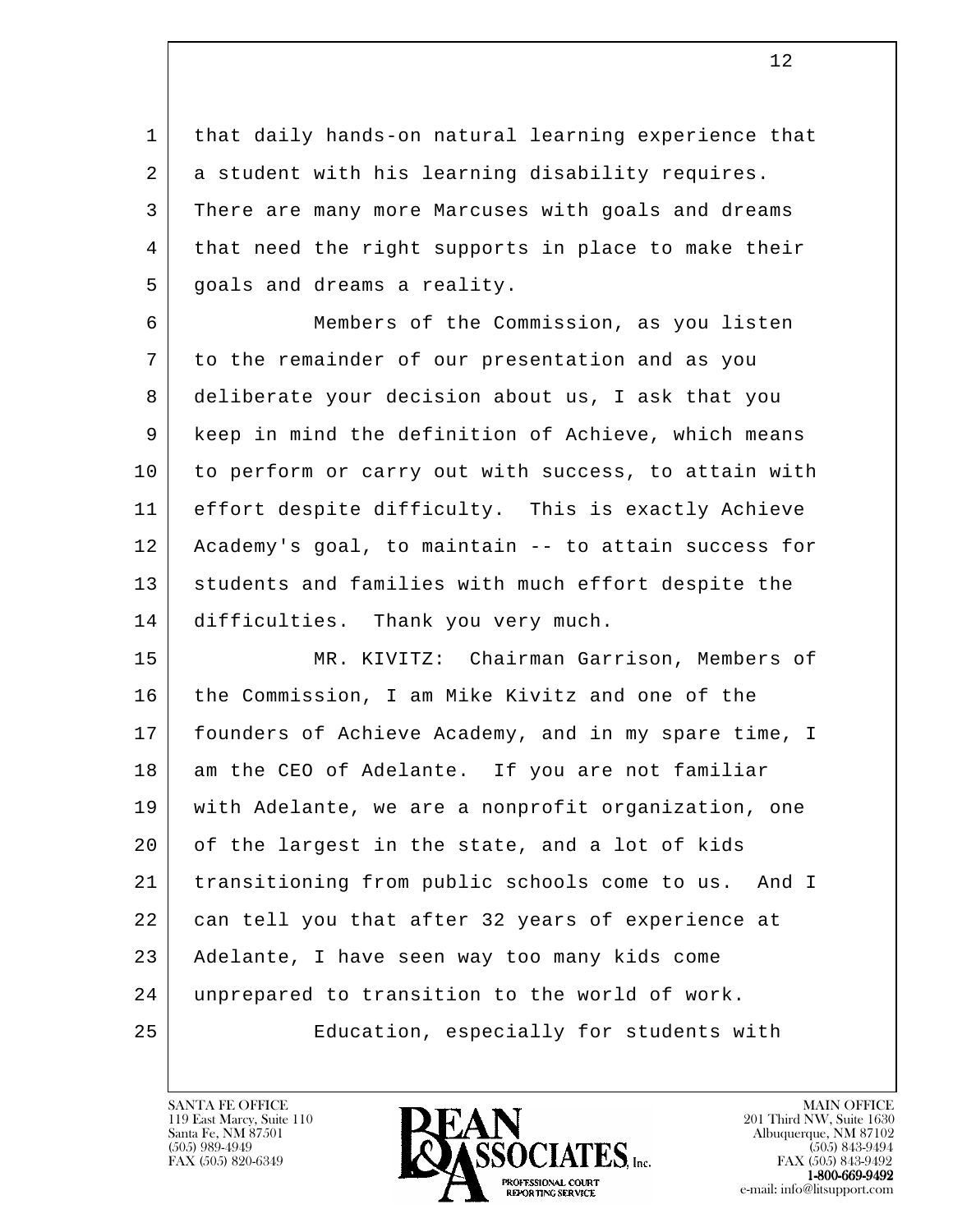that daily hands-on natural learning experience that a student with his learning disability requires. There are many more Marcuses with goals and dreams that need the right supports in place to make their goals and dreams a reality.

Members of the Commission, as you listen to the remainder of our presentation and as you deliberate your decision about us, I ask that you keep in mind the definition of Achieve, which means to perform or carry out with success, to attain with effort despite difficulty. This is exactly Achieve Academy's goal, to maintain -- to attain success for students and families with much effort despite the difficulties. Thank you very much.

MR. KIVITZ: Chairman Garrison, Members of the Commission, I am Mike Kivitz and one of the founders of Achieve Academy, and in my spare time, I am the CEO of Adelante. If you are not familiar with Adelante, we are a nonprofit organization, one of the largest in the state, and a lot of kids transitioning from public schools come to us. And I can tell you that after 32 years of experience at Adelante, I have seen way too many kids come unprepared to transition to the world of work.

Education, especially for students with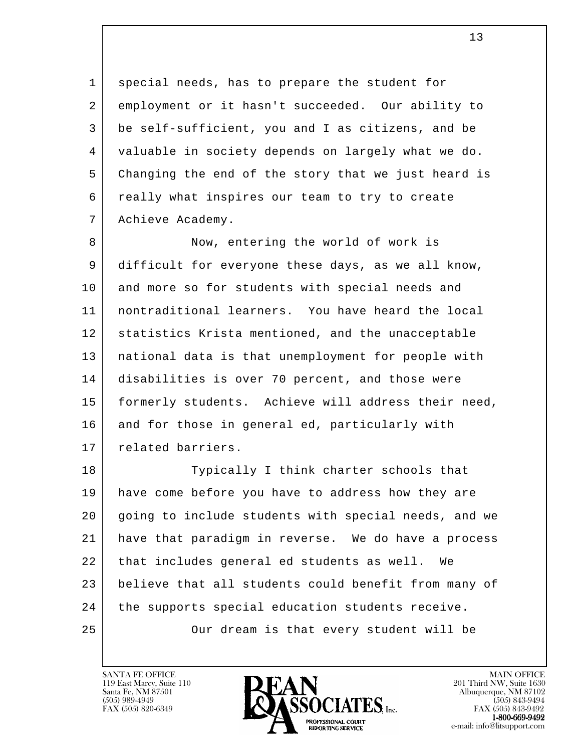special needs, has to prepare the student for employment or it hasn't succeeded. Our ability to be self-sufficient, you and I as citizens, and be valuable in society depends on largely what we do. Changing the end of the story that we just heard is really what inspires our team to try to create Achieve Academy.

Now, entering the world of work is difficult for everyone these days, as we all know, and more so for students with special needs and nontraditional learners. You have heard the local statistics Krista mentioned, and the unacceptable national data is that unemployment for people with disabilities is over 70 percent, and those were formerly students. Achieve will address their need, and for those in general ed, particularly with related barriers.

Typically I think charter schools that have come before you have to address how they are going to include students with special needs, and we have that paradigm in reverse. We do have a process that includes general ed students as well. We believe that all students could benefit from many of the supports special education students receive.

Our dream is that every student will be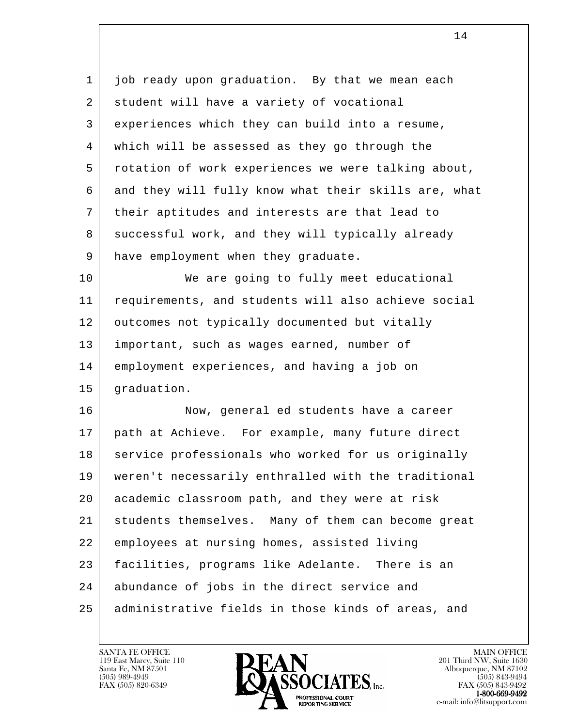job ready upon graduation. By that we mean each student will have a variety of vocational experiences which they can build into a resume, which will be assessed as they go through the rotation of work experiences we were talking about, and they will fully know what their skills are, what their aptitudes and interests are that lead to successful work, and they will typically already have employment when they graduate.

We are going to fully meet educational requirements, and students will also achieve social outcomes not typically documented but vitally important, such as wages earned, number of employment experiences, and having a job on graduation.

Now, general ed students have a career path at Achieve. For example, many future direct service professionals who worked for us originally weren't necessarily enthralled with the traditional academic classroom path, and they were at risk students themselves. Many of them can become great employees at nursing homes, assisted living facilities, programs like Adelante. There is an abundance of jobs in the direct service and administrative fields in those kinds of areas, and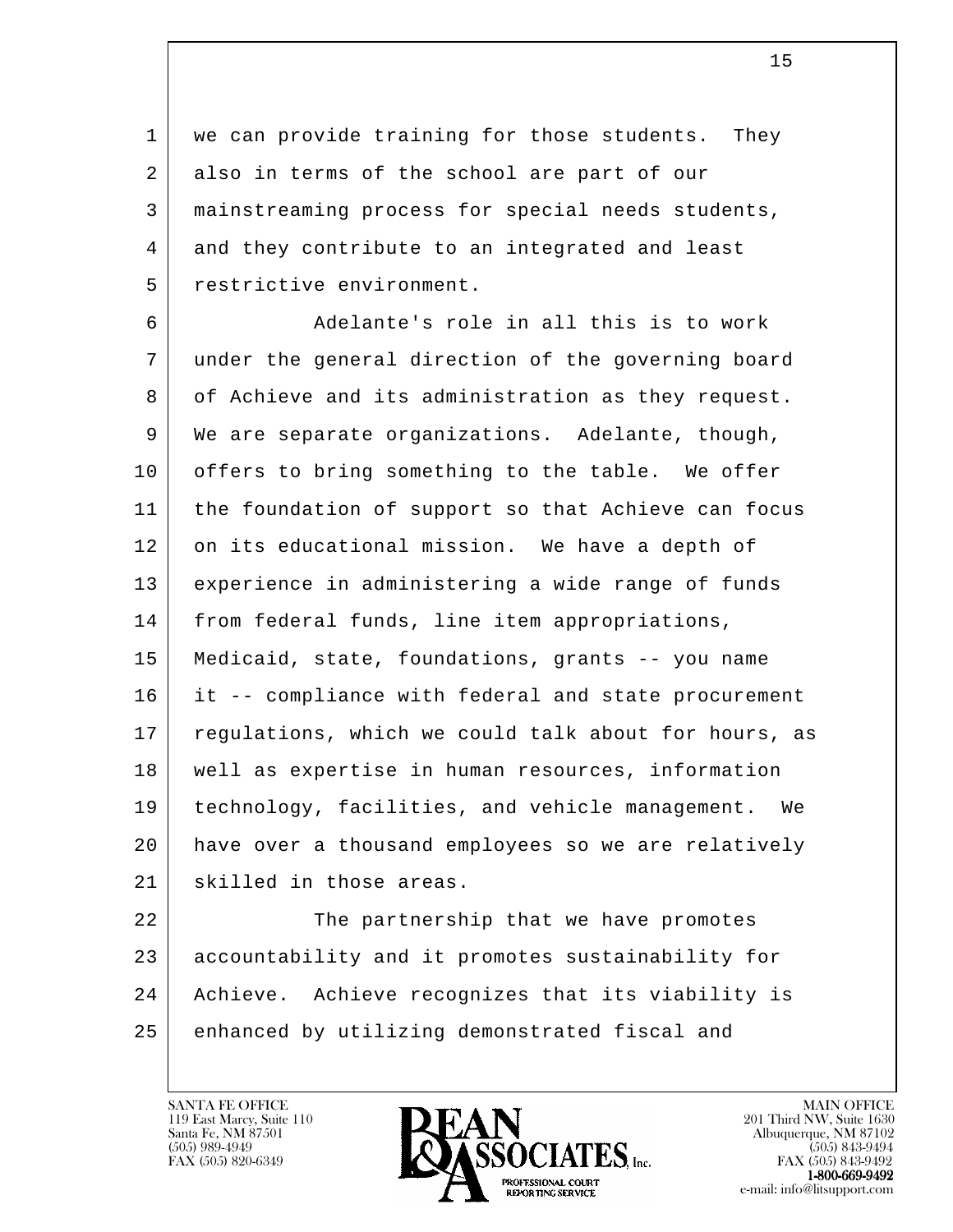we can provide training for those students. They also in terms of the school are part of our mainstreaming process for special needs students, and they contribute to an integrated and least restrictive environment.

Adelante's role in all this is to work under the general direction of the governing board of Achieve and its administration as they request. We are separate organizations. Adelante, though, offers to bring something to the table. We offer the foundation of support so that Achieve can focus on its educational mission. We have a depth of experience in administering a wide range of funds from federal funds, line item appropriations, Medicaid, state, foundations, grants -- you name it -- compliance with federal and state procurement regulations, which we could talk about for hours, as well as expertise in human resources, information technology, facilities, and vehicle management. We have over a thousand employees so we are relatively skilled in those areas.

The partnership that we have promotes accountability and it promotes sustainability for Achieve. Achieve recognizes that its viability is enhanced by utilizing demonstrated fiscal and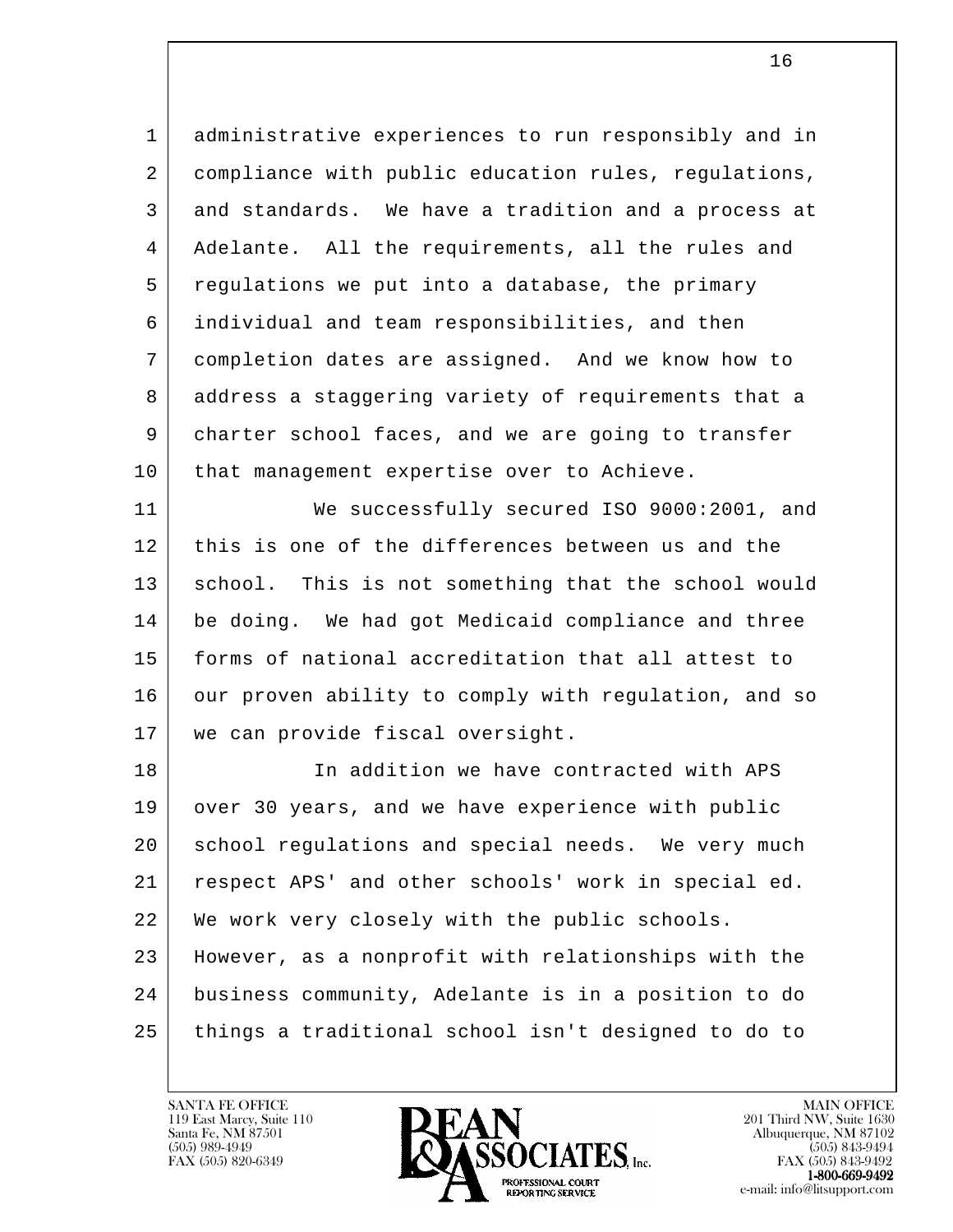administrative experiences to run responsibly and in compliance with public education rules, regulations, and standards. We have a tradition and a process at Adelante. All the requirements, all the rules and regulations we put into a database, the primary individual and team responsibilities, and then completion dates are assigned. And we know how to address a staggering variety of requirements that a charter school faces, and we are going to transfer that management expertise over to Achieve.

We successfully secured ISO 9000:2001, and this is one of the differences between us and the school. This is not something that the school would be doing. We had got Medicaid compliance and three forms of national accreditation that all attest to our proven ability to comply with regulation, and so we can provide fiscal oversight.

In addition we have contracted with APS over 30 years, and we have experience with public school regulations and special needs. We very much respect APS' and other schools' work in special ed. We work very closely with the public schools. However, as a nonprofit with relationships with the business community, Adelante is in a position to do things a traditional school isn't designed to do to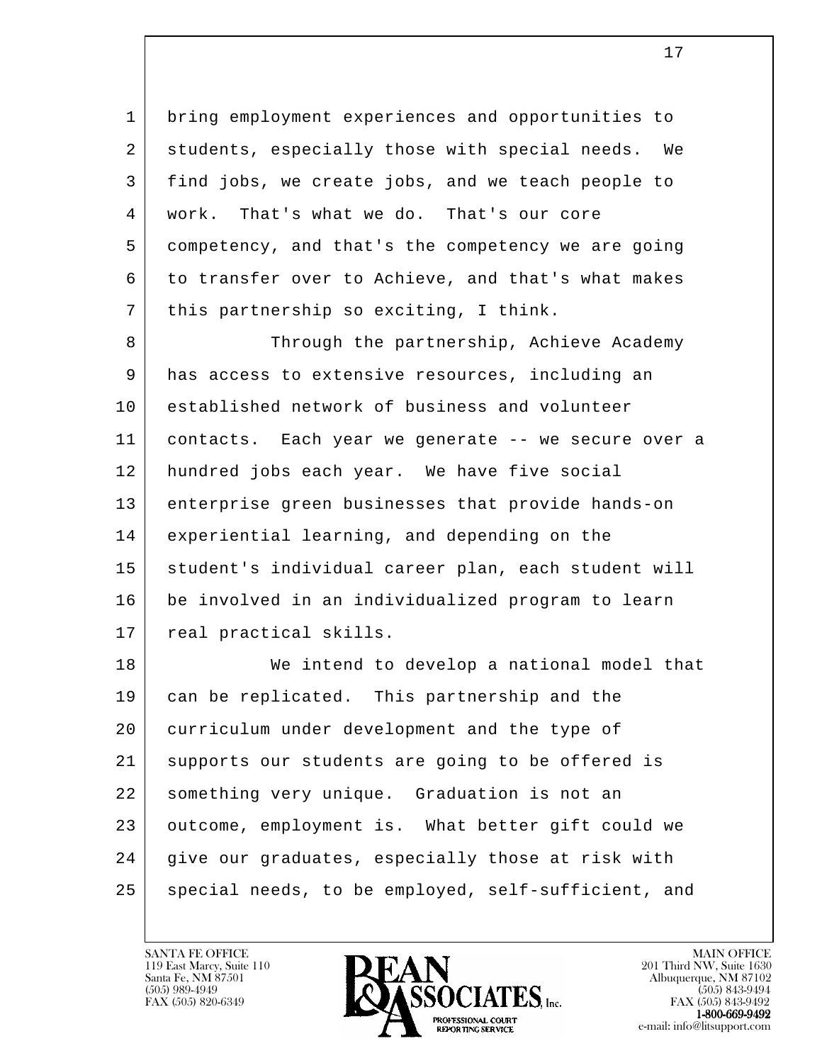bring employment experiences and opportunities to students, especially those with special needs. We find jobs, we create jobs, and we teach people to work. That's what we do. That's our core competency, and that's the competency we are going to transfer over to Achieve, and that's what makes this partnership so exciting, I think.

Through the partnership, Achieve Academy has access to extensive resources, including an established network of business and volunteer contacts. Each year we generate -- we secure over a hundred jobs each year. We have five social enterprise green businesses that provide hands-on experiential learning, and depending on the student's individual career plan, each student will be involved in an individualized program to learn real practical skills.

We intend to develop a national model that can be replicated. This partnership and the curriculum under development and the type of supports our students are going to be offered is something very unique. Graduation is not an outcome, employment is. What better gift could we give our graduates, especially those at risk with special needs, to be employed, self-sufficient, and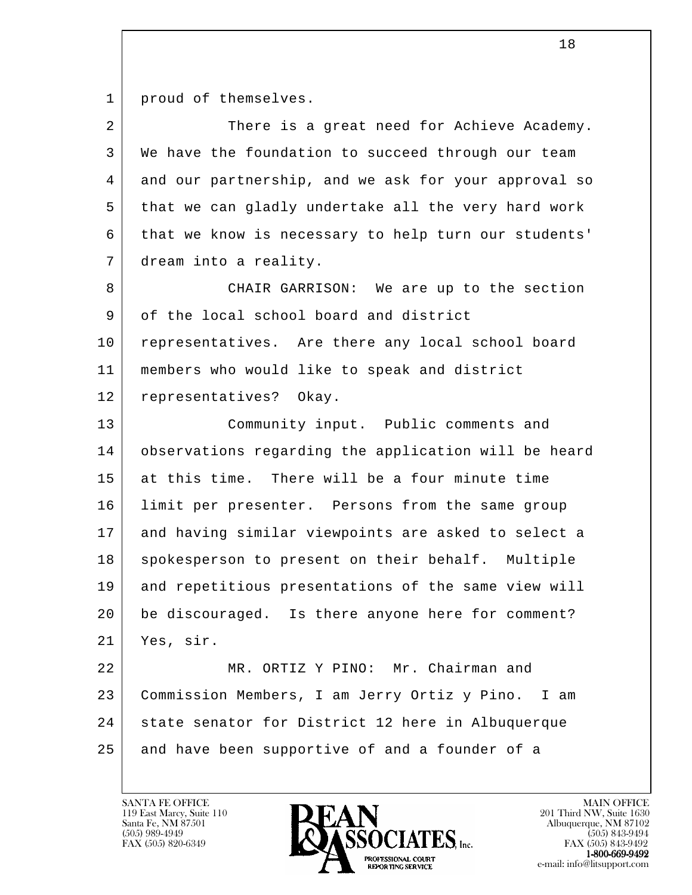proud of themselves.

There is a great need for Achieve Academy. We have the foundation to succeed through our team and our partnership, and we ask for your approval so that we can gladly undertake all the very hard work that we know is necessary to help turn our students' dream into a reality.

CHAIR GARRISON: We are up to the section of the local school board and district representatives. Are there any local school board members who would like to speak and district representatives? Okay.

Community input. Public comments and observations regarding the application will be heard at this time. There will be a four minute time limit per presenter. Persons from the same group and having similar viewpoints are asked to select a spokesperson to present on their behalf. Multiple and repetitious presentations of the same view will be discouraged. Is there anyone here for comment? Yes, sir.

MR. ORTIZ Y PINO: Mr. Chairman and Commission Members, I am Jerry Ortiz y Pino. I am state senator for District 12 here in Albuquerque and have been supportive of and a founder of a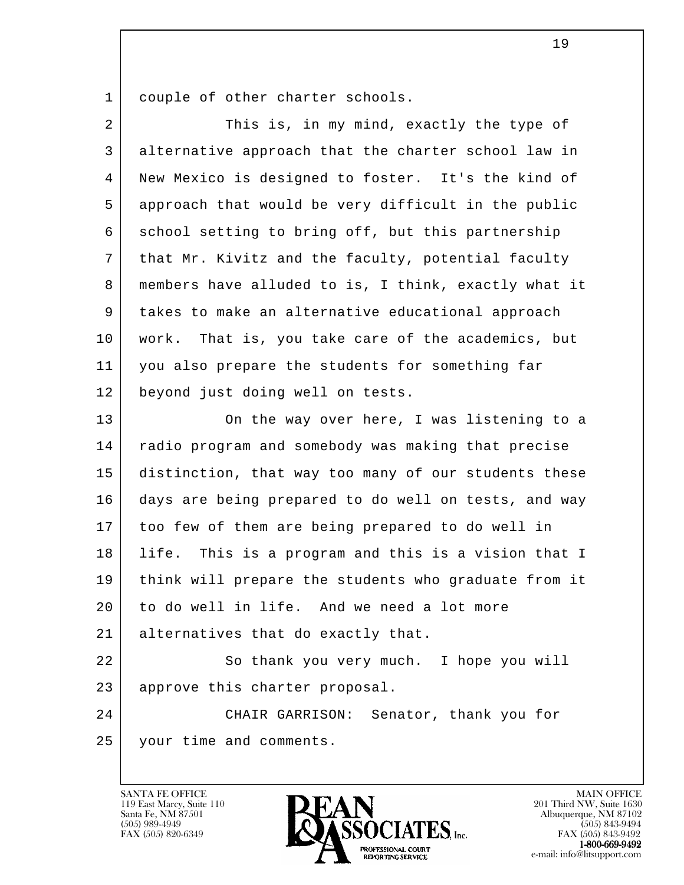couple of other charter schools.

This is, in my mind, exactly the type of alternative approach that the charter school law in New Mexico is designed to foster. It's the kind of approach that would be very difficult in the public school setting to bring off, but this partnership that Mr. Kivitz and the faculty, potential faculty members have alluded to is, I think, exactly what it takes to make an alternative educational approach work. That is, you take care of the academics, but you also prepare the students for something far beyond just doing well on tests.

On the way over here, I was listening to a radio program and somebody was making that precise distinction, that way too many of our students these days are being prepared to do well on tests, and way too few of them are being prepared to do well in life. This is a program and this is a vision that I think will prepare the students who graduate from it to do well in life. And we need a lot more alternatives that do exactly that.

So thank you very much. I hope you will approve this charter proposal.

CHAIR GARRISON: Senator, thank you for your time and comments.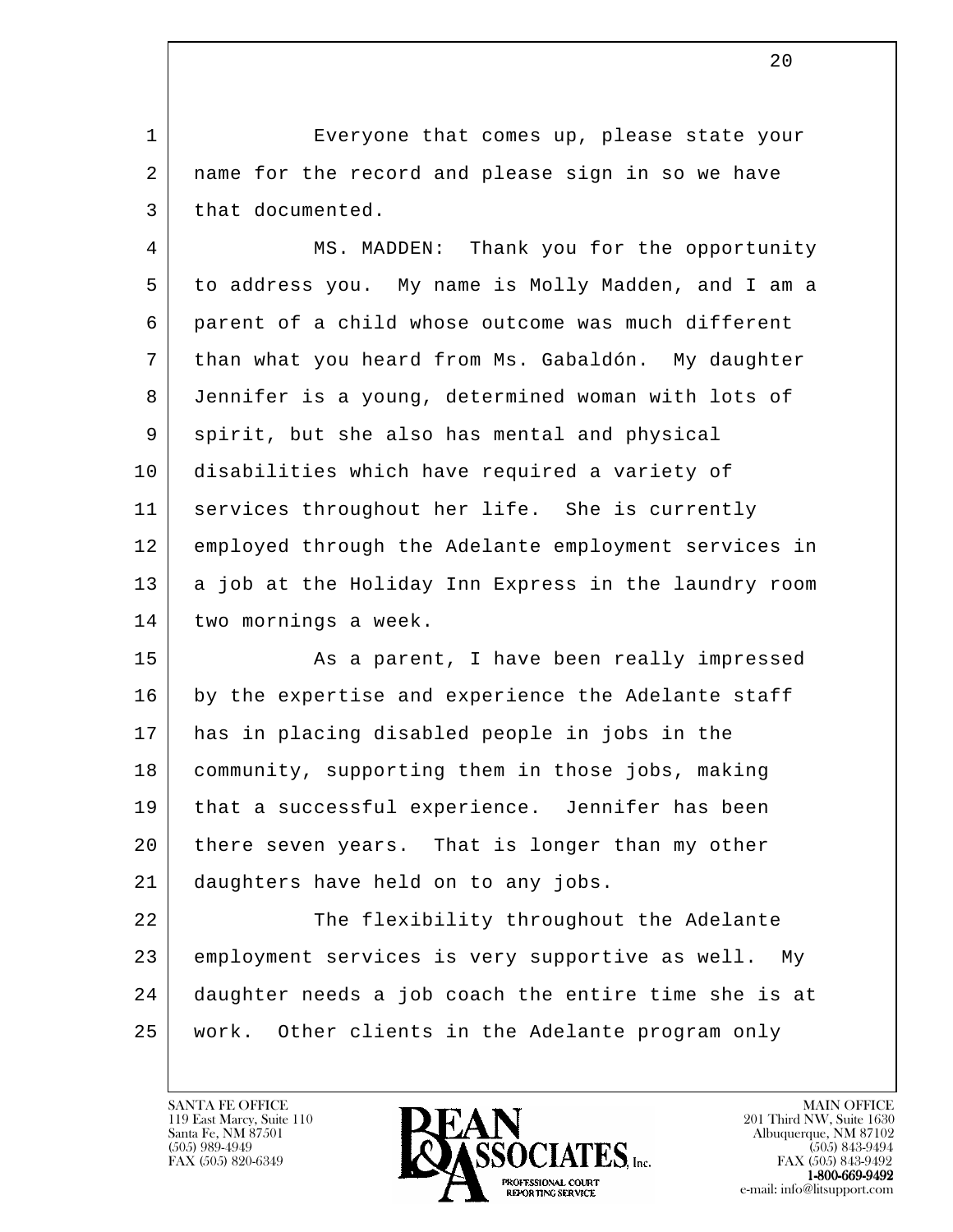Everyone that comes up, please state your name for the record and please sign in so we have that documented.

MS. MADDEN: Thank you for the opportunity to address you. My name is Molly Madden, and I am a parent of a child whose outcome was much different than what you heard from Ms. Gabaldón. My daughter Jennifer is a young, determined woman with lots of spirit, but she also has mental and physical disabilities which have required a variety of services throughout her life. She is currently employed through the Adelante employment services in a job at the Holiday Inn Express in the laundry room two mornings a week.

As a parent, I have been really impressed by the expertise and experience the Adelante staff has in placing disabled people in jobs in the community, supporting them in those jobs, making that a successful experience. Jennifer has been there seven years. That is longer than my other daughters have held on to any jobs.

The flexibility throughout the Adelante employment services is very supportive as well. My daughter needs a job coach the entire time she is at work. Other clients in the Adelante program only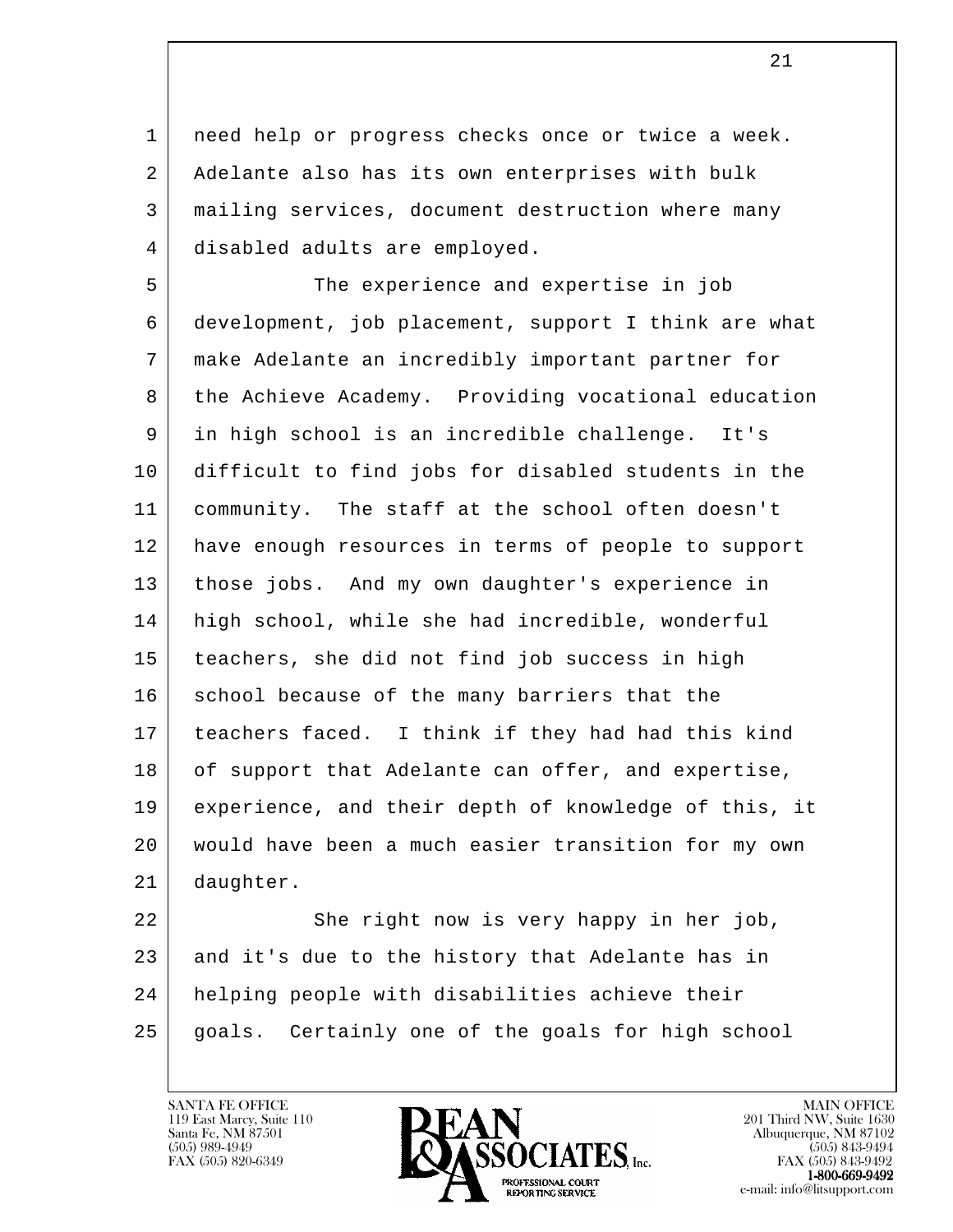need help or progress checks once or twice a week. Adelante also has its own enterprises with bulk mailing services, document destruction where many disabled adults are employed.

The experience and expertise in job development, job placement, support I think are what make Adelante an incredibly important partner for the Achieve Academy. Providing vocational education in high school is an incredible challenge. It's difficult to find jobs for disabled students in the community. The staff at the school often doesn't have enough resources in terms of people to support those jobs. And my own daughter's experience in high school, while she had incredible, wonderful teachers, she did not find job success in high school because of the many barriers that the teachers faced. I think if they had had this kind of support that Adelante can offer, and expertise, experience, and their depth of knowledge of this, it would have been a much easier transition for my own daughter.

She right now is very happy in her job, and it's due to the history that Adelante has in helping people with disabilities achieve their goals. Certainly one of the goals for high school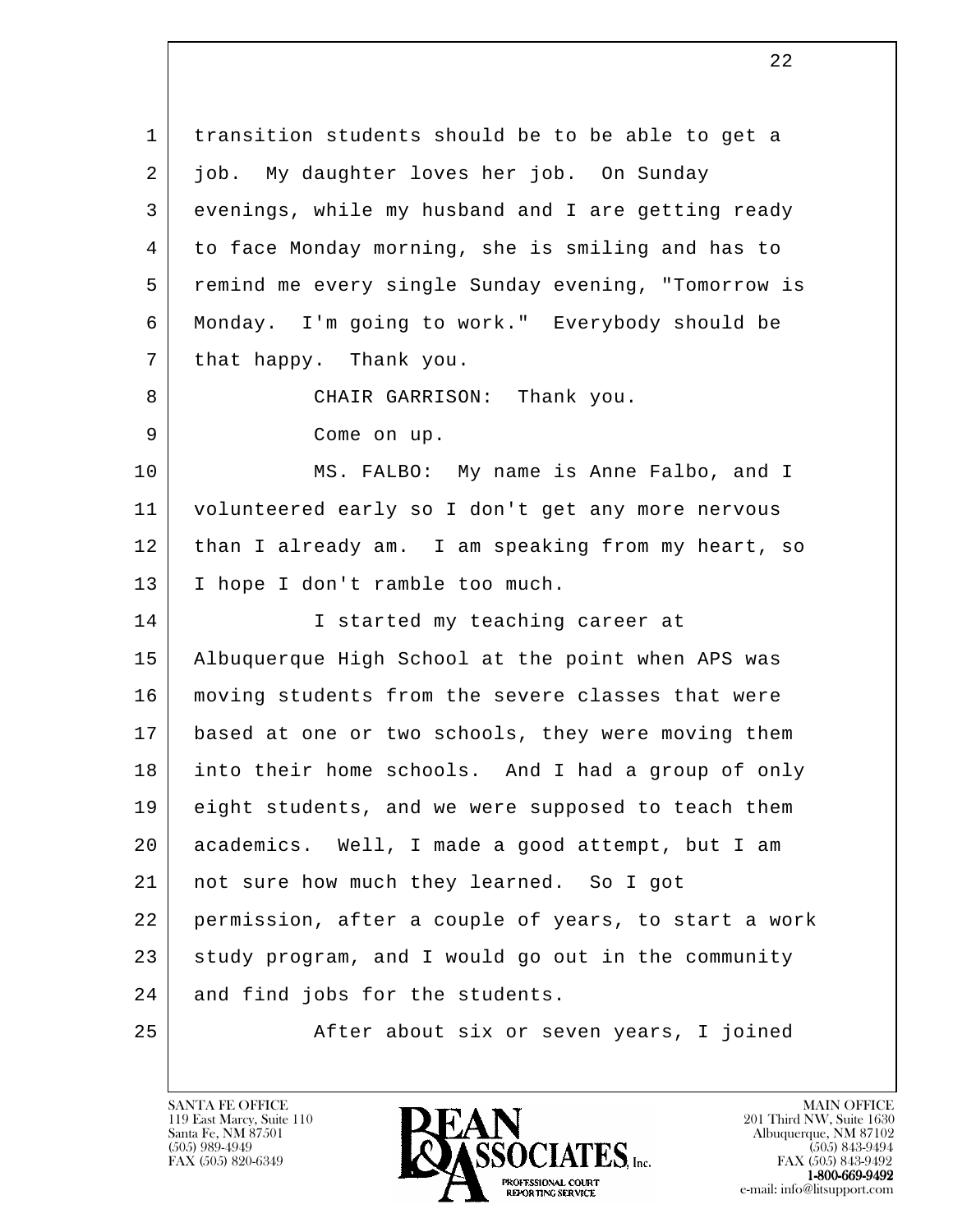transition students should be to be able to get a job. My daughter loves her job. On Sunday evenings, while my husband and I are getting ready to face Monday morning, she is smiling and has to remind me every single Sunday evening, "Tomorrow is Monday. I'm going to work." Everybody should be that happy. Thank you.

CHAIR GARRISON: Thank you.

Come on up.

MS. FALBO: My name is Anne Falbo, and I volunteered early so I don't get any more nervous than I already am. I am speaking from my heart, so I hope I don't ramble too much.

I started my teaching career at Albuquerque High School at the point when APS was moving students from the severe classes that were based at one or two schools, they were moving them into their home schools. And I had a group of only eight students, and we were supposed to teach them academics. Well, I made a good attempt, but I am not sure how much they learned. So I got permission, after a couple of years, to start a work study program, and I would go out in the community and find jobs for the students.

After about six or seven years, I joined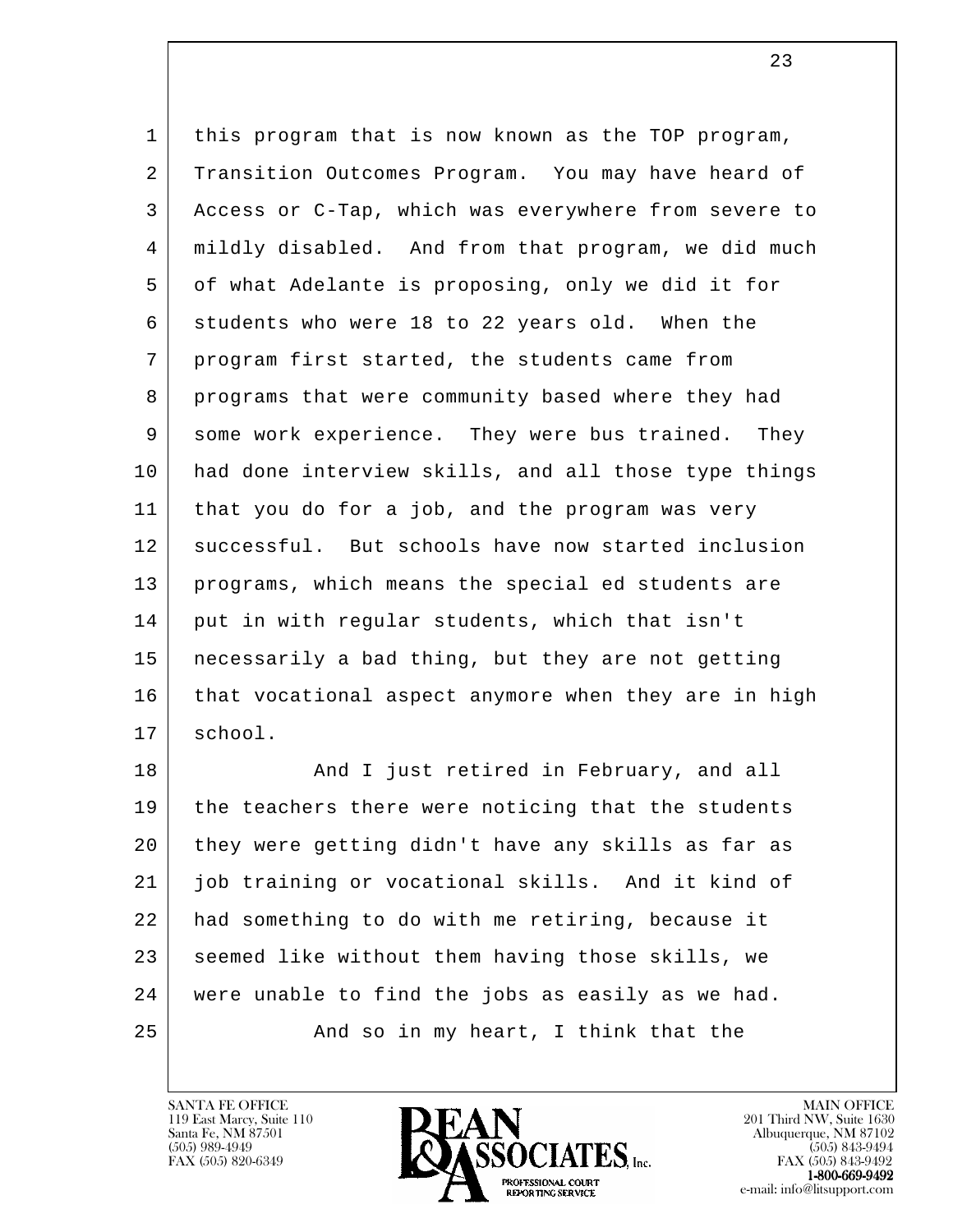this program that is now known as the TOP program, Transition Outcomes Program. You may have heard of Access or C-Tap, which was everywhere from severe to mildly disabled. And from that program, we did much of what Adelante is proposing, only we did it for students who were 18 to 22 years old. When the program first started, the students came from programs that were community based where they had some work experience. They were bus trained. They had done interview skills, and all those type things that you do for a job, and the program was very successful. But schools have now started inclusion programs, which means the special ed students are put in with regular students, which that isn't necessarily a bad thing, but they are not getting that vocational aspect anymore when they are in high school.

And I just retired in February, and all the teachers there were noticing that the students they were getting didn't have any skills as far as job training or vocational skills. And it kind of had something to do with me retiring, because it seemed like without them having those skills, we were unable to find the jobs as easily as we had.

And so in my heart, I think that the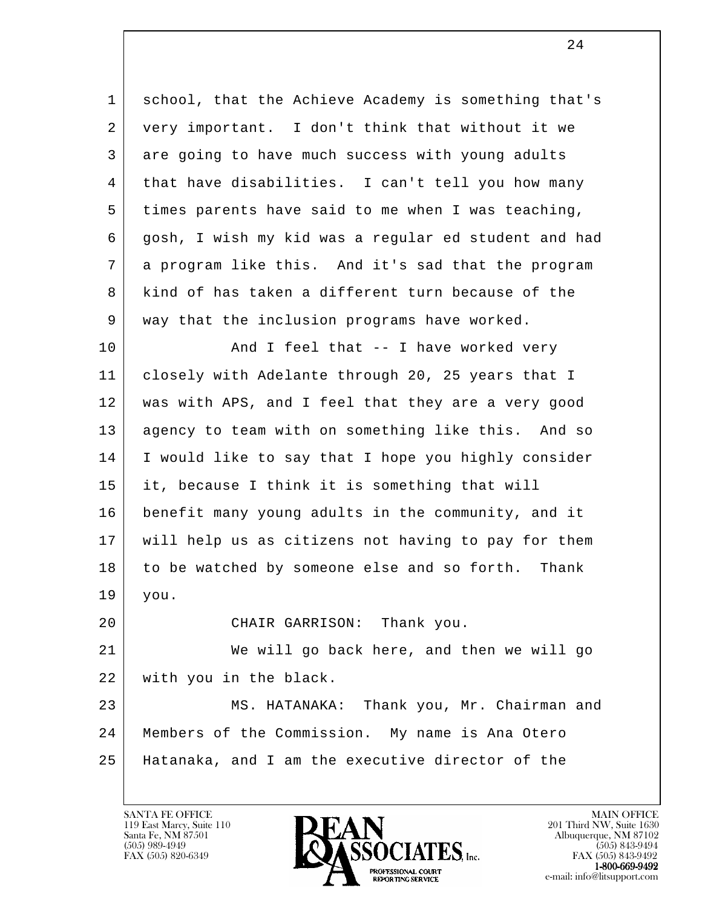school, that the Achieve Academy is something that's very important. I don't think that without it we are going to have much success with young adults that have disabilities. I can't tell you how many times parents have said to me when I was teaching, gosh, I wish my kid was a regular ed student and had a program like this. And it's sad that the program kind of has taken a different turn because of the way that the inclusion programs have worked.

And I feel that -- I have worked very closely with Adelante through 20, 25 years that I was with APS, and I feel that they are a very good agency to team with on something like this. And so I would like to say that I hope you highly consider it, because I think it is something that will benefit many young adults in the community, and it will help us as citizens not having to pay for them to be watched by someone else and so forth. Thank you.

CHAIR GARRISON: Thank you.

We will go back here, and then we will go with you in the black.

MS. HATANAKA: Thank you, Mr. Chairman and Members of the Commission. My name is Ana Otero Hatanaka, and I am the executive director of the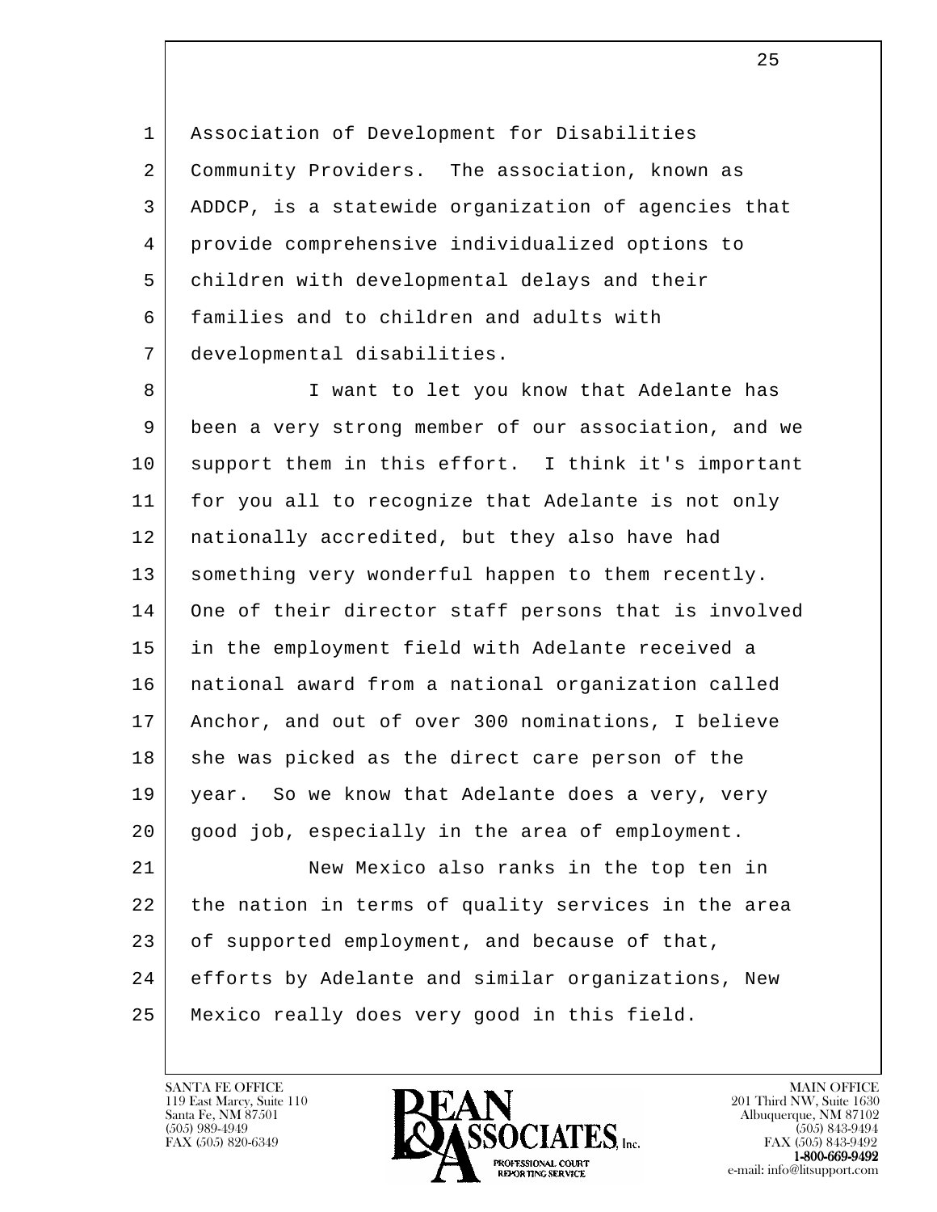Association of Development for Disabilities Community Providers. The association, known as ADDCP, is a statewide organization of agencies that provide comprehensive individualized options to children with developmental delays and their families and to children and adults with developmental disabilities.

I want to let you know that Adelante has been a very strong member of our association, and we support them in this effort. I think it's important for you all to recognize that Adelante is not only nationally accredited, but they also have had something very wonderful happen to them recently. One of their director staff persons that is involved in the employment field with Adelante received a national award from a national organization called Anchor, and out of over 300 nominations, I believe she was picked as the direct care person of the year. So we know that Adelante does a very, very good job, especially in the area of employment.

New Mexico also ranks in the top ten in the nation in terms of quality services in the area of supported employment, and because of that, efforts by Adelante and similar organizations, New Mexico really does very good in this field.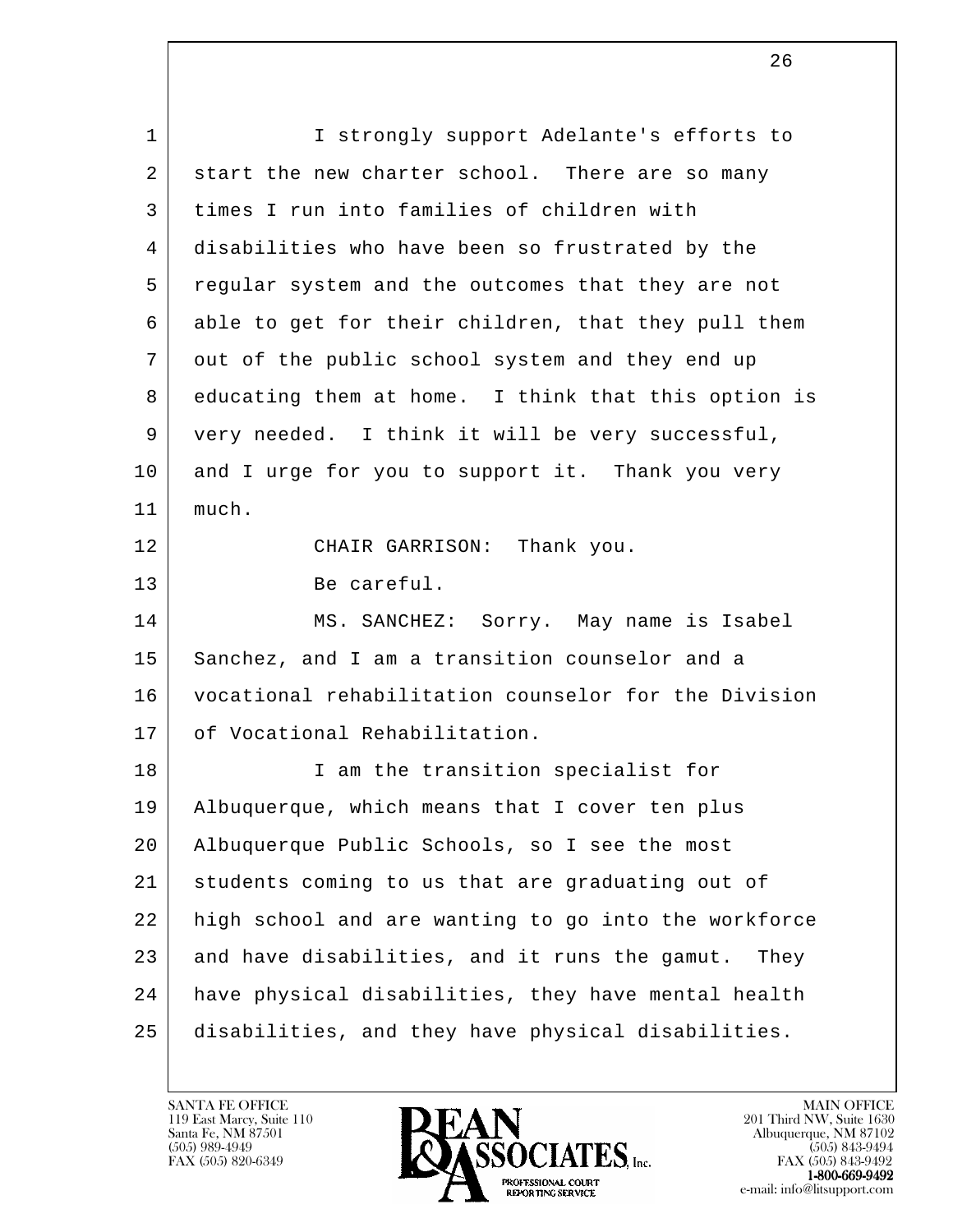I strongly support Adelante's efforts to start the new charter school. There are so many times I run into families of children with disabilities who have been so frustrated by the regular system and the outcomes that they are not able to get for their children, that they pull them out of the public school system and they end up educating them at home. I think that this option is very needed. I think it will be very successful, and I urge for you to support it. Thank you very much.

CHAIR GARRISON: Thank you.

Be careful.

MS. SANCHEZ: Sorry. May name is Isabel Sanchez, and I am a transition counselor and a vocational rehabilitation counselor for the Division of Vocational Rehabilitation.

I am the transition specialist for Albuquerque, which means that I cover ten plus Albuquerque Public Schools, so I see the most students coming to us that are graduating out of high school and are wanting to go into the workforce and have disabilities, and it runs the gamut. They have physical disabilities, they have mental health disabilities, and they have physical disabilities.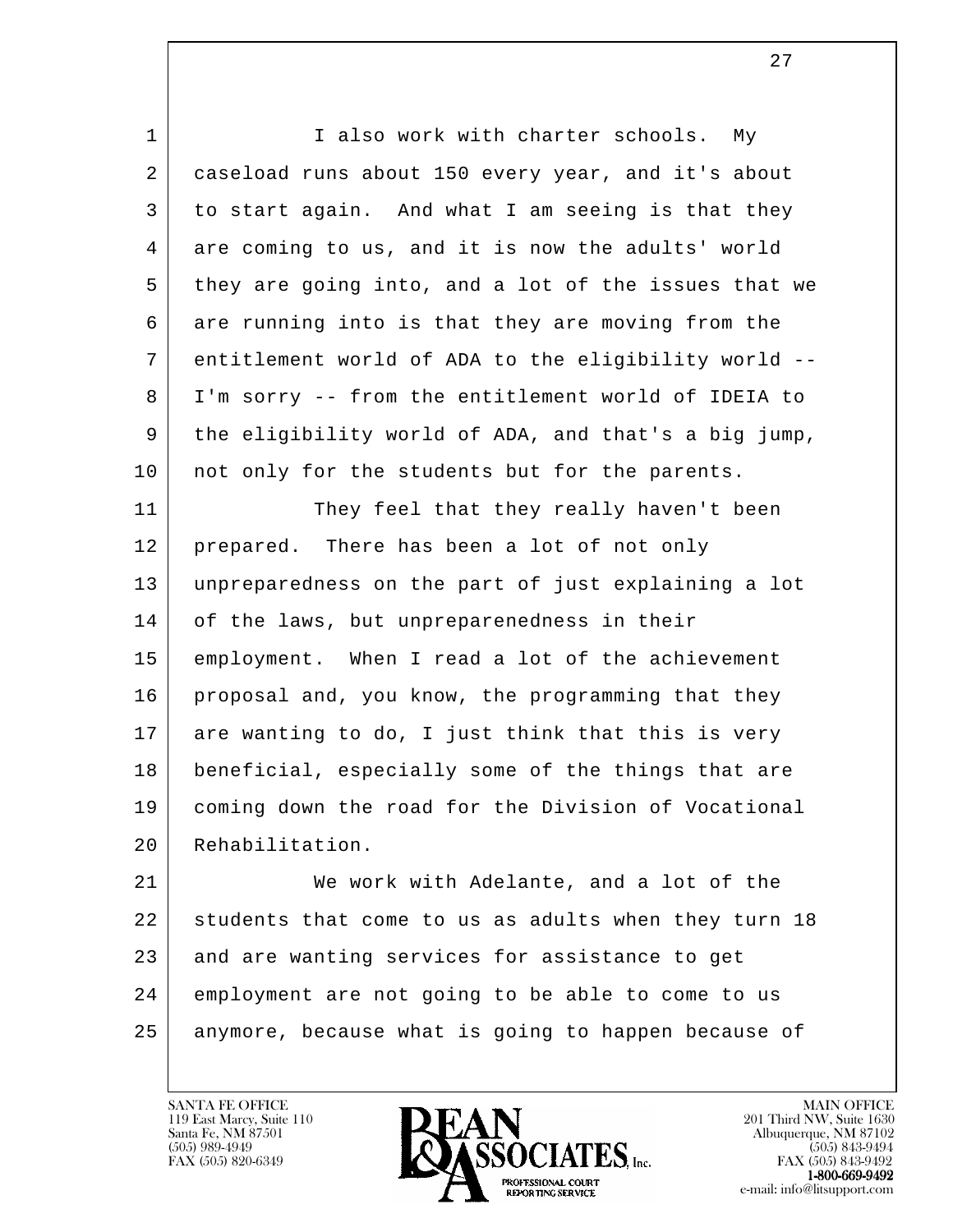I also work with charter schools. My caseload runs about 150 every year, and it's about to start again. And what I am seeing is that they are coming to us, and it is now the adults' world they are going into, and a lot of the issues that we are running into is that they are moving from the entitlement world of ADA to the eligibility world -- I'm sorry -- from the entitlement world of IDEIA to the eligibility world of ADA, and that's a big jump, not only for the students but for the parents.

They feel that they really haven't been prepared. There has been a lot of not only unpreparedness on the part of just explaining a lot of the laws, but unpreparenedness in their employment. When I read a lot of the achievement proposal and, you know, the programming that they are wanting to do, I just think that this is very beneficial, especially some of the things that are coming down the road for the Division of Vocational Rehabilitation.

We work with Adelante, and a lot of the students that come to us as adults when they turn 18 and are wanting services for assistance to get employment are not going to be able to come to us anymore, because what is going to happen because of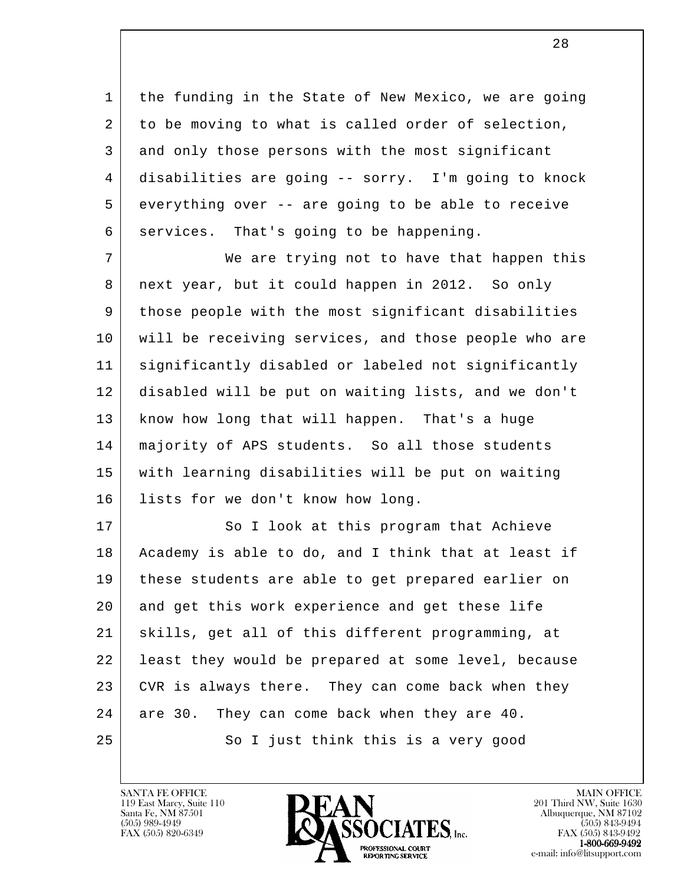the funding in the State of New Mexico, we are going to be moving to what is called order of selection, and only those persons with the most significant disabilities are going -- sorry. I'm going to knock everything over -- are going to be able to receive services. That's going to be happening.

We are trying not to have that happen this next year, but it could happen in 2012. So only those people with the most significant disabilities will be receiving services, and those people who are significantly disabled or labeled not significantly disabled will be put on waiting lists, and we don't know how long that will happen. That's a huge majority of APS students. So all those students with learning disabilities will be put on waiting lists for we don't know how long.

So I look at this program that Achieve Academy is able to do, and I think that at least if these students are able to get prepared earlier on and get this work experience and get these life skills, get all of this different programming, at least they would be prepared at some level, because CVR is always there. They can come back when they are 30. They can come back when they are 40.

So I just think this is a very good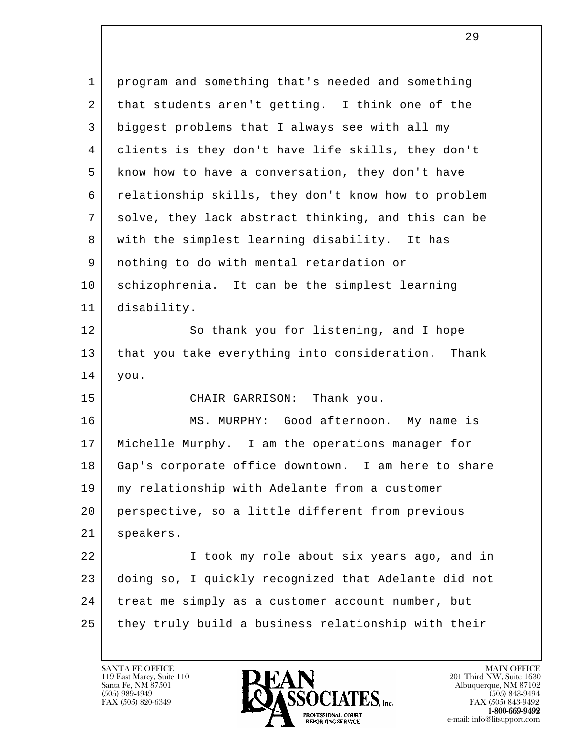program and something that's needed and something that students aren't getting. I think one of the biggest problems that I always see with all my clients is they don't have life skills, they don't know how to have a conversation, they don't have relationship skills, they don't know how to problem solve, they lack abstract thinking, and this can be with the simplest learning disability. It has nothing to do with mental retardation or schizophrenia. It can be the simplest learning disability.

So thank you for listening, and I hope that you take everything into consideration. Thank you.

CHAIR GARRISON: Thank you.

MS. MURPHY: Good afternoon. My name is Michelle Murphy. I am the operations manager for Gap's corporate office downtown. I am here to share my relationship with Adelante from a customer perspective, so a little different from previous speakers.

I took my role about six years ago, and in doing so, I quickly recognized that Adelante did not treat me simply as a customer account number, but they truly build a business relationship with their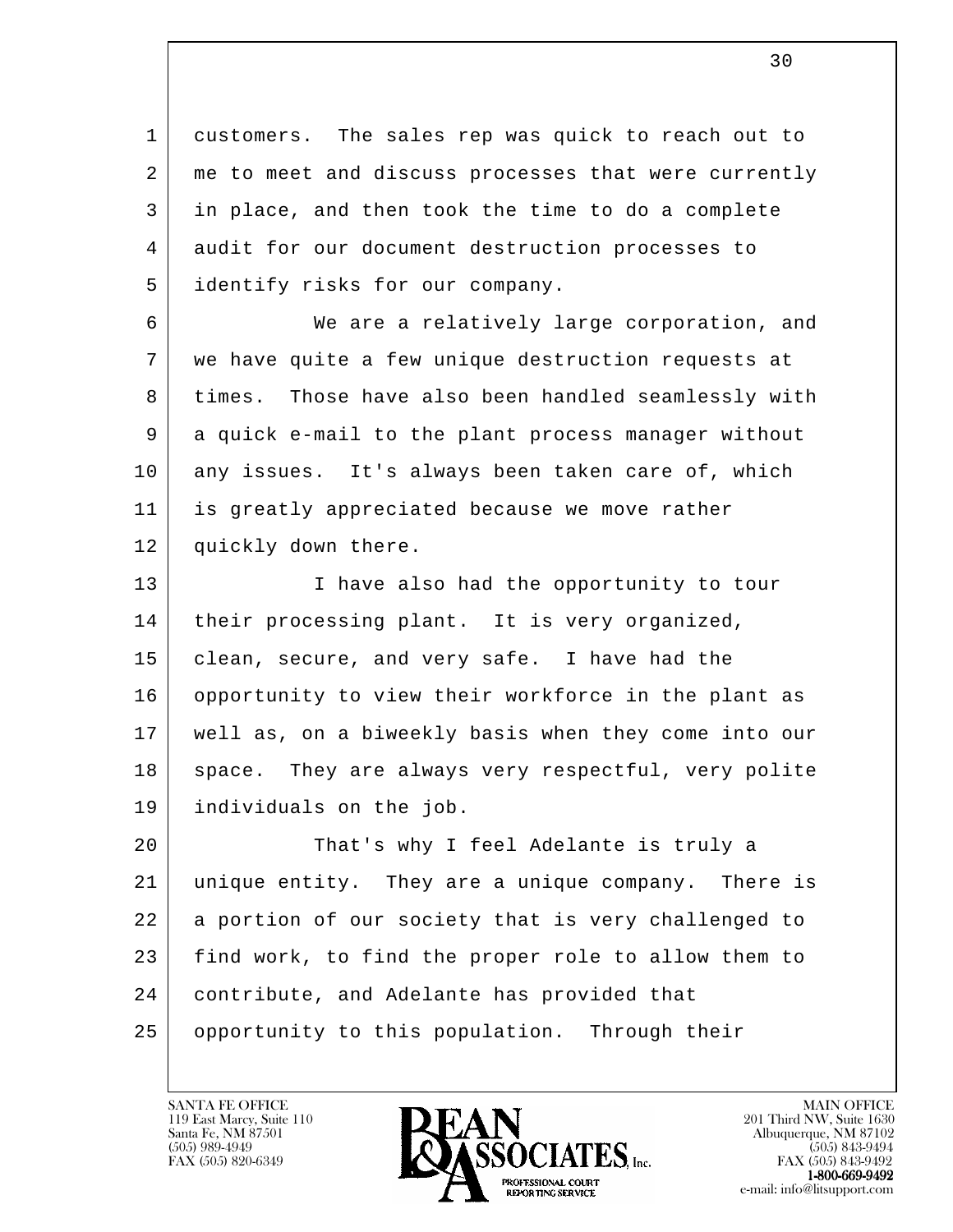customers. The sales rep was quick to reach out to me to meet and discuss processes that were currently in place, and then took the time to do a complete audit for our document destruction processes to identify risks for our company.

We are a relatively large corporation, and we have quite a few unique destruction requests at times. Those have also been handled seamlessly with a quick e-mail to the plant process manager without any issues. It's always been taken care of, which is greatly appreciated because we move rather quickly down there.

I have also had the opportunity to tour their processing plant. It is very organized, clean, secure, and very safe. I have had the opportunity to view their workforce in the plant as well as, on a biweekly basis when they come into our space. They are always very respectful, very polite individuals on the job.

That's why I feel Adelante is truly a unique entity. They are a unique company. There is a portion of our society that is very challenged to find work, to find the proper role to allow them to contribute, and Adelante has provided that opportunity to this population. Through their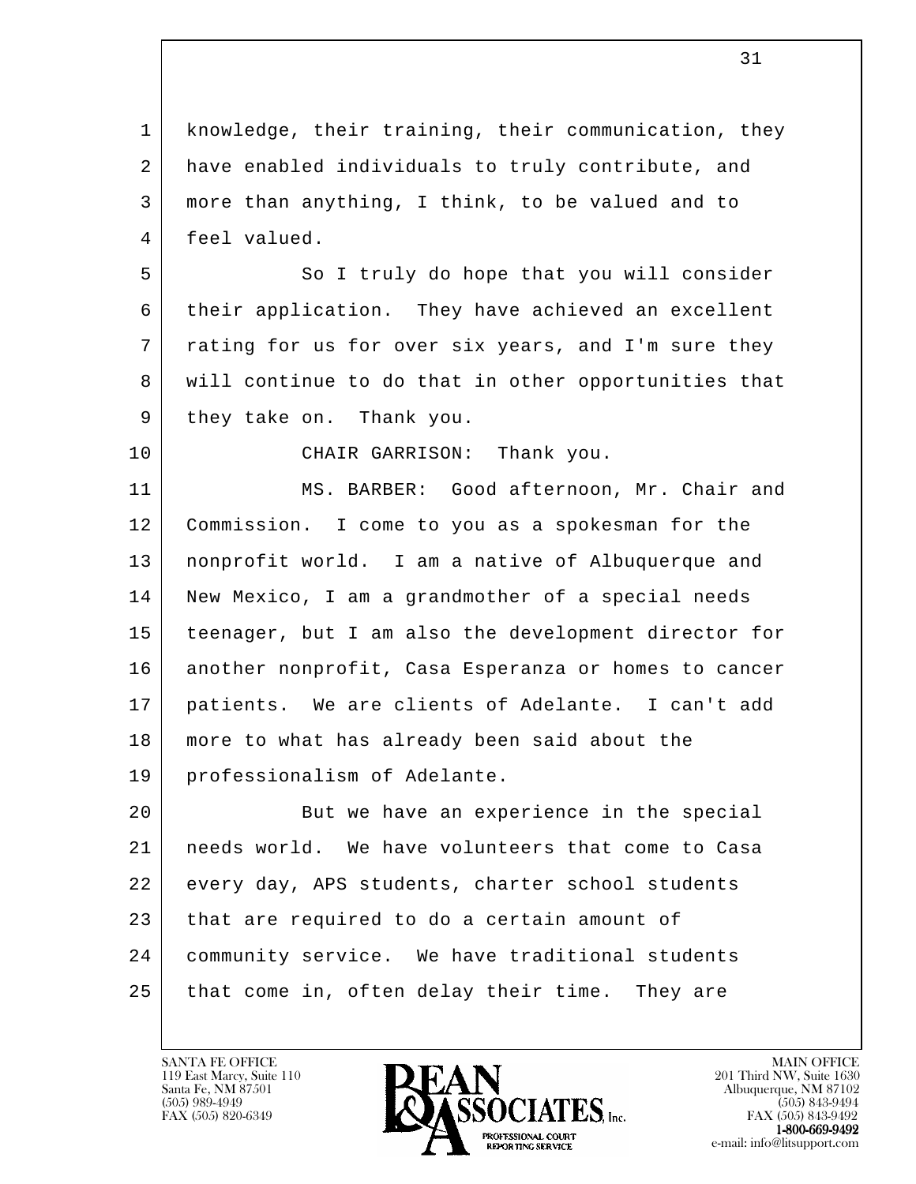knowledge, their training, their communication, they have enabled individuals to truly contribute, and more than anything, I think, to be valued and to feel valued.

So I truly do hope that you will consider their application. They have achieved an excellent rating for us for over six years, and I'm sure they will continue to do that in other opportunities that they take on. Thank you.

CHAIR GARRISON: Thank you.

MS. BARBER: Good afternoon, Mr. Chair and Commission. I come to you as a spokesman for the nonprofit world. I am a native of Albuquerque and New Mexico, I am a grandmother of a special needs teenager, but I am also the development director for another nonprofit, Casa Esperanza or homes to cancer patients. We are clients of Adelante. I can't add more to what has already been said about the professionalism of Adelante.

But we have an experience in the special needs world. We have volunteers that come to Casa every day, APS students, charter school students that are required to do a certain amount of community service. We have traditional students that come in, often delay their time. They are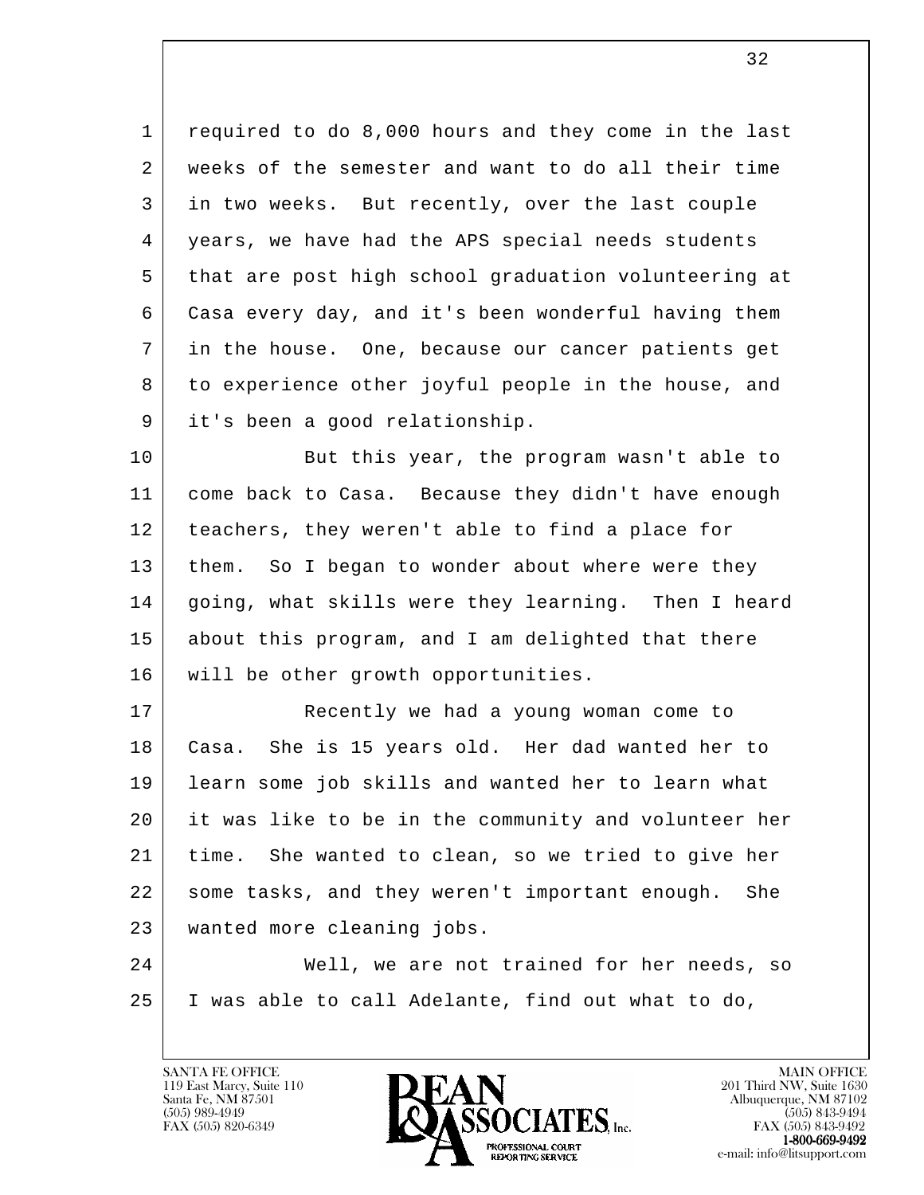required to do 8,000 hours and they come in the last weeks of the semester and want to do all their time in two weeks. But recently, over the last couple years, we have had the APS special needs students that are post high school graduation volunteering at Casa every day, and it's been wonderful having them in the house. One, because our cancer patients get to experience other joyful people in the house, and it's been a good relationship.

But this year, the program wasn't able to come back to Casa. Because they didn't have enough teachers, they weren't able to find a place for them. So I began to wonder about where were they going, what skills were they learning. Then I heard about this program, and I am delighted that there will be other growth opportunities.

Recently we had a young woman come to Casa. She is 15 years old. Her dad wanted her to learn some job skills and wanted her to learn what it was like to be in the community and volunteer her time. She wanted to clean, so we tried to give her some tasks, and they weren't important enough. She wanted more cleaning jobs.

Well, we are not trained for her needs, so I was able to call Adelante, find out what to do,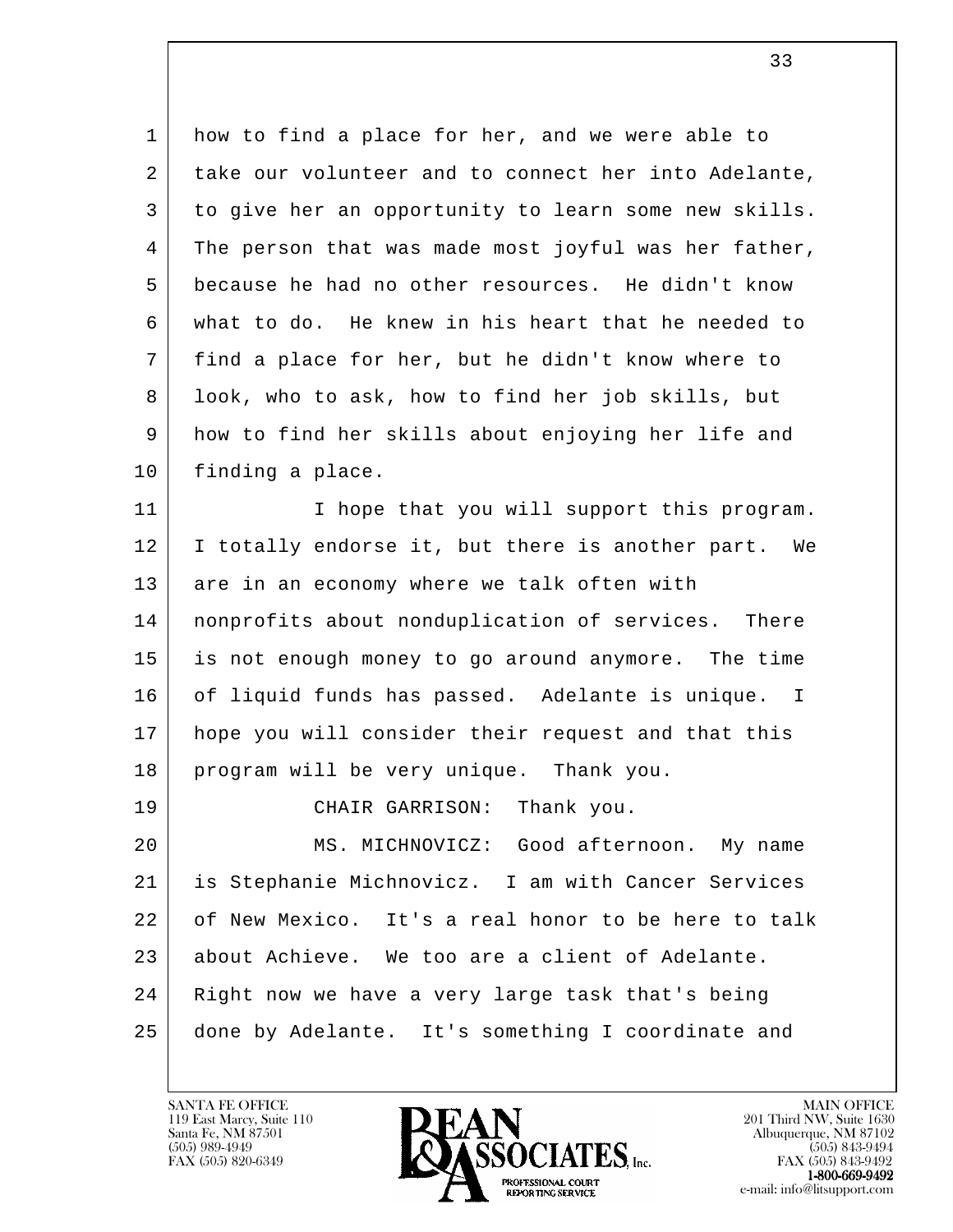how to find a place for her, and we were able to take our volunteer and to connect her into Adelante, to give her an opportunity to learn some new skills. The person that was made most joyful was her father, because he had no other resources. He didn't know what to do. He knew in his heart that he needed to find a place for her, but he didn't know where to look, who to ask, how to find her job skills, but how to find her skills about enjoying her life and finding a place.

I hope that you will support this program. I totally endorse it, but there is another part. We are in an economy where we talk often with nonprofits about nonduplication of services. There is not enough money to go around anymore. The time of liquid funds has passed. Adelante is unique. I hope you will consider their request and that this program will be very unique. Thank you.

CHAIR GARRISON: Thank you.

MS. MICHNOVICZ: Good afternoon. My name is Stephanie Michnovicz. I am with Cancer Services of New Mexico. It's a real honor to be here to talk about Achieve. We too are a client of Adelante. Right now we have a very large task that's being done by Adelante. It's something I coordinate and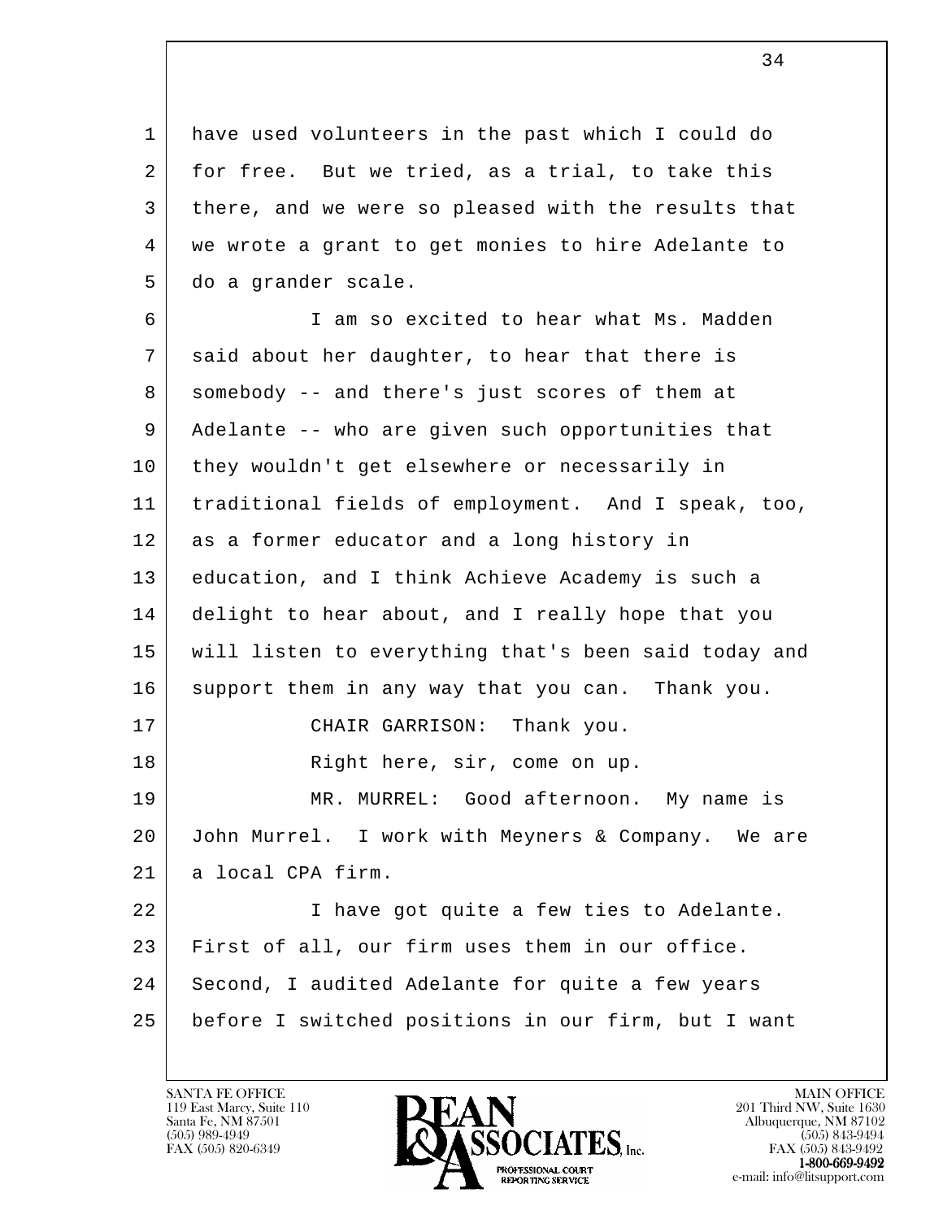have used volunteers in the past which I could do for free. But we tried, as a trial, to take this there, and we were so pleased with the results that we wrote a grant to get monies to hire Adelante to do a grander scale.

I am so excited to hear what Ms. Madden said about her daughter, to hear that there is somebody -- and there's just scores of them at Adelante -- who are given such opportunities that they wouldn't get elsewhere or necessarily in traditional fields of employment. And I speak, too, as a former educator and a long history in education, and I think Achieve Academy is such a delight to hear about, and I really hope that you will listen to everything that's been said today and support them in any way that you can. Thank you.

CHAIR GARRISON: Thank you.

Right here, sir, come on up.

MR. MURREL: Good afternoon. My name is John Murrel. I work with Meyners & Company. We are a local CPA firm.

I have got quite a few ties to Adelante. First of all, our firm uses them in our office. Second, I audited Adelante for quite a few years before I switched positions in our firm, but I want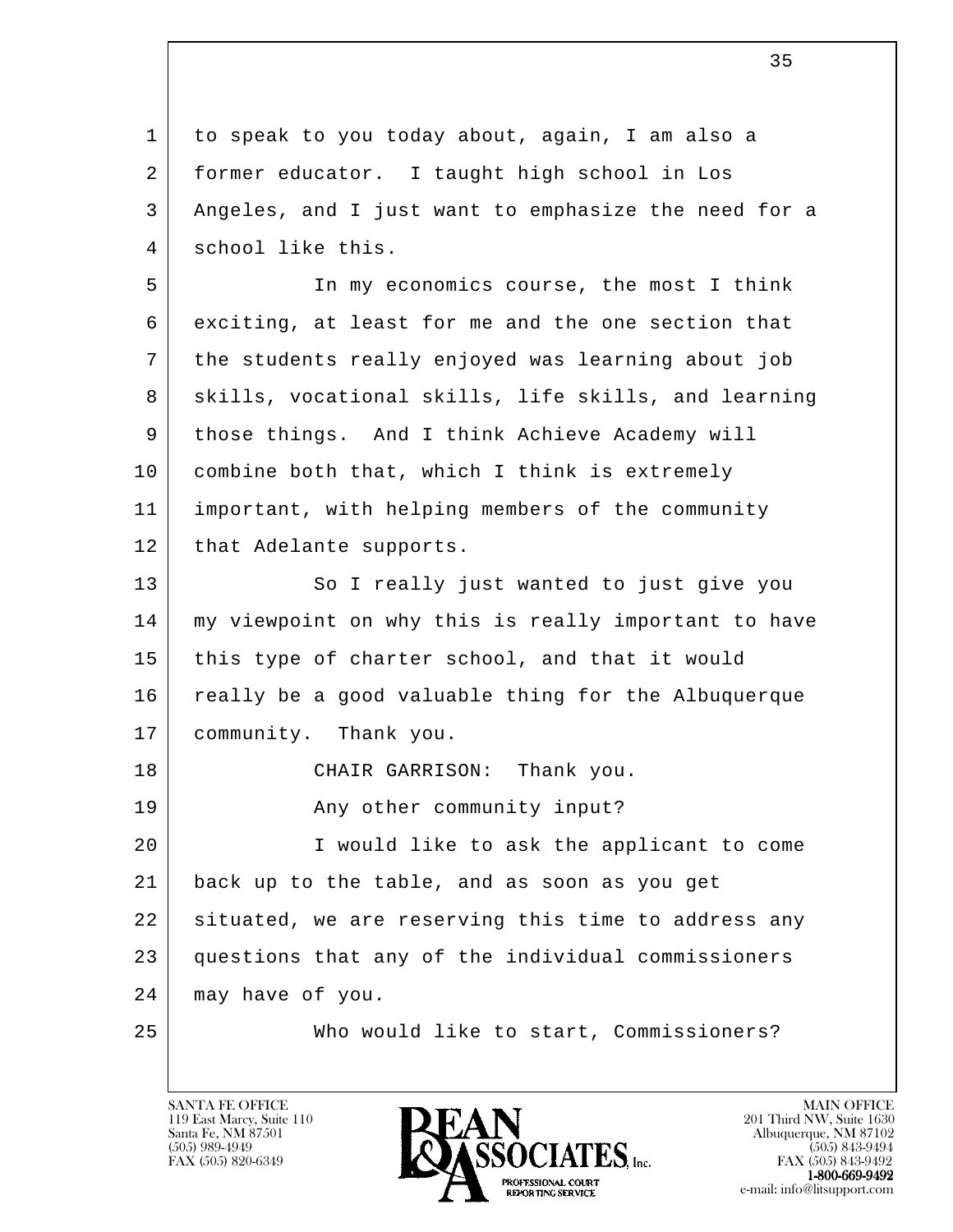to speak to you today about, again, I am also a former educator. I taught high school in Los Angeles, and I just want to emphasize the need for a school like this.

In my economics course, the most I think exciting, at least for me and the one section that the students really enjoyed was learning about job skills, vocational skills, life skills, and learning those things. And I think Achieve Academy will combine both that, which I think is extremely important, with helping members of the community that Adelante supports.

So I really just wanted to just give you my viewpoint on why this is really important to have this type of charter school, and that it would really be a good valuable thing for the Albuquerque community. Thank you.

CHAIR GARRISON: Thank you.

Any other community input?

I would like to ask the applicant to come back up to the table, and as soon as you get situated, we are reserving this time to address any questions that any of the individual commissioners may have of you.

Who would like to start, Commissioners?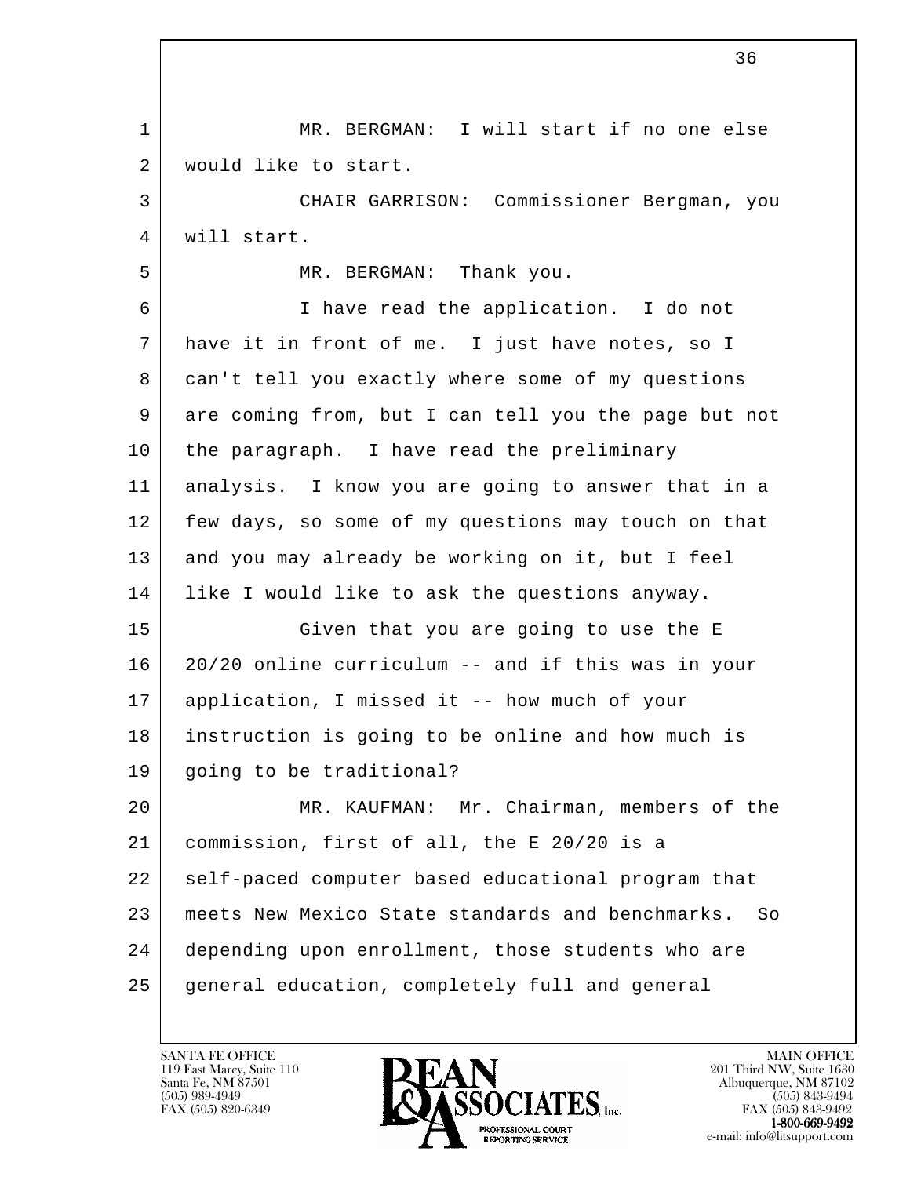MR. BERGMAN: I will start if no one else would like to start.

CHAIR GARRISON: Commissioner Bergman, you will start.

MR. BERGMAN: Thank you.

I have read the application. I do not have it in front of me. I just have notes, so I can't tell you exactly where some of my questions are coming from, but I can tell you the page but not the paragraph. I have read the preliminary analysis. I know you are going to answer that in a few days, so some of my questions may touch on that and you may already be working on it, but I feel like I would like to ask the questions anyway.

Given that you are going to use the E 20/20 online curriculum -- and if this was in your application, I missed it -- how much of your instruction is going to be online and how much is going to be traditional?

MR. KAUFMAN: Mr. Chairman, members of the commission, first of all, the E 20/20 is a self-paced computer based educational program that meets New Mexico State standards and benchmarks. So depending upon enrollment, those students who are general education, completely full and general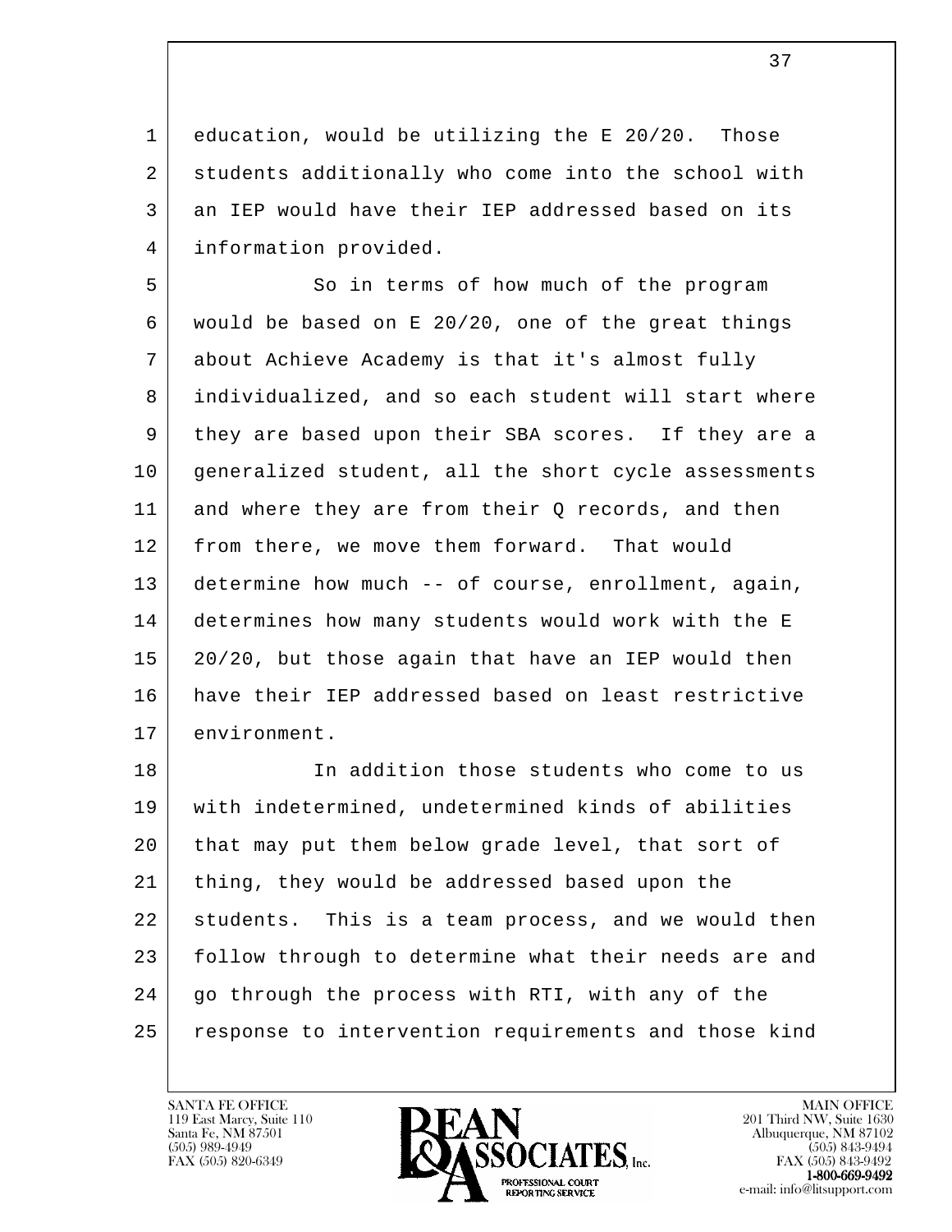education, would be utilizing the E 20/20. Those students additionally who come into the school with an IEP would have their IEP addressed based on its information provided.

So in terms of how much of the program would be based on E 20/20, one of the great things about Achieve Academy is that it's almost fully individualized, and so each student will start where they are based upon their SBA scores. If they are a generalized student, all the short cycle assessments and where they are from their Q records, and then from there, we move them forward. That would determine how much -- of course, enrollment, again, determines how many students would work with the E 20/20, but those again that have an IEP would then have their IEP addressed based on least restrictive environment.

In addition those students who come to us with indetermined, undetermined kinds of abilities that may put them below grade level, that sort of thing, they would be addressed based upon the students. This is a team process, and we would then follow through to determine what their needs are and go through the process with RTI, with any of the response to intervention requirements and those kind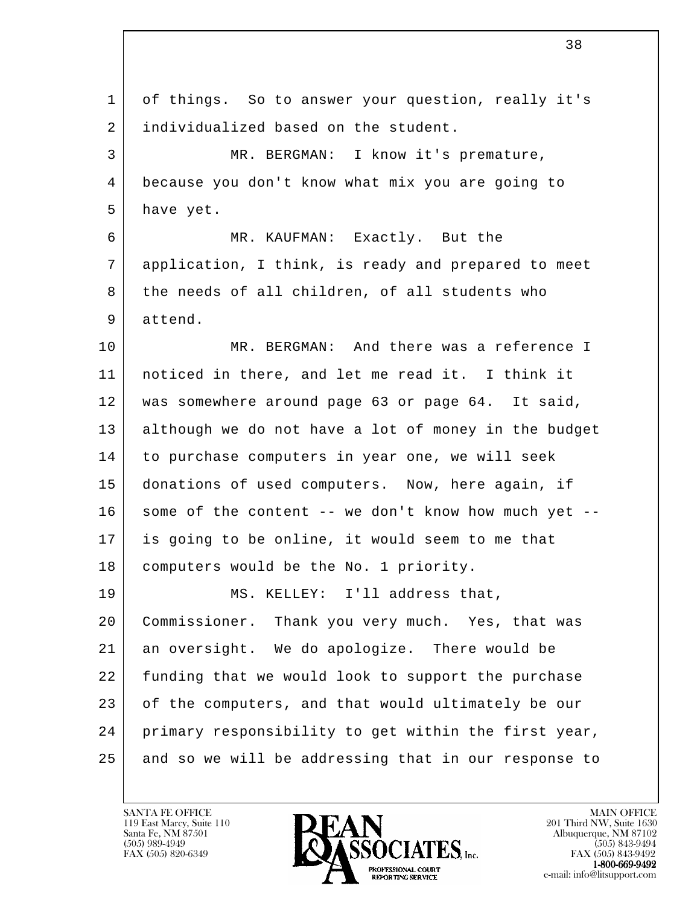of things. So to answer your question, really it's individualized based on the student.

MR. BERGMAN: I know it's premature, because you don't know what mix you are going to have yet.

MR. KAUFMAN: Exactly. But the application, I think, is ready and prepared to meet the needs of all children, of all students who attend.

MR. BERGMAN: And there was a reference I noticed in there, and let me read it. I think it was somewhere around page 63 or page 64. It said, although we do not have a lot of money in the budget to purchase computers in year one, we will seek donations of used computers. Now, here again, if some of the content -- we don't know how much yet -- is going to be online, it would seem to me that computers would be the No. 1 priority.

MS. KELLEY: I'll address that, Commissioner. Thank you very much. Yes, that was an oversight. We do apologize. There would be funding that we would look to support the purchase of the computers, and that would ultimately be our primary responsibility to get within the first year, and so we will be addressing that in our response to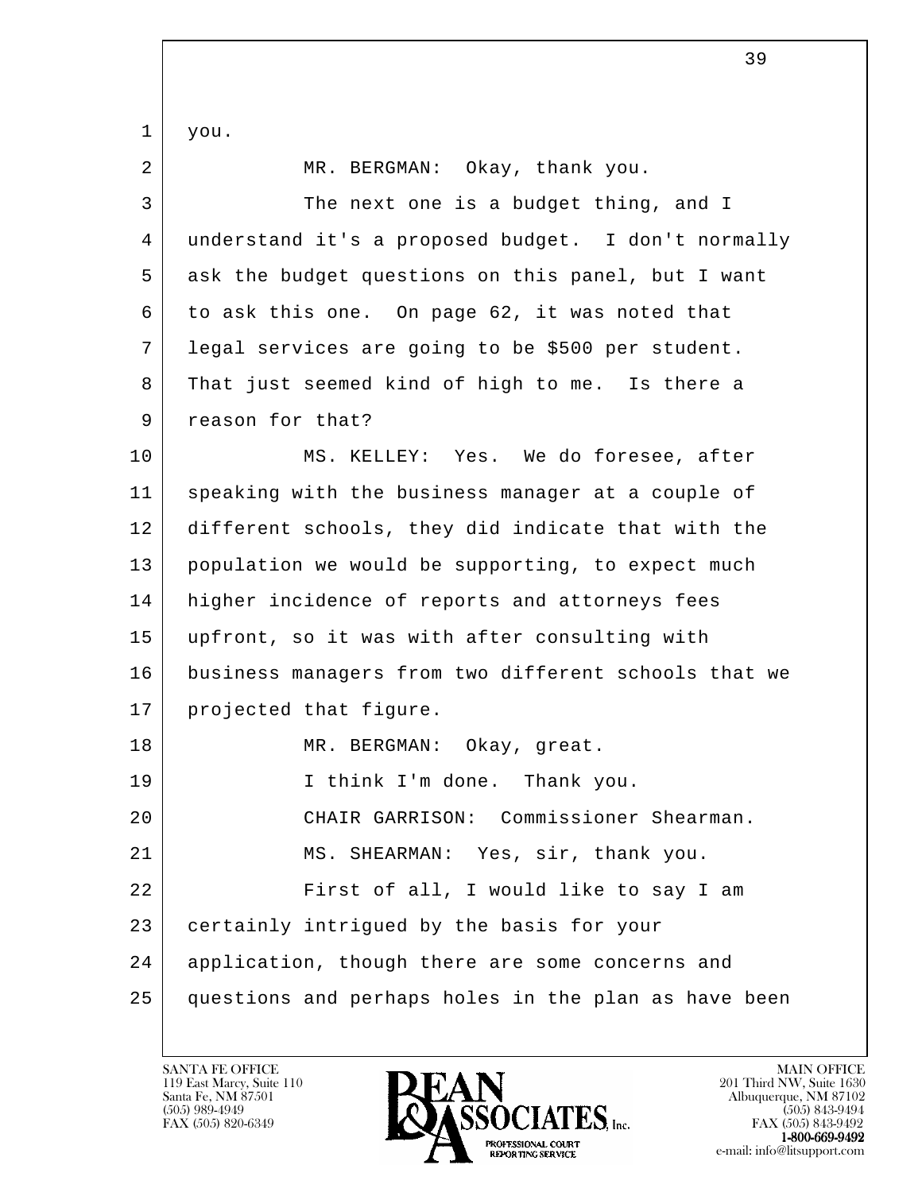you.

MR. BERGMAN: Okay, thank you.

The next one is a budget thing, and I understand it's a proposed budget. I don't normally ask the budget questions on this panel, but I want to ask this one. On page 62, it was noted that legal services are going to be $500 per student. That just seemed kind of high to me. Is there a reason for that?

MS. KELLEY: Yes. We do foresee, after speaking with the business manager at a couple of different schools, they did indicate that with the population we would be supporting, to expect much higher incidence of reports and attorneys fees upfront, so it was with after consulting with business managers from two different schools that we projected that figure.

MR. BERGMAN: Okay, great.

I think I'm done. Thank you.

CHAIR GARRISON: Commissioner Shearman.

MS. SHEARMAN: Yes, sir, thank you.

First of all, I would like to say I am certainly intrigued by the basis for your application, though there are some concerns and questions and perhaps holes in the plan as have been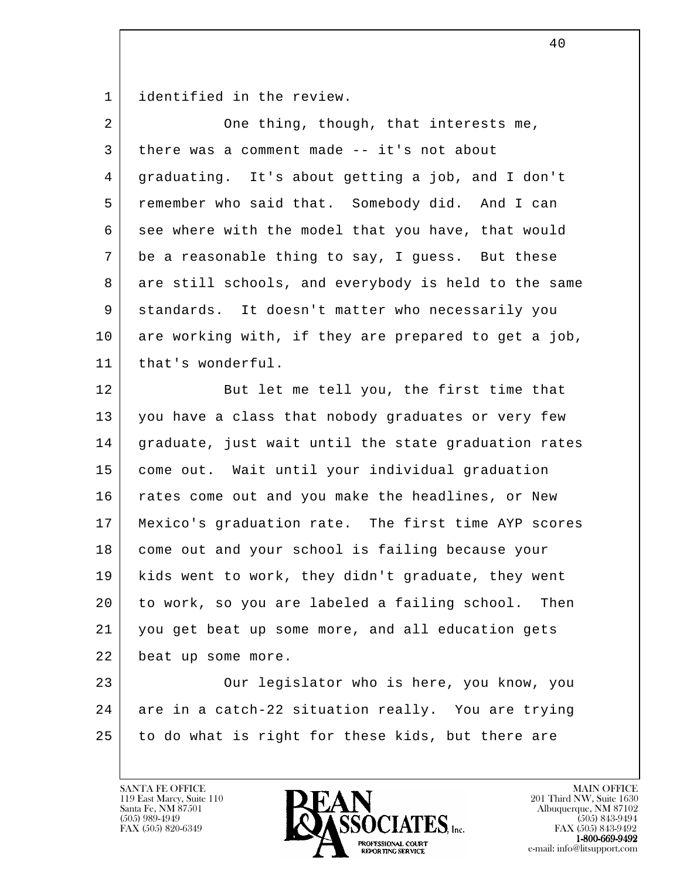identified in the review.

One thing, though, that interests me, there was a comment made -- it's not about graduating. It's about getting a job, and I don't remember who said that. Somebody did. And I can see where with the model that you have, that would be a reasonable thing to say, I guess. But these are still schools, and everybody is held to the same standards. It doesn't matter who necessarily you are working with, if they are prepared to get a job, that's wonderful.

But let me tell you, the first time that you have a class that nobody graduates or very few graduate, just wait until the state graduation rates come out. Wait until your individual graduation rates come out and you make the headlines, or New Mexico's graduation rate. The first time AYP scores come out and your school is failing because your kids went to work, they didn't graduate, they went to work, so you are labeled a failing school. Then you get beat up some more, and all education gets beat up some more.

Our legislator who is here, you know, you are in a catch-22 situation really. You are trying to do what is right for these kids, but there are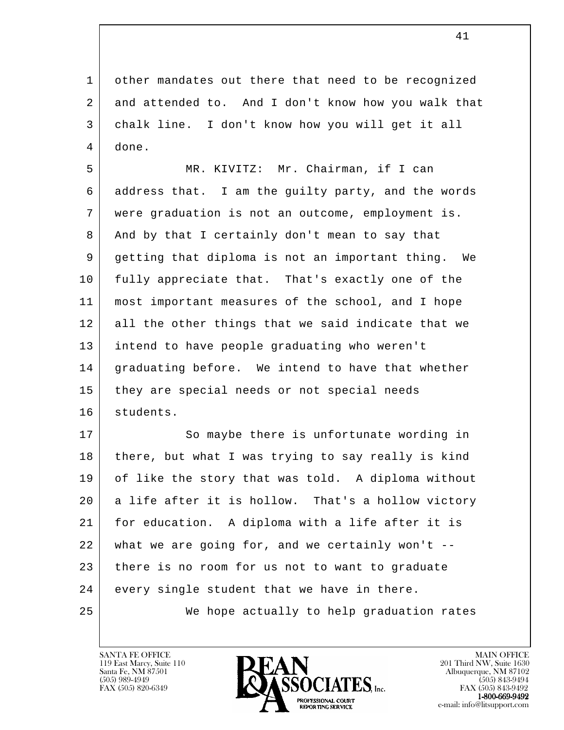other mandates out there that need to be recognized and attended to. And I don't know how you walk that chalk line. I don't know how you will get it all done.

MR. KIVITZ: Mr. Chairman, if I can address that. I am the guilty party, and the words were graduation is not an outcome, employment is. And by that I certainly don't mean to say that getting that diploma is not an important thing. We fully appreciate that. That's exactly one of the most important measures of the school, and I hope all the other things that we said indicate that we intend to have people graduating who weren't graduating before. We intend to have that whether they are special needs or not special needs students.

So maybe there is unfortunate wording in there, but what I was trying to say really is kind of like the story that was told. A diploma without a life after it is hollow. That's a hollow victory for education. A diploma with a life after it is what we are going for, and we certainly won't -- there is no room for us not to want to graduate every single student that we have in there.

We hope actually to help graduation rates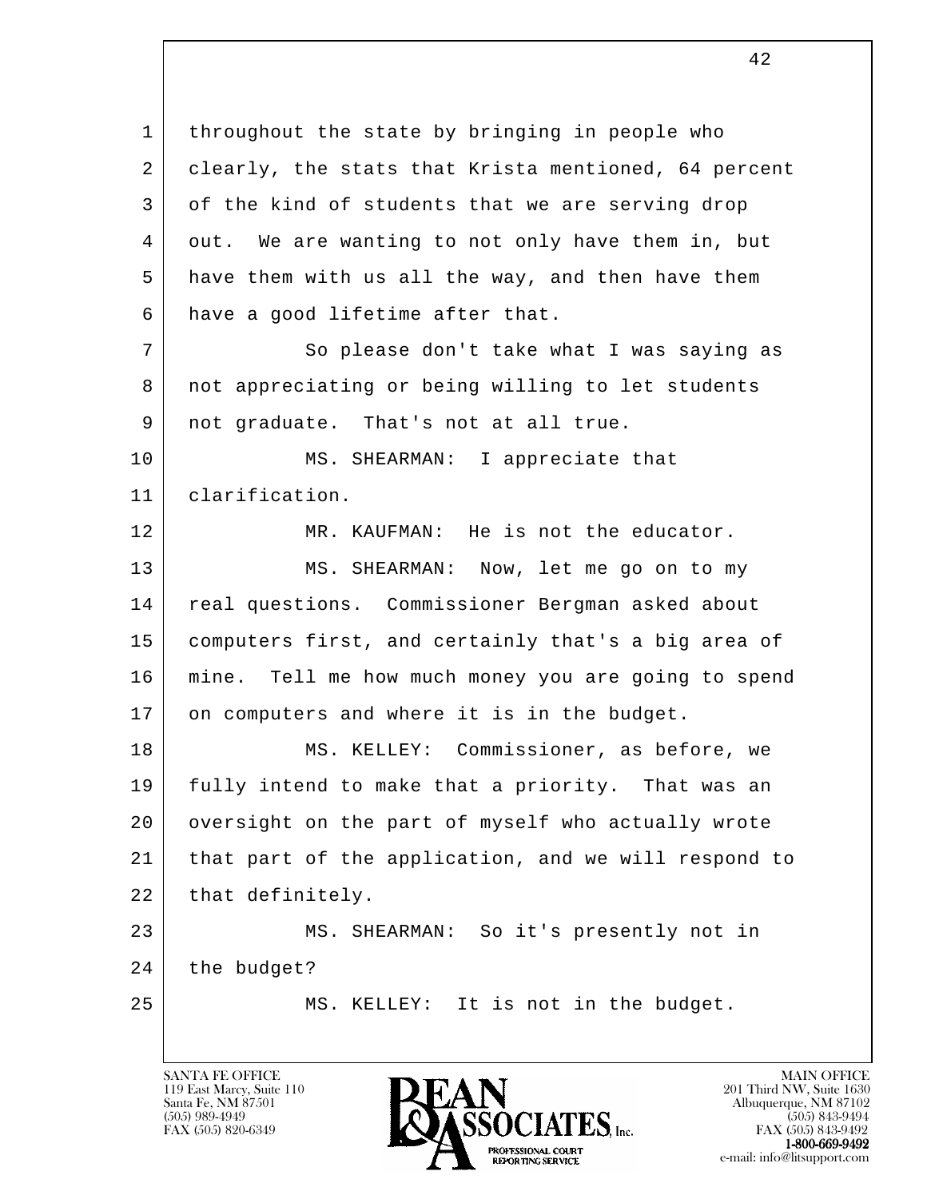throughout the state by bringing in people who clearly, the stats that Krista mentioned, 64 percent of the kind of students that we are serving drop out. We are wanting to not only have them in, but have them with us all the way, and then have them have a good lifetime after that.

So please don't take what I was saying as not appreciating or being willing to let students not graduate. That's not at all true.

MS. SHEARMAN: I appreciate that clarification.

MR. KAUFMAN: He is not the educator.

MS. SHEARMAN: Now, let me go on to my real questions. Commissioner Bergman asked about computers first, and certainly that's a big area of mine. Tell me how much money you are going to spend on computers and where it is in the budget.

MS. KELLEY: Commissioner, as before, we fully intend to make that a priority. That was an oversight on the part of myself who actually wrote that part of the application, and we will respond to that definitely.

MS. SHEARMAN: So it's presently not in the budget?

MS. KELLEY: It is not in the budget.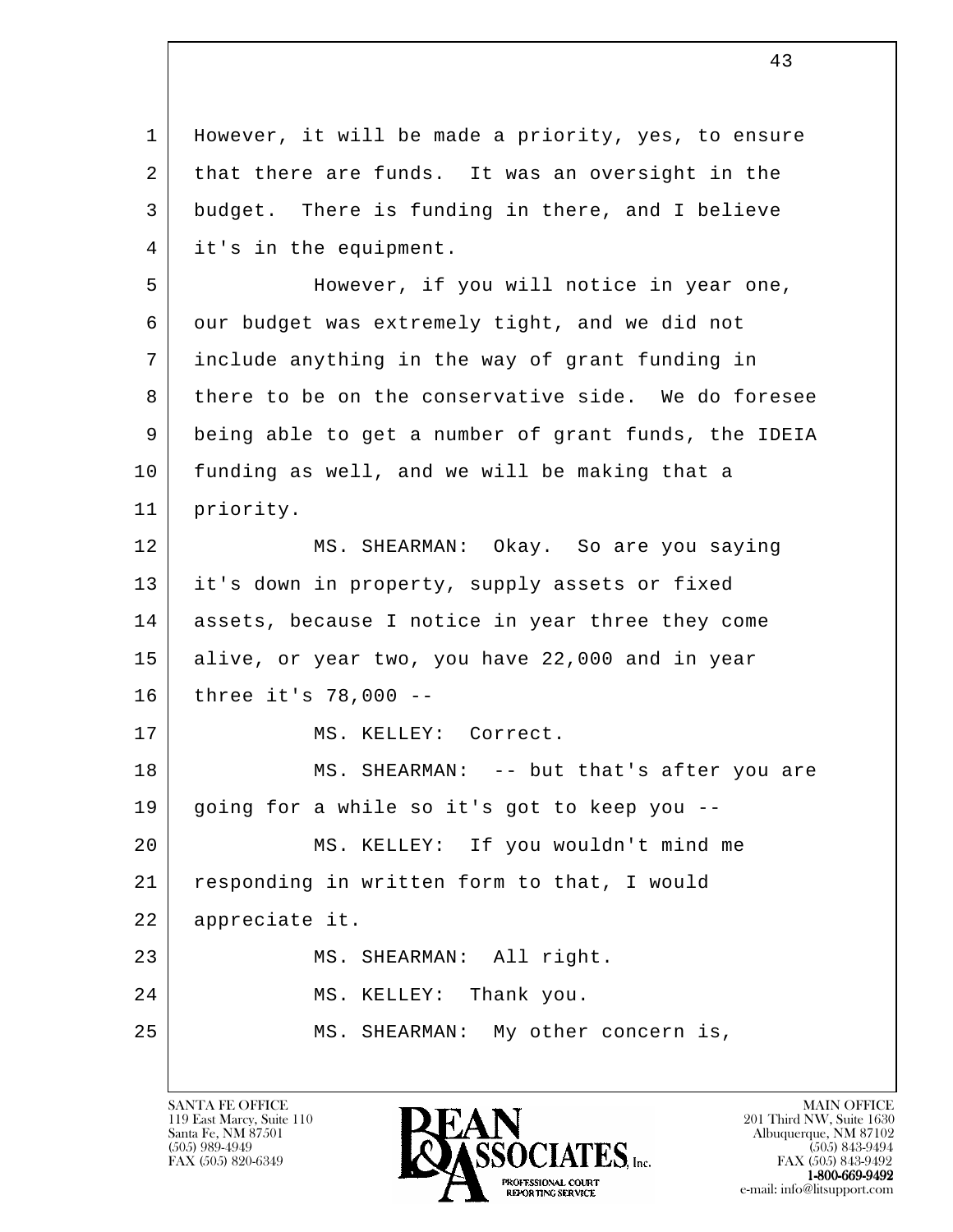However, it will be made a priority, yes, to ensure that there are funds. It was an oversight in the budget. There is funding in there, and I believe it's in the equipment.

However, if you will notice in year one, our budget was extremely tight, and we did not include anything in the way of grant funding in there to be on the conservative side. We do foresee being able to get a number of grant funds, the IDEIA funding as well, and we will be making that a priority.

MS. SHEARMAN: Okay. So are you saying it's down in property, supply assets or fixed assets, because I notice in year three they come alive, or year two, you have 22,000 and in year three it's 78,000 --

MS. KELLEY: Correct.

MS. SHEARMAN: -- but that's after you are going for a while so it's got to keep you --

MS. KELLEY: If you wouldn't mind me responding in written form to that, I would appreciate it.

MS. SHEARMAN: All right.

MS. KELLEY: Thank you.

MS. SHEARMAN: My other concern is,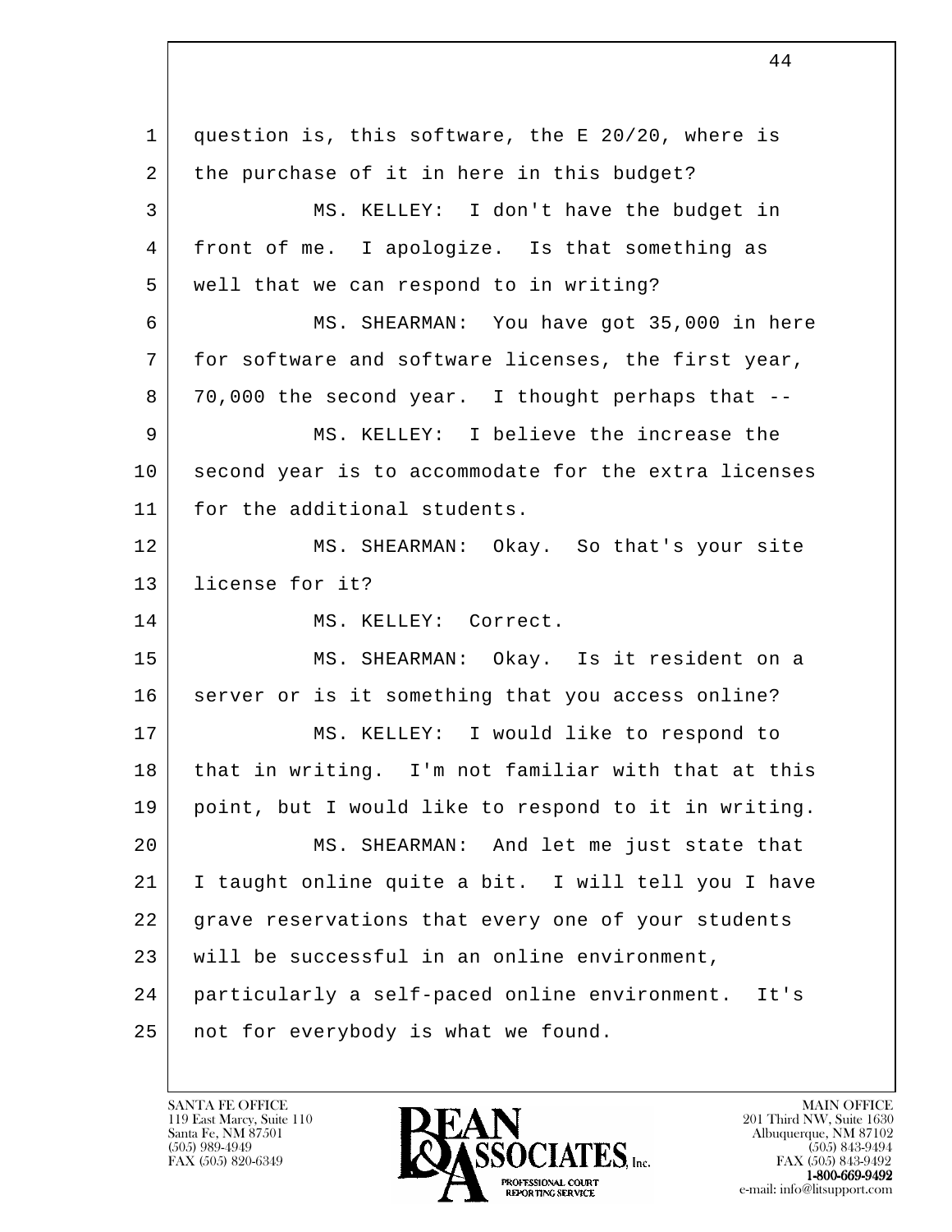question is, this software, the E 20/20, where is the purchase of it in here in this budget?

MS. KELLEY: I don't have the budget in front of me. I apologize. Is that something as well that we can respond to in writing?

MS. SHEARMAN: You have got 35,000 in here for software and software licenses, the first year, 70,000 the second year. I thought perhaps that --

MS. KELLEY: I believe the increase the second year is to accommodate for the extra licenses for the additional students.

MS. SHEARMAN: Okay. So that's your site license for it?

MS. KELLEY: Correct.

MS. SHEARMAN: Okay. Is it resident on a server or is it something that you access online?

MS. KELLEY: I would like to respond to that in writing. I'm not familiar with that at this point, but I would like to respond to it in writing.

MS. SHEARMAN: And let me just state that I taught online quite a bit. I will tell you I have grave reservations that every one of your students will be successful in an online environment, particularly a self-paced online environment. It's not for everybody is what we found.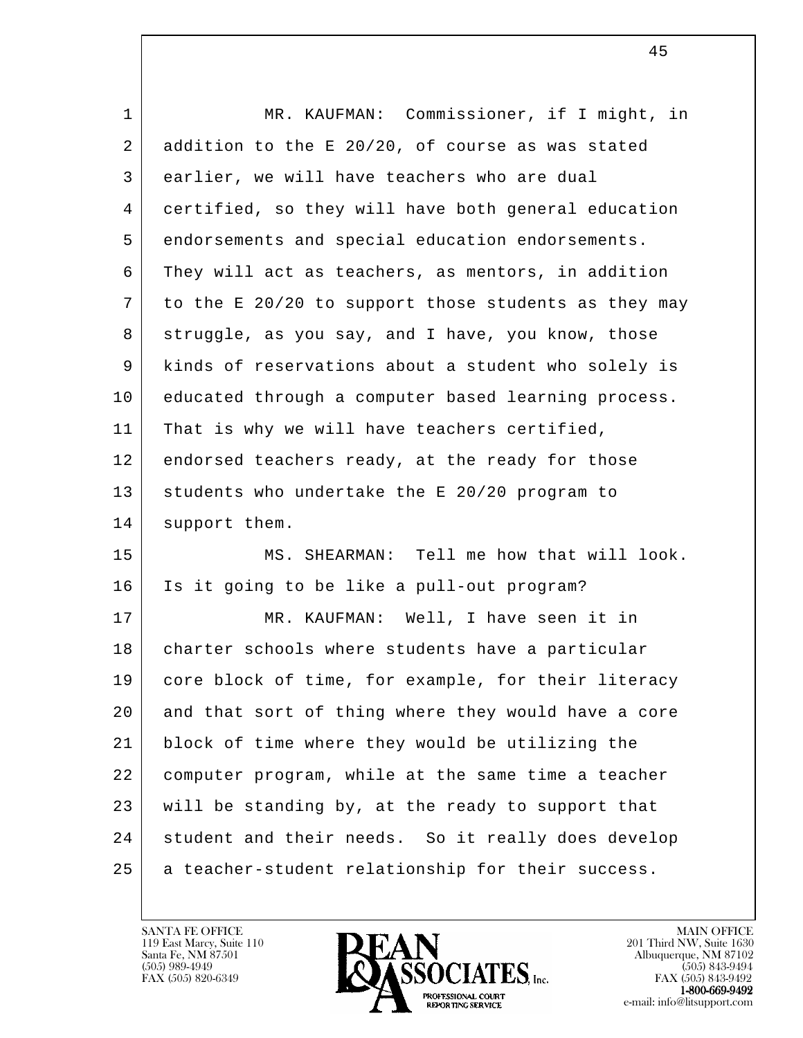MR. KAUFMAN: Commissioner, if I might, in addition to the E 20/20, of course as was stated earlier, we will have teachers who are dual certified, so they will have both general education endorsements and special education endorsements. They will act as teachers, as mentors, in addition to the E 20/20 to support those students as they may struggle, as you say, and I have, you know, those kinds of reservations about a student who solely is educated through a computer based learning process. That is why we will have teachers certified, endorsed teachers ready, at the ready for those students who undertake the E 20/20 program to support them.

MS. SHEARMAN: Tell me how that will look. Is it going to be like a pull-out program?

MR. KAUFMAN: Well, I have seen it in charter schools where students have a particular core block of time, for example, for their literacy and that sort of thing where they would have a core block of time where they would be utilizing the computer program, while at the same time a teacher will be standing by, at the ready to support that student and their needs. So it really does develop a teacher-student relationship for their success.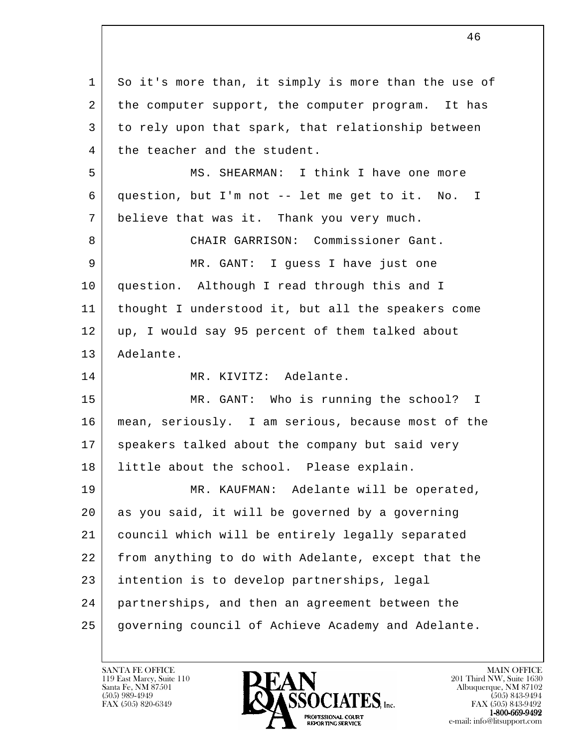So it's more than, it simply is more than the use of the computer support, the computer program. It has to rely upon that spark, that relationship between the teacher and the student.

MS. SHEARMAN: I think I have one more question, but I'm not -- let me get to it. No. I believe that was it. Thank you very much.

CHAIR GARRISON: Commissioner Gant.

MR. GANT: I guess I have just one question. Although I read through this and I thought I understood it, but all the speakers come up, I would say 95 percent of them talked about Adelante.

MR. KIVITZ: Adelante.

MR. GANT: Who is running the school? I mean, seriously. I am serious, because most of the speakers talked about the company but said very little about the school. Please explain.

MR. KAUFMAN: Adelante will be operated, as you said, it will be governed by a governing council which will be entirely legally separated from anything to do with Adelante, except that the intention is to develop partnerships, legal partnerships, and then an agreement between the governing council of Achieve Academy and Adelante.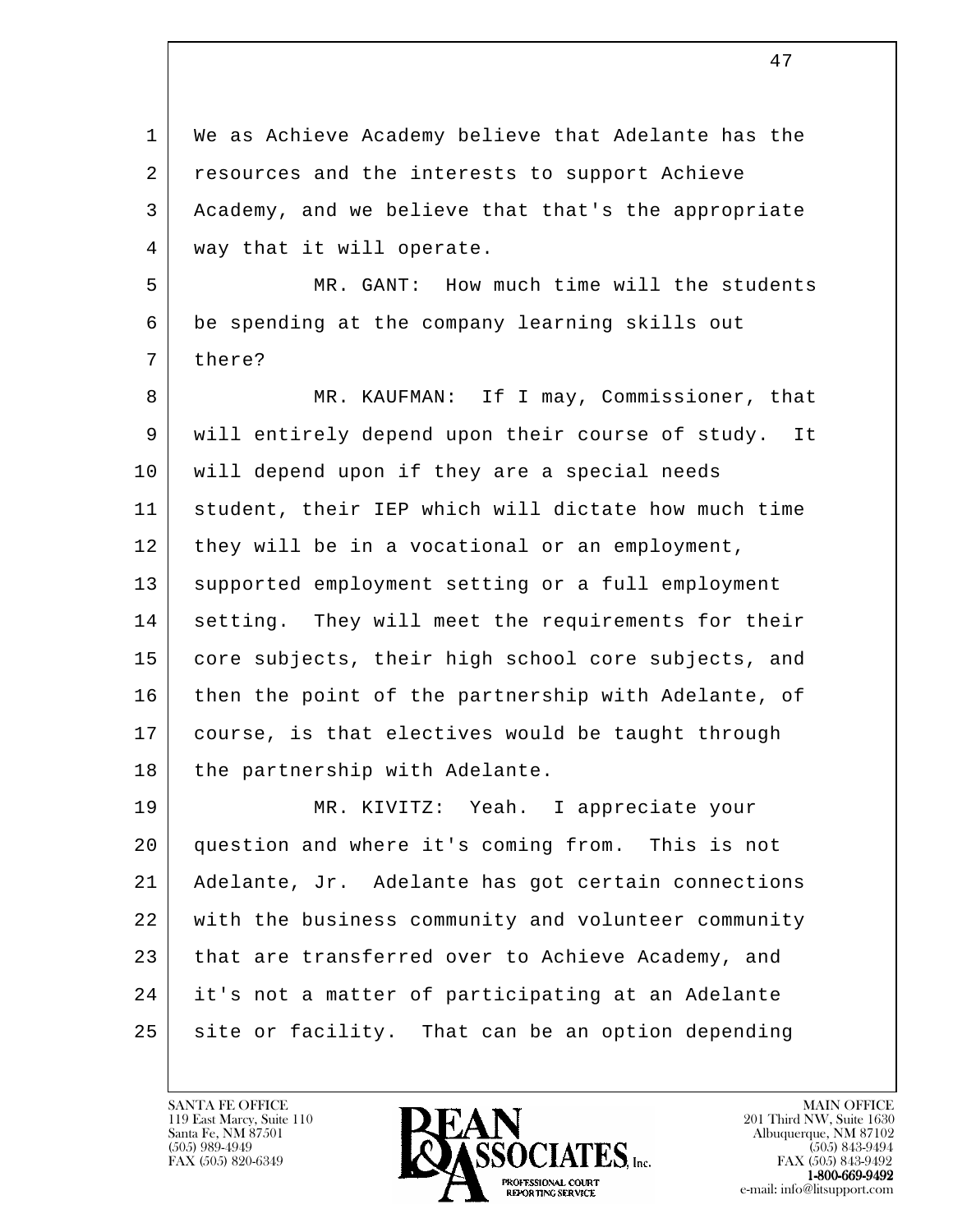We as Achieve Academy believe that Adelante has the resources and the interests to support Achieve Academy, and we believe that that's the appropriate way that it will operate.

MR. GANT: How much time will the students be spending at the company learning skills out there?

MR. KAUFMAN: If I may, Commissioner, that will entirely depend upon their course of study. It will depend upon if they are a special needs student, their IEP which will dictate how much time they will be in a vocational or an employment, supported employment setting or a full employment setting. They will meet the requirements for their core subjects, their high school core subjects, and then the point of the partnership with Adelante, of course, is that electives would be taught through the partnership with Adelante.

MR. KIVITZ: Yeah. I appreciate your question and where it's coming from. This is not Adelante, Jr. Adelante has got certain connections with the business community and volunteer community that are transferred over to Achieve Academy, and it's not a matter of participating at an Adelante site or facility. That can be an option depending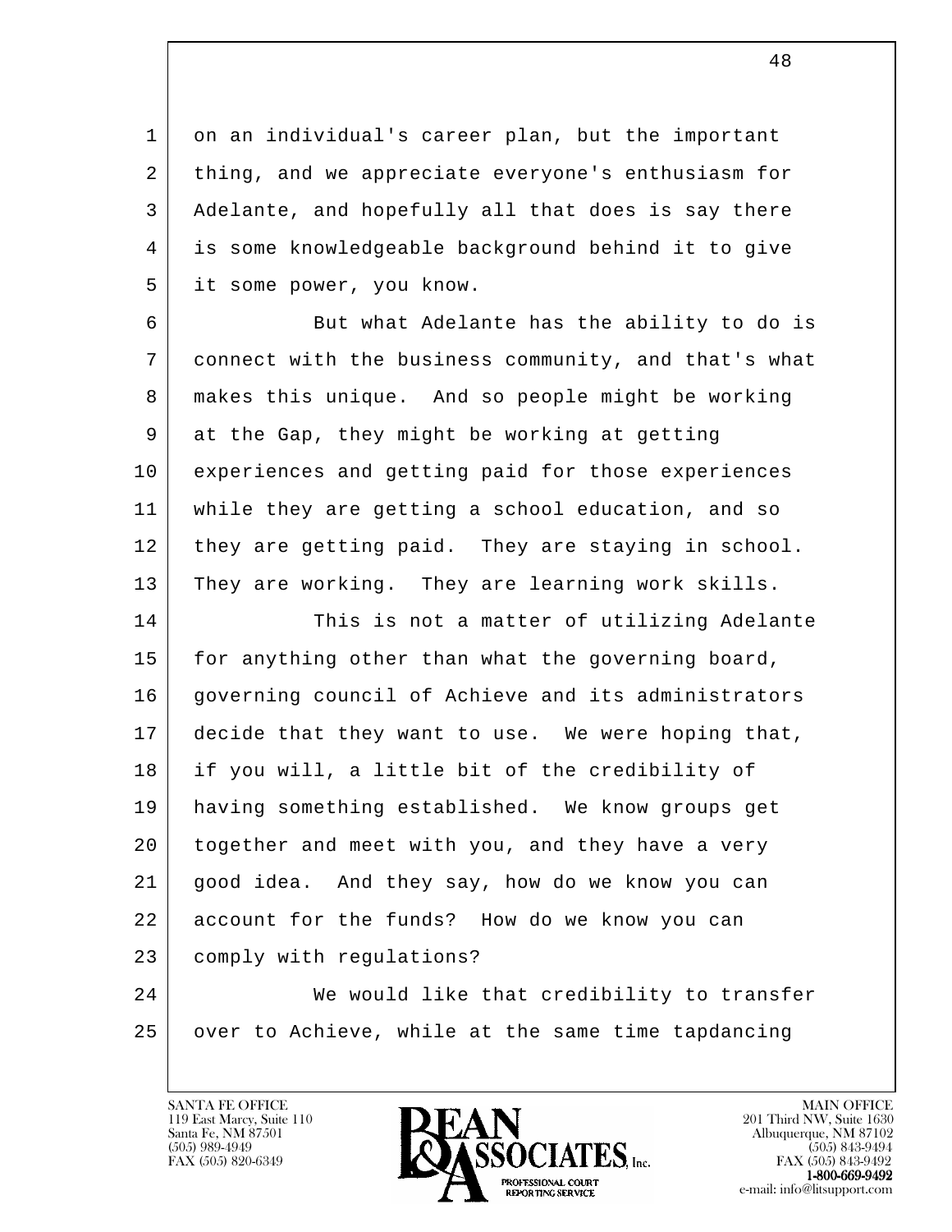on an individual's career plan, but the important thing, and we appreciate everyone's enthusiasm for Adelante, and hopefully all that does is say there is some knowledgeable background behind it to give it some power, you know.

But what Adelante has the ability to do is connect with the business community, and that's what makes this unique. And so people might be working at the Gap, they might be working at getting experiences and getting paid for those experiences while they are getting a school education, and so they are getting paid. They are staying in school. They are working. They are learning work skills.

This is not a matter of utilizing Adelante for anything other than what the governing board, governing council of Achieve and its administrators decide that they want to use. We were hoping that, if you will, a little bit of the credibility of having something established. We know groups get together and meet with you, and they have a very good idea. And they say, how do we know you can account for the funds? How do we know you can comply with regulations?

We would like that credibility to transfer over to Achieve, while at the same time tapdancing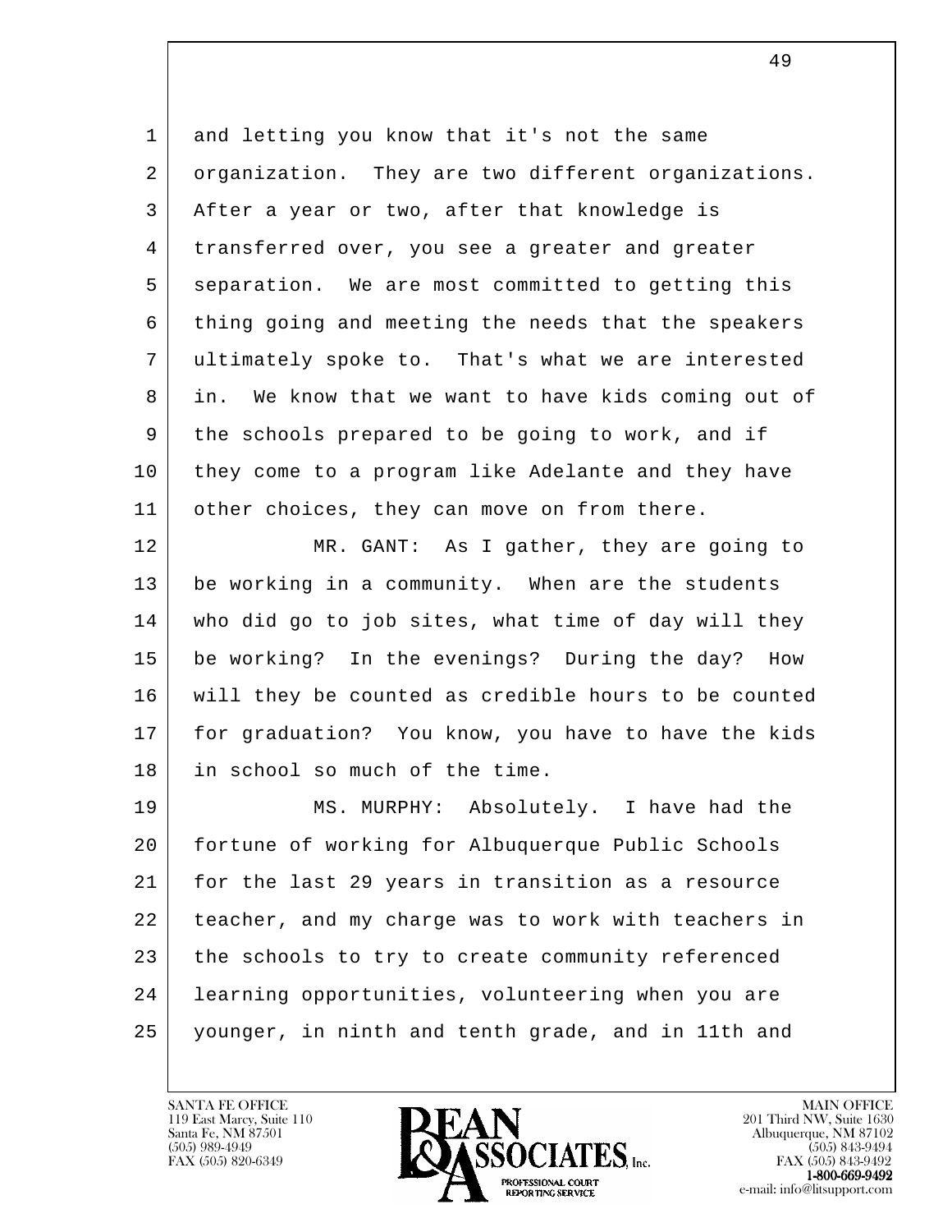and letting you know that it's not the same organization. They are two different organizations. After a year or two, after that knowledge is transferred over, you see a greater and greater separation. We are most committed to getting this thing going and meeting the needs that the speakers ultimately spoke to. That's what we are interested in. We know that we want to have kids coming out of the schools prepared to be going to work, and if they come to a program like Adelante and they have other choices, they can move on from there.

MR. GANT: As I gather, they are going to be working in a community. When are the students who did go to job sites, what time of day will they be working? In the evenings? During the day? How will they be counted as credible hours to be counted for graduation? You know, you have to have the kids in school so much of the time.

MS. MURPHY: Absolutely. I have had the fortune of working for Albuquerque Public Schools for the last 29 years in transition as a resource teacher, and my charge was to work with teachers in the schools to try to create community referenced learning opportunities, volunteering when you are younger, in ninth and tenth grade, and in 11th and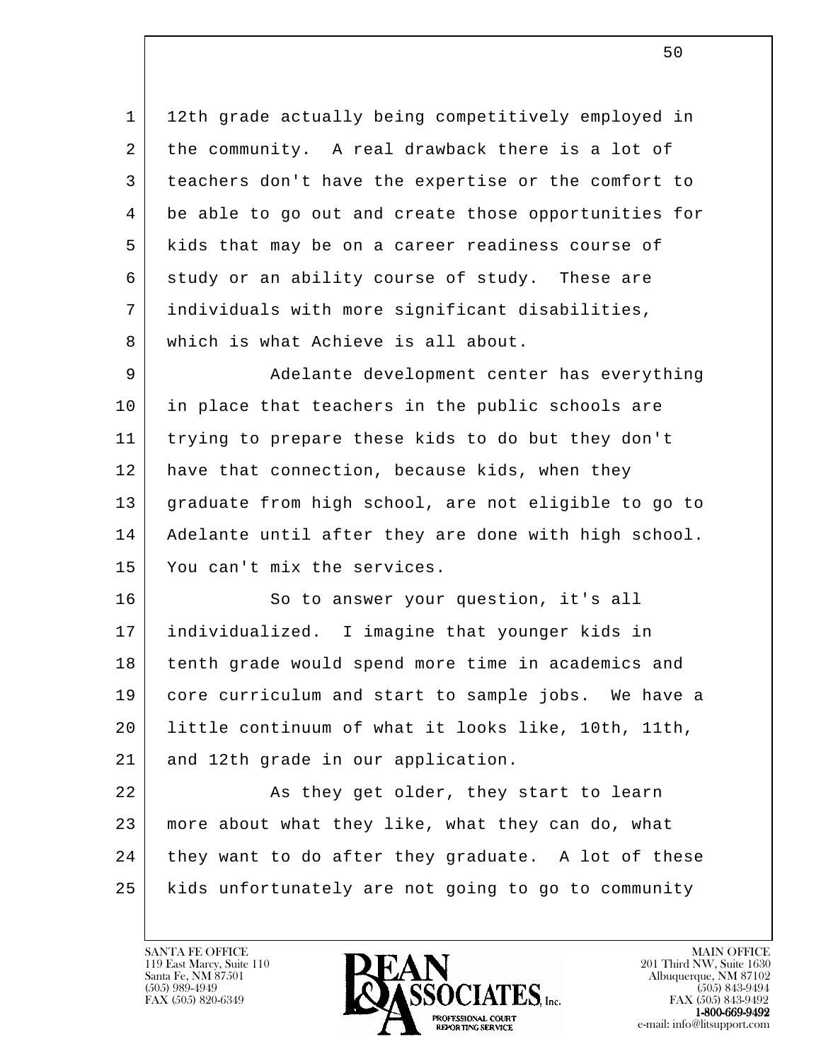12th grade actually being competitively employed in the community. A real drawback there is a lot of teachers don't have the expertise or the comfort to be able to go out and create those opportunities for kids that may be on a career readiness course of study or an ability course of study. These are individuals with more significant disabilities, which is what Achieve is all about.

Adelante development center has everything in place that teachers in the public schools are trying to prepare these kids to do but they don't have that connection, because kids, when they graduate from high school, are not eligible to go to Adelante until after they are done with high school. You can't mix the services.

So to answer your question, it's all individualized. I imagine that younger kids in tenth grade would spend more time in academics and core curriculum and start to sample jobs. We have a little continuum of what it looks like, 10th, 11th, and 12th grade in our application.

As they get older, they start to learn more about what they like, what they can do, what they want to do after they graduate. A lot of these kids unfortunately are not going to go to community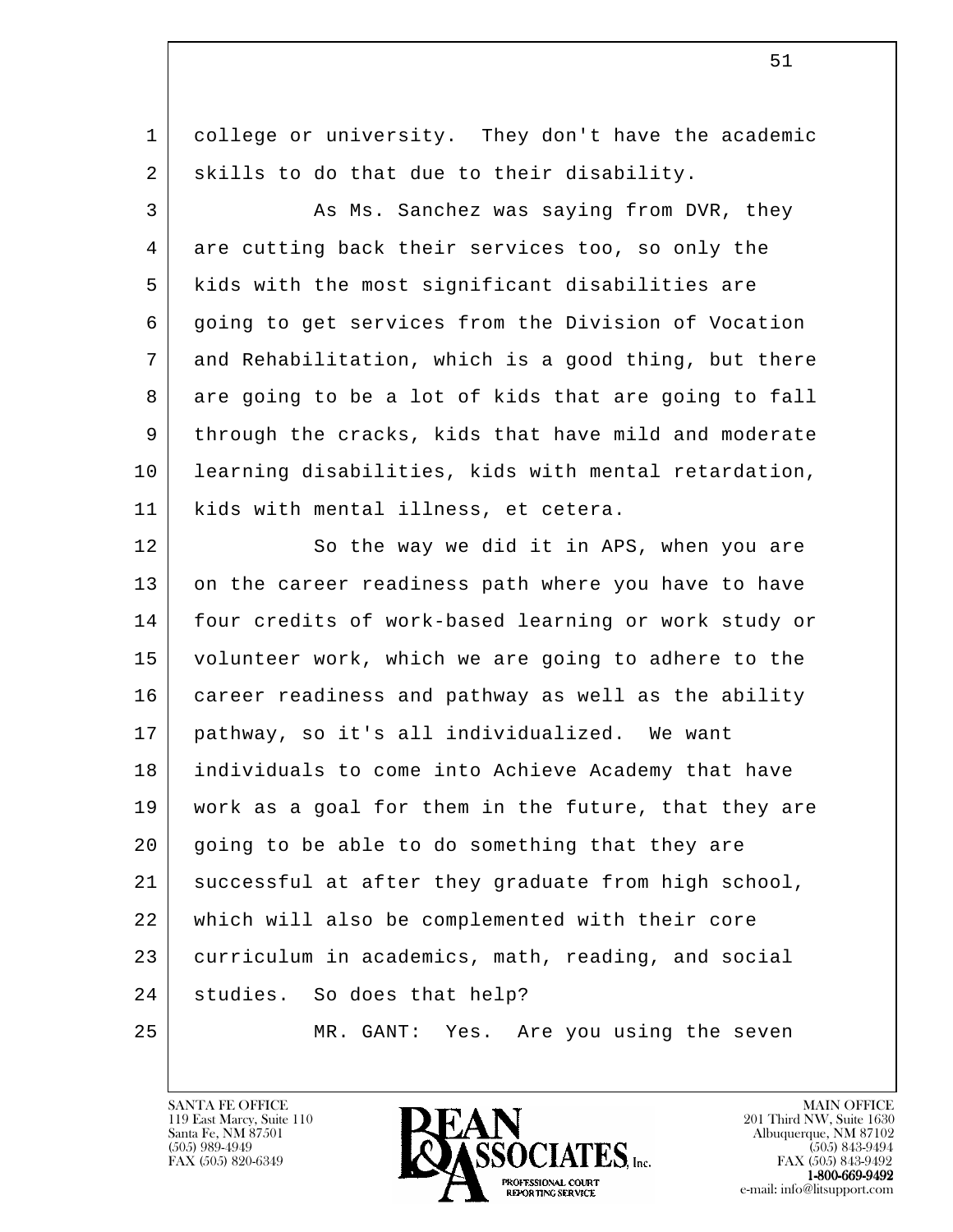college or university. They don't have the academic skills to do that due to their disability.

As Ms. Sanchez was saying from DVR, they are cutting back their services too, so only the kids with the most significant disabilities are going to get services from the Division of Vocation and Rehabilitation, which is a good thing, but there are going to be a lot of kids that are going to fall through the cracks, kids that have mild and moderate learning disabilities, kids with mental retardation, kids with mental illness, et cetera.

So the way we did it in APS, when you are on the career readiness path where you have to have four credits of work-based learning or work study or volunteer work, which we are going to adhere to the career readiness and pathway as well as the ability pathway, so it's all individualized. We want individuals to come into Achieve Academy that have work as a goal for them in the future, that they are going to be able to do something that they are successful at after they graduate from high school, which will also be complemented with their core curriculum in academics, math, reading, and social studies. So does that help?

MR. GANT: Yes. Are you using the seven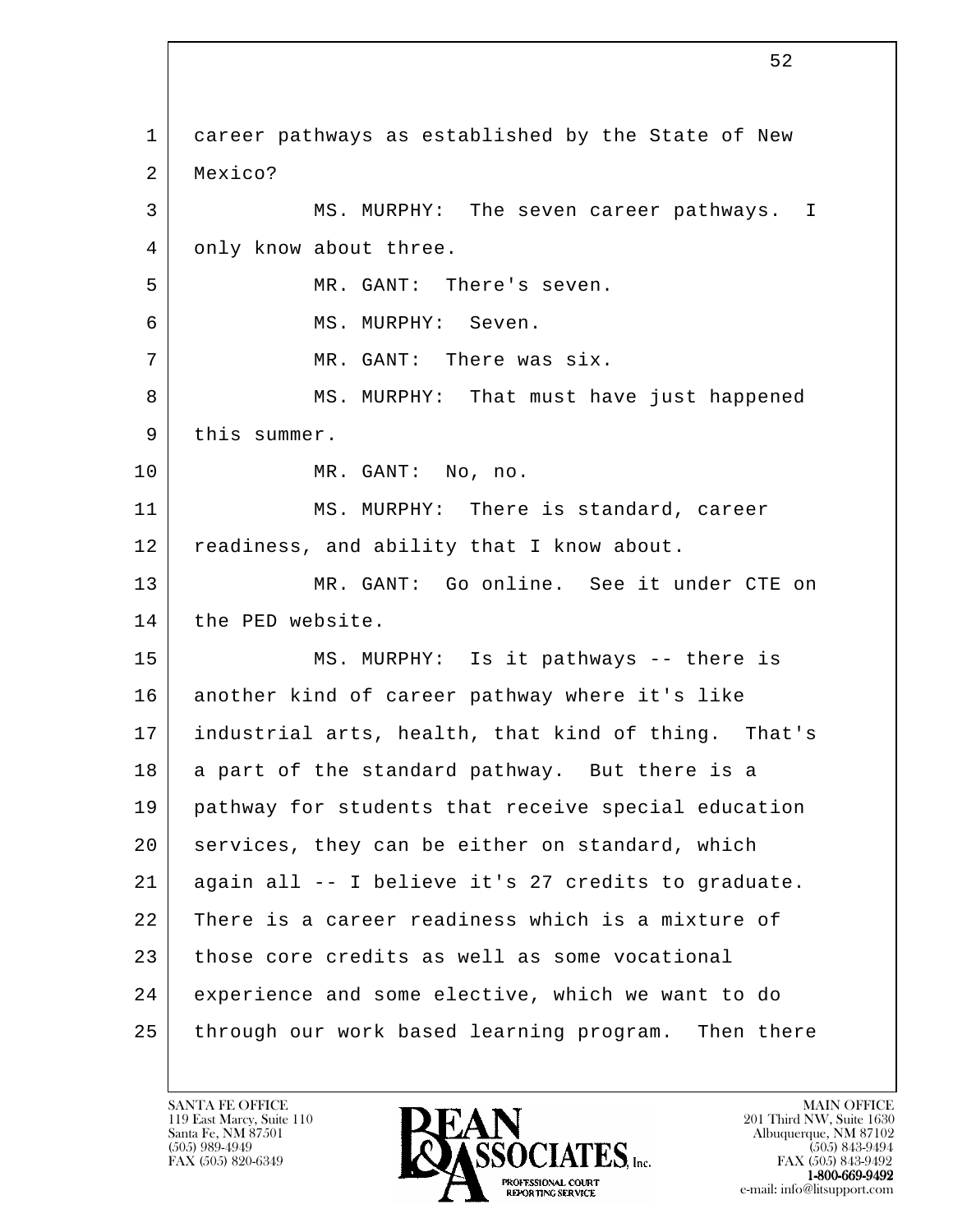career pathways as established by the State of New Mexico?

MS. MURPHY: The seven career pathways. I only know about three.

MR. GANT: There's seven.

MS. MURPHY: Seven.

MR. GANT: There was six.

MS. MURPHY: That must have just happened this summer.

MR. GANT: No, no.

MS. MURPHY: There is standard, career readiness, and ability that I know about.

MR. GANT: Go online. See it under CTE on the PED website.

MS. MURPHY: Is it pathways -- there is another kind of career pathway where it's like industrial arts, health, that kind of thing. That's a part of the standard pathway. But there is a pathway for students that receive special education services, they can be either on standard, which again all -- I believe it's 27 credits to graduate. There is a career readiness which is a mixture of those core credits as well as some vocational experience and some elective, which we want to do through our work based learning program. Then there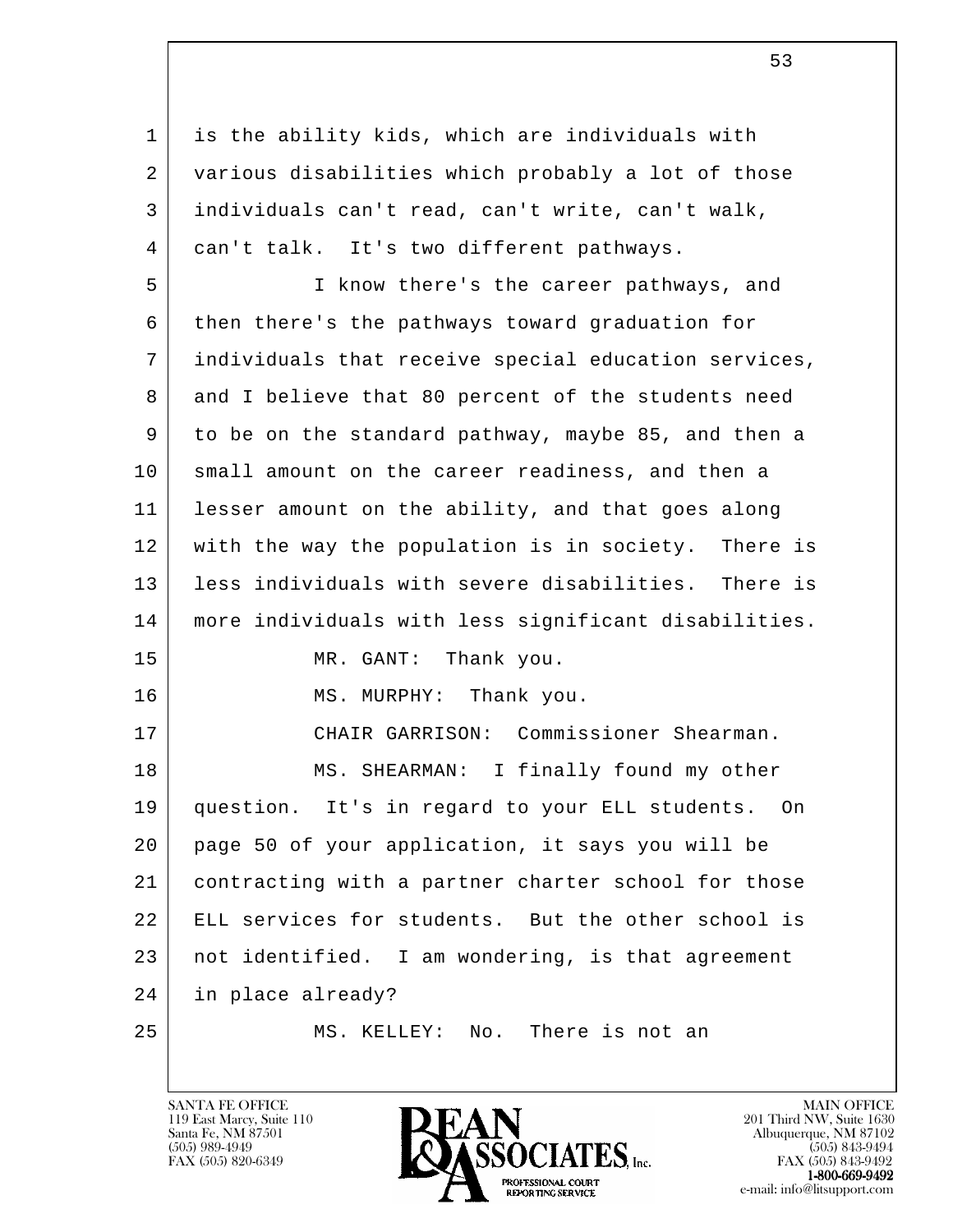is the ability kids, which are individuals with various disabilities which probably a lot of those individuals can't read, can't write, can't walk, can't talk. It's two different pathways.

I know there's the career pathways, and then there's the pathways toward graduation for individuals that receive special education services, and I believe that 80 percent of the students need to be on the standard pathway, maybe 85, and then a small amount on the career readiness, and then a lesser amount on the ability, and that goes along with the way the population is in society. There is less individuals with severe disabilities. There is more individuals with less significant disabilities.

MR. GANT: Thank you.

MS. MURPHY: Thank you.

CHAIR GARRISON: Commissioner Shearman.

MS. SHEARMAN: I finally found my other question. It's in regard to your ELL students. On page 50 of your application, it says you will be contracting with a partner charter school for those ELL services for students. But the other school is not identified. I am wondering, is that agreement in place already?

MS. KELLEY: No. There is not an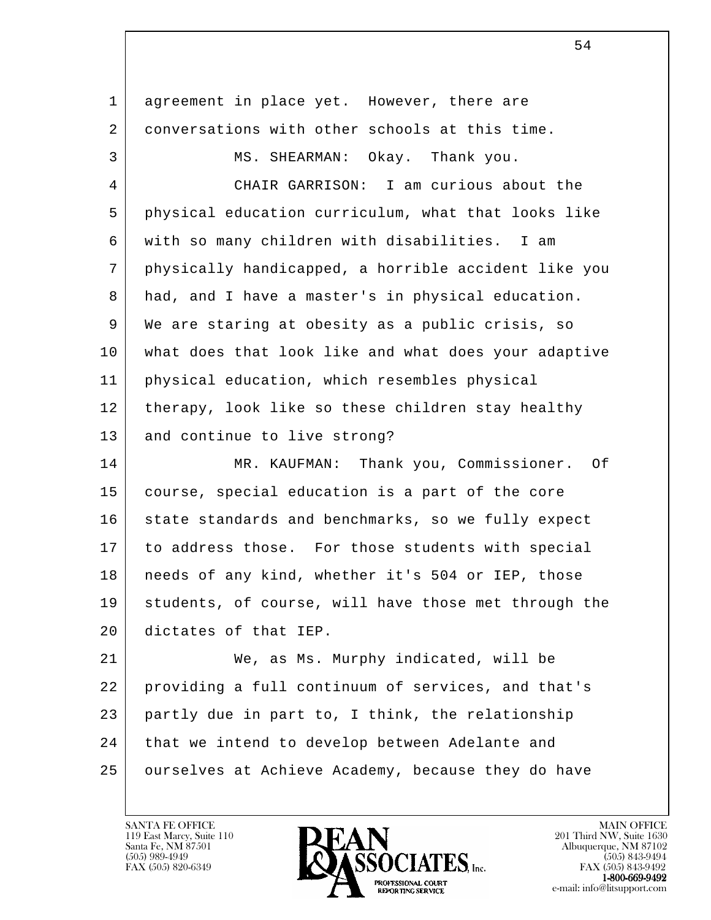agreement in place yet. However, there are conversations with other schools at this time.

MS. SHEARMAN: Okay. Thank you.

CHAIR GARRISON: I am curious about the physical education curriculum, what that looks like with so many children with disabilities. I am physically handicapped, a horrible accident like you had, and I have a master's in physical education. We are staring at obesity as a public crisis, so what does that look like and what does your adaptive physical education, which resembles physical therapy, look like so these children stay healthy and continue to live strong?

MR. KAUFMAN: Thank you, Commissioner. Of course, special education is a part of the core state standards and benchmarks, so we fully expect to address those. For those students with special needs of any kind, whether it's 504 or IEP, those students, of course, will have those met through the dictates of that IEP.

We, as Ms. Murphy indicated, will be providing a full continuum of services, and that's partly due in part to, I think, the relationship that we intend to develop between Adelante and ourselves at Achieve Academy, because they do have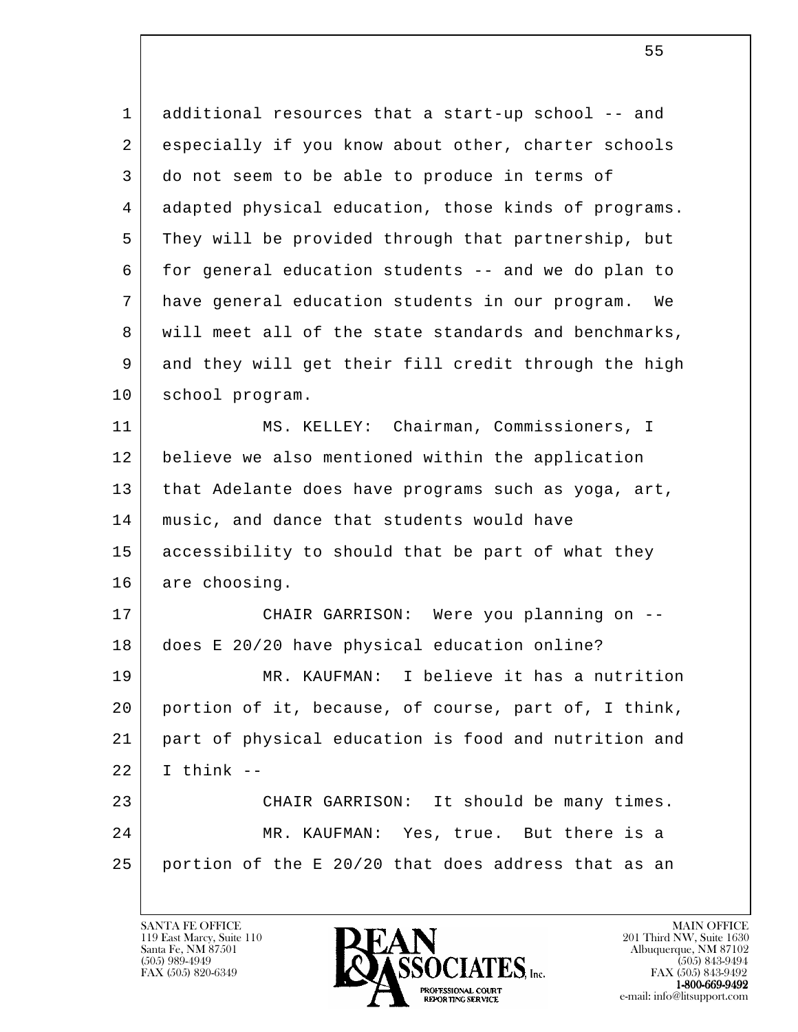additional resources that a start-up school -- and especially if you know about other, charter schools do not seem to be able to produce in terms of adapted physical education, those kinds of programs. They will be provided through that partnership, but for general education students -- and we do plan to have general education students in our program. We will meet all of the state standards and benchmarks, and they will get their fill credit through the high school program.

MS. KELLEY: Chairman, Commissioners, I believe we also mentioned within the application that Adelante does have programs such as yoga, art, music, and dance that students would have accessibility to should that be part of what they are choosing.

CHAIR GARRISON: Were you planning on -- does E 20/20 have physical education online?

MR. KAUFMAN: I believe it has a nutrition portion of it, because, of course, part of, I think, part of physical education is food and nutrition and I think --

CHAIR GARRISON: It should be many times.

MR. KAUFMAN: Yes, true. But there is a portion of the E 20/20 that does address that as an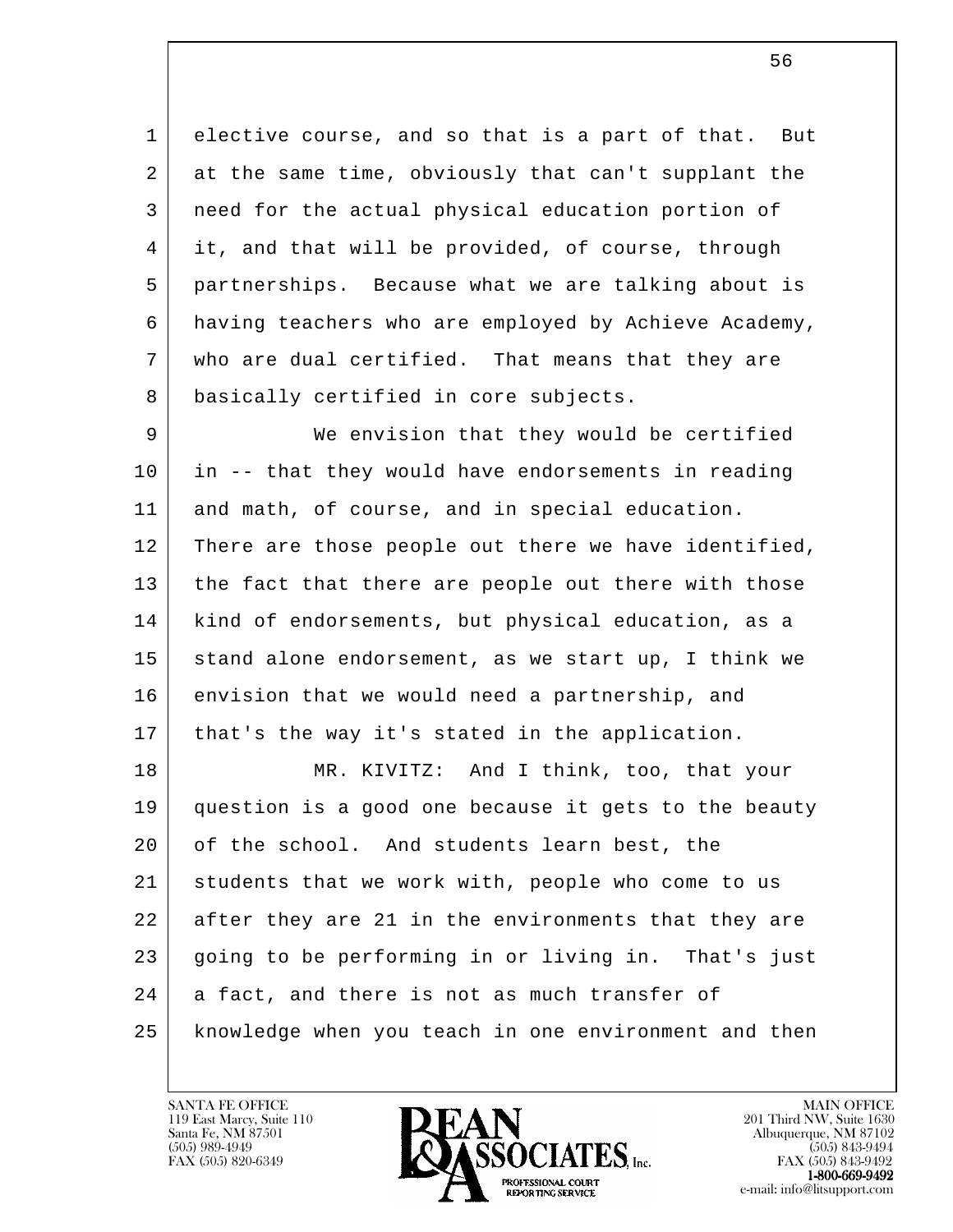elective course, and so that is a part of that. But at the same time, obviously that can't supplant the need for the actual physical education portion of it, and that will be provided, of course, through partnerships. Because what we are talking about is having teachers who are employed by Achieve Academy, who are dual certified. That means that they are basically certified in core subjects.

We envision that they would be certified in -- that they would have endorsements in reading and math, of course, and in special education. There are those people out there we have identified, the fact that there are people out there with those kind of endorsements, but physical education, as a stand alone endorsement, as we start up, I think we envision that we would need a partnership, and that's the way it's stated in the application.

MR. KIVITZ: And I think, too, that your question is a good one because it gets to the beauty of the school. And students learn best, the students that we work with, people who come to us after they are 21 in the environments that they are going to be performing in or living in. That's just a fact, and there is not as much transfer of knowledge when you teach in one environment and then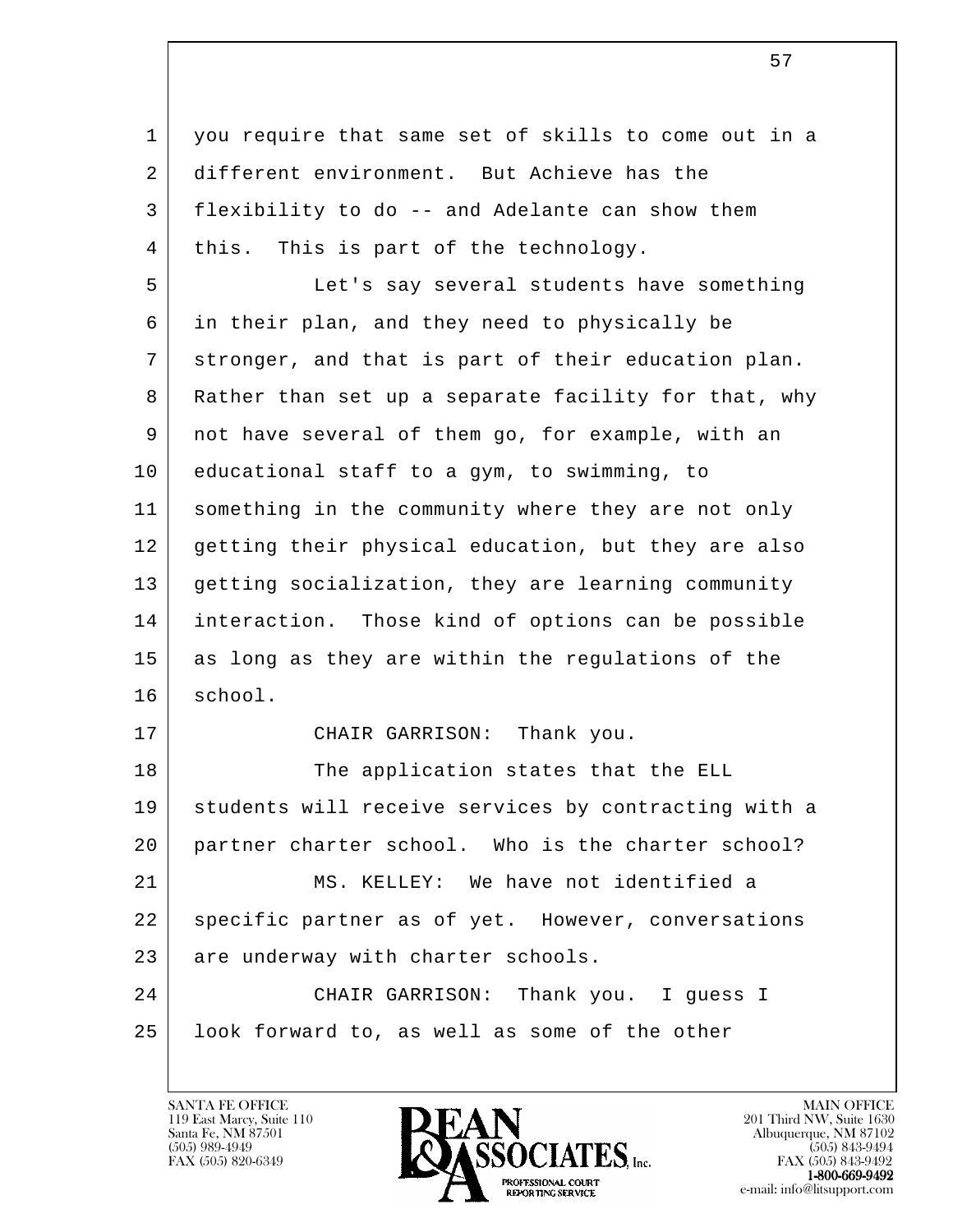you require that same set of skills to come out in a different environment. But Achieve has the flexibility to do -- and Adelante can show them this. This is part of the technology.

Let's say several students have something in their plan, and they need to physically be stronger, and that is part of their education plan. Rather than set up a separate facility for that, why not have several of them go, for example, with an educational staff to a gym, to swimming, to something in the community where they are not only getting their physical education, but they are also getting socialization, they are learning community interaction. Those kind of options can be possible as long as they are within the regulations of the school.

CHAIR GARRISON: Thank you.

The application states that the ELL students will receive services by contracting with a partner charter school. Who is the charter school?

MS. KELLEY: We have not identified a specific partner as of yet. However, conversations are underway with charter schools.

CHAIR GARRISON: Thank you. I guess I look forward to, as well as some of the other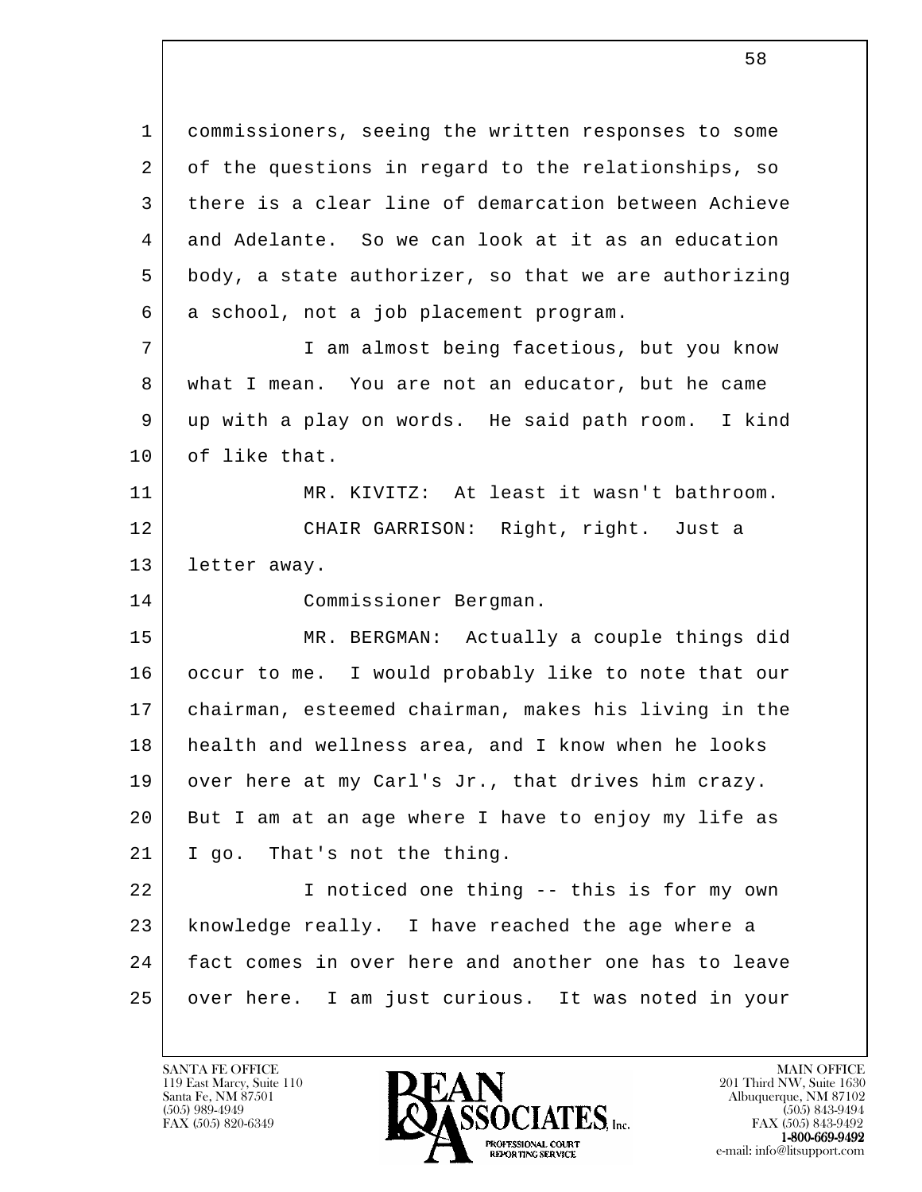1 commissioners, seeing the written responses to some
2 of the questions in regard to the relationships, so
3 there is a clear line of demarcation between Achieve
4 and Adelante. So we can look at it as an education
5 body, a state authorizer, so that we are authorizing
6 a school, not a job placement program.

7 I am almost being facetious, but you know
8 what I mean. You are not an educator, but he came
9 up with a play on words. He said path room. I kind
10 of like that.

11 MR. KIVITZ: At least it wasn't bathroom.

12 CHAIR GARRISON: Right, right. Just a
13 letter away.

14 Commissioner Bergman.

15 MR. BERGMAN: Actually a couple things did
16 occur to me. I would probably like to note that our
17 chairman, esteemed chairman, makes his living in the
18 health and wellness area, and I know when he looks
19 over here at my Carl's Jr., that drives him crazy.
20 But I am at an age where I have to enjoy my life as
21 I go. That's not the thing.

22 I noticed one thing -- this is for my own
23 knowledge really. I have reached the age where a
24 fact comes in over here and another one has to leave
25 over here. I am just curious. It was noted in your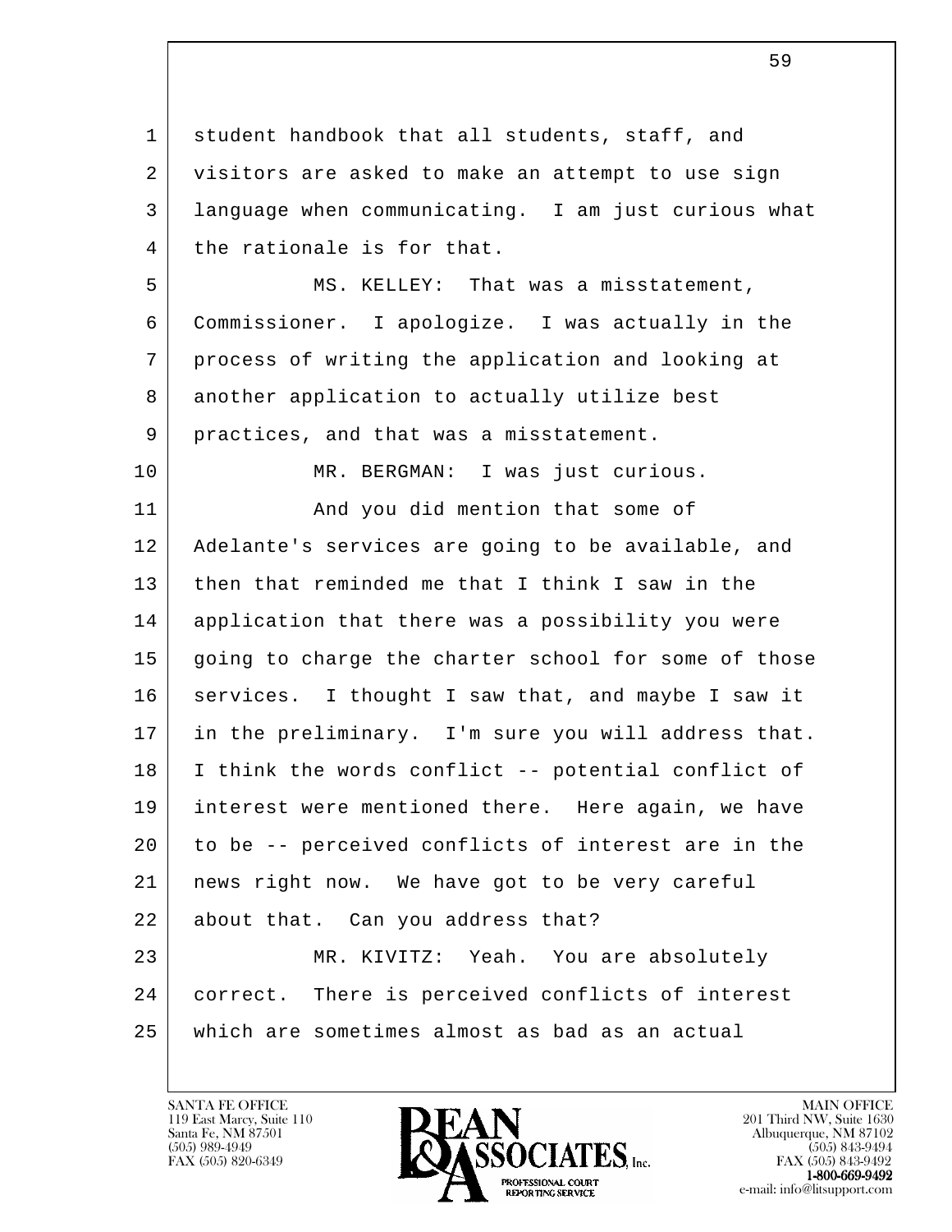student handbook that all students, staff, and visitors are asked to make an attempt to use sign language when communicating. I am just curious what the rationale is for that.

MS. KELLEY: That was a misstatement, Commissioner. I apologize. I was actually in the process of writing the application and looking at another application to actually utilize best practices, and that was a misstatement.

MR. BERGMAN: I was just curious.

And you did mention that some of Adelante's services are going to be available, and then that reminded me that I think I saw in the application that there was a possibility you were going to charge the charter school for some of those services. I thought I saw that, and maybe I saw it in the preliminary. I'm sure you will address that. I think the words conflict -- potential conflict of interest were mentioned there. Here again, we have to be -- perceived conflicts of interest are in the news right now. We have got to be very careful about that. Can you address that?

MR. KIVITZ: Yeah. You are absolutely correct. There is perceived conflicts of interest which are sometimes almost as bad as an actual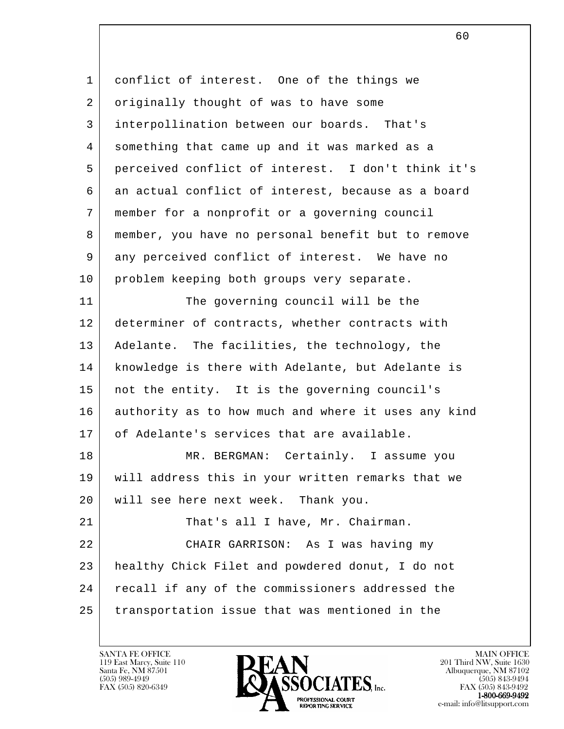conflict of interest. One of the things we originally thought of was to have some interpollination between our boards. That's something that came up and it was marked as a perceived conflict of interest. I don't think it's an actual conflict of interest, because as a board member for a nonprofit or a governing council member, you have no personal benefit but to remove any perceived conflict of interest. We have no problem keeping both groups very separate.

The governing council will be the determiner of contracts, whether contracts with Adelante. The facilities, the technology, the knowledge is there with Adelante, but Adelante is not the entity. It is the governing council's authority as to how much and where it uses any kind of Adelante's services that are available.

MR. BERGMAN: Certainly. I assume you will address this in your written remarks that we will see here next week. Thank you.

That's all I have, Mr. Chairman.

CHAIR GARRISON: As I was having my healthy Chick Filet and powdered donut, I do not recall if any of the commissioners addressed the transportation issue that was mentioned in the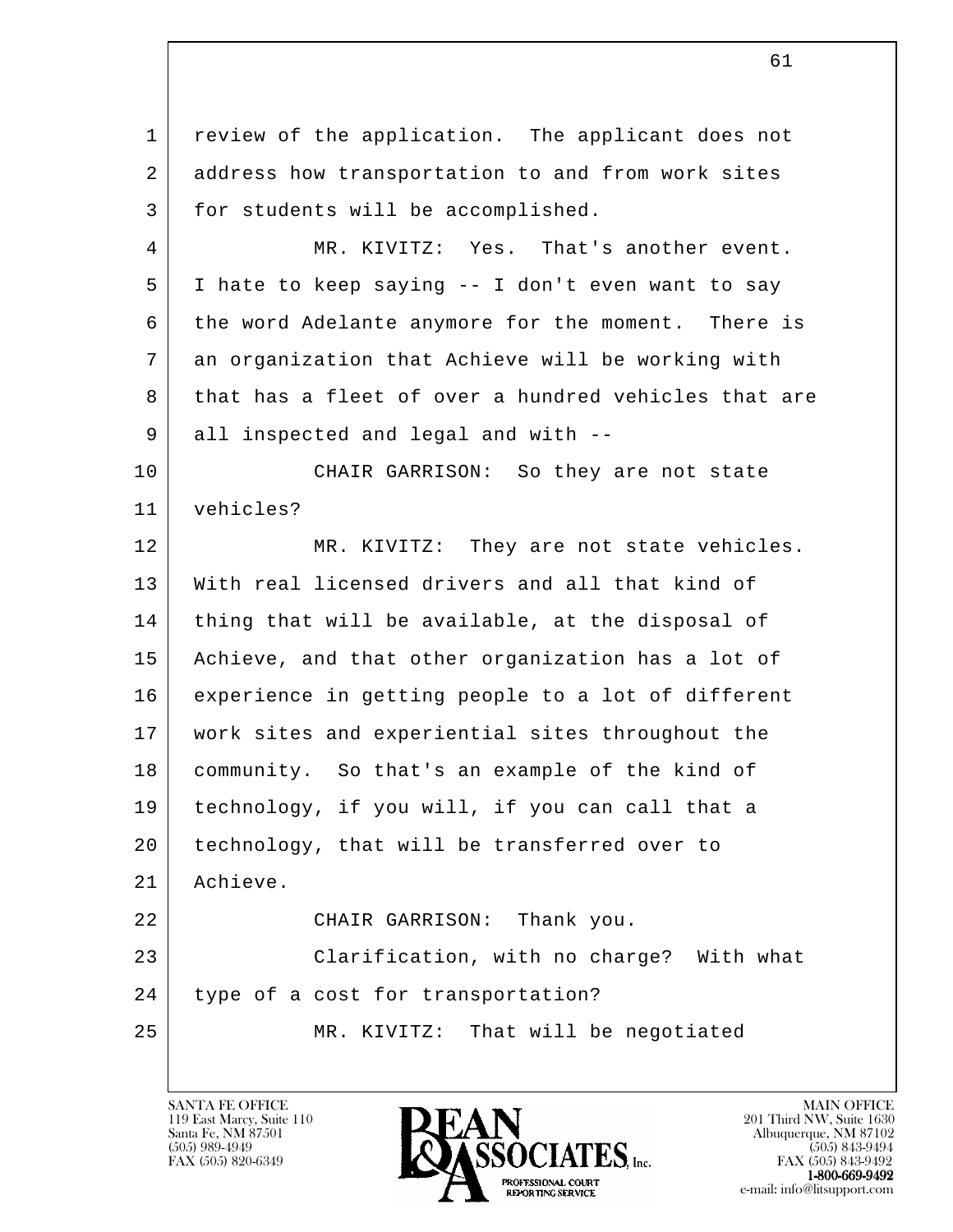review of the application. The applicant does not address how transportation to and from work sites for students will be accomplished.

MR. KIVITZ: Yes. That's another event. I hate to keep saying -- I don't even want to say the word Adelante anymore for the moment. There is an organization that Achieve will be working with that has a fleet of over a hundred vehicles that are all inspected and legal and with --

CHAIR GARRISON: So they are not state vehicles?

MR. KIVITZ: They are not state vehicles. With real licensed drivers and all that kind of thing that will be available, at the disposal of Achieve, and that other organization has a lot of experience in getting people to a lot of different work sites and experiential sites throughout the community. So that's an example of the kind of technology, if you will, if you can call that a technology, that will be transferred over to Achieve.

CHAIR GARRISON: Thank you.

Clarification, with no charge? With what type of a cost for transportation?

MR. KIVITZ: That will be negotiated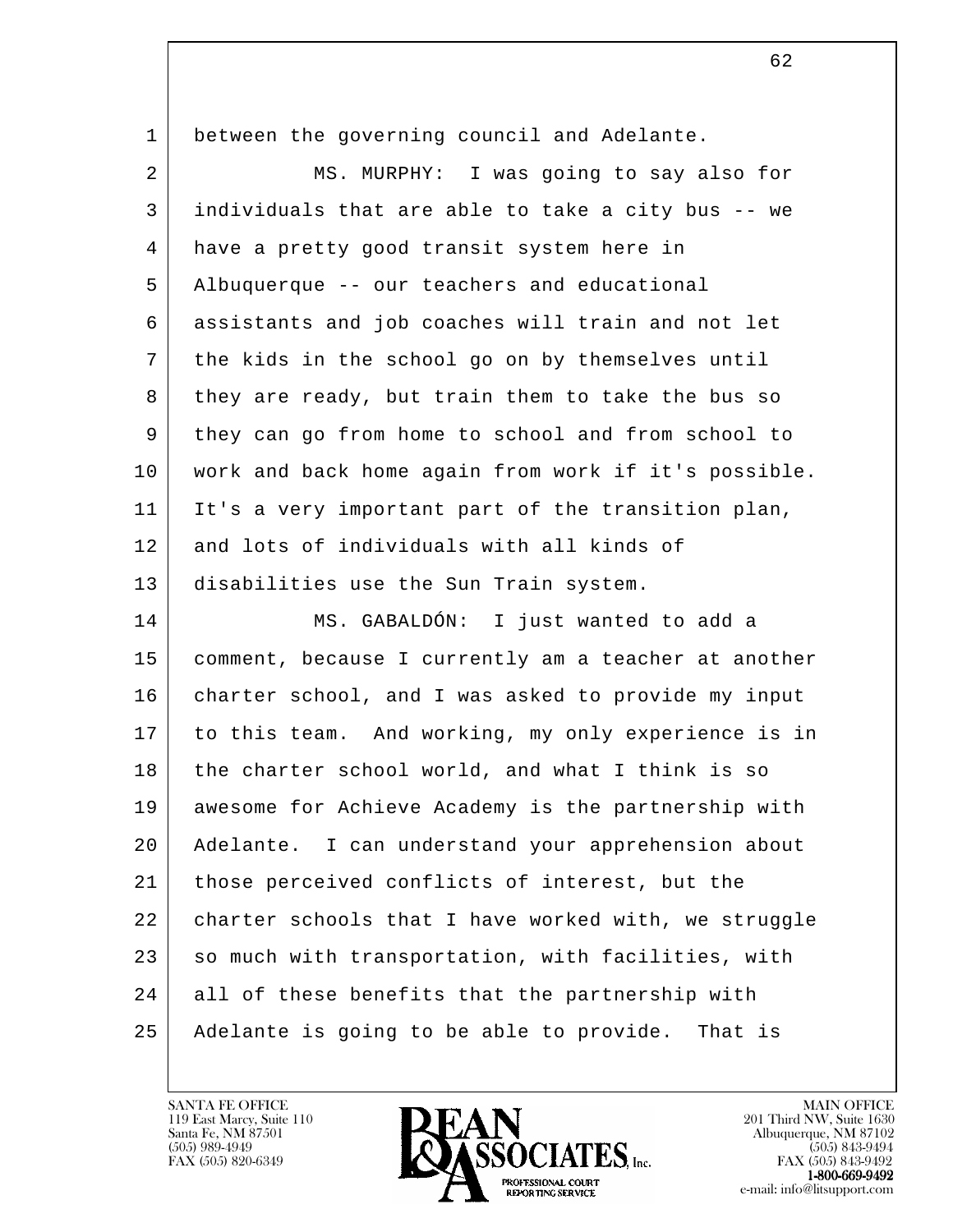between the governing council and Adelante.

MS. MURPHY: I was going to say also for individuals that are able to take a city bus -- we have a pretty good transit system here in Albuquerque -- our teachers and educational assistants and job coaches will train and not let the kids in the school go on by themselves until they are ready, but train them to take the bus so they can go from home to school and from school to work and back home again from work if it's possible. It's a very important part of the transition plan, and lots of individuals with all kinds of disabilities use the Sun Train system.

MS. GABALDÓN: I just wanted to add a comment, because I currently am a teacher at another charter school, and I was asked to provide my input to this team. And working, my only experience is in the charter school world, and what I think is so awesome for Achieve Academy is the partnership with Adelante. I can understand your apprehension about those perceived conflicts of interest, but the charter schools that I have worked with, we struggle so much with transportation, with facilities, with all of these benefits that the partnership with Adelante is going to be able to provide. That is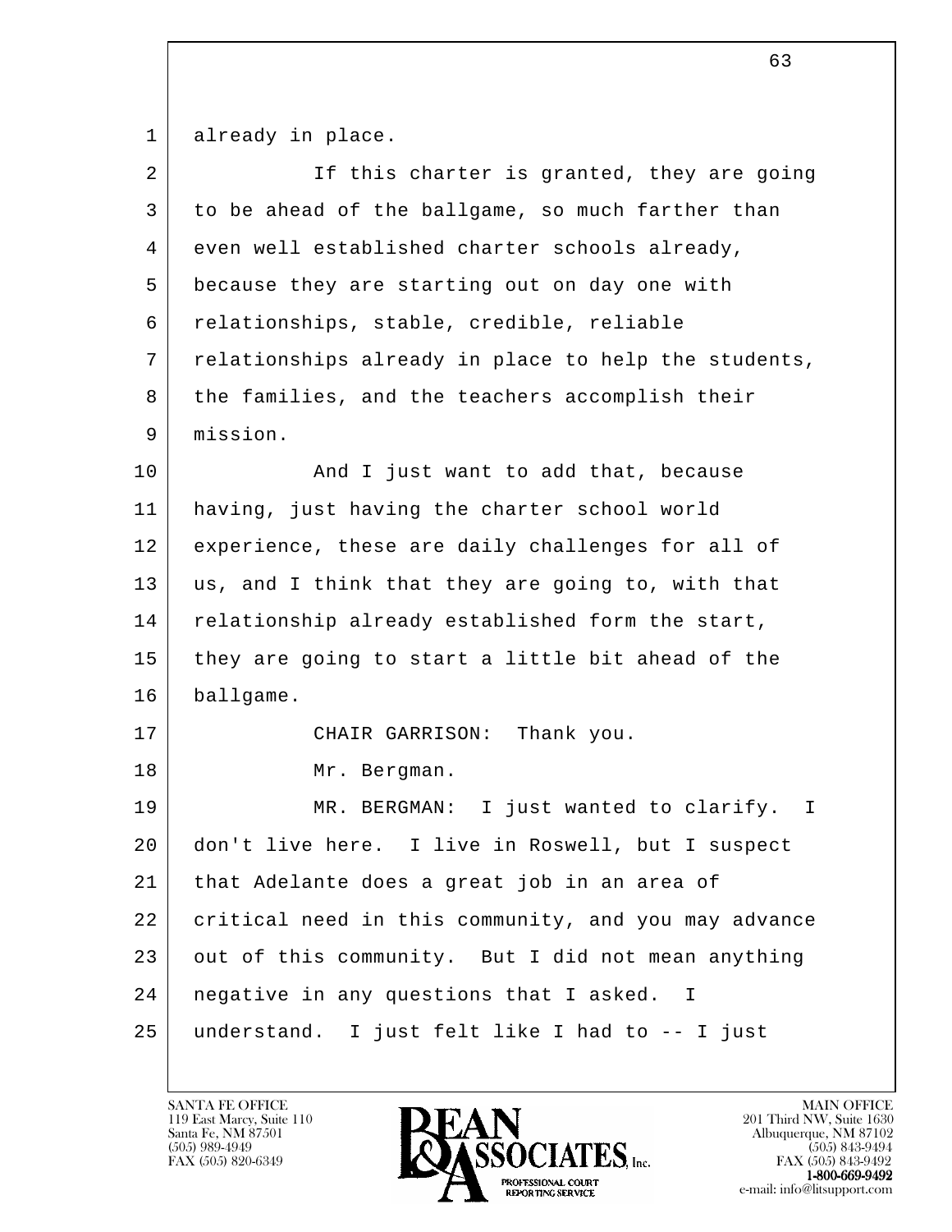already in place.

If this charter is granted, they are going to be ahead of the ballgame, so much farther than even well established charter schools already, because they are starting out on day one with relationships, stable, credible, reliable relationships already in place to help the students, the families, and the teachers accomplish their mission.

And I just want to add that, because having, just having the charter school world experience, these are daily challenges for all of us, and I think that they are going to, with that relationship already established form the start, they are going to start a little bit ahead of the ballgame.

CHAIR GARRISON: Thank you.

Mr. Bergman.

MR. BERGMAN: I just wanted to clarify. I don't live here. I live in Roswell, but I suspect that Adelante does a great job in an area of critical need in this community, and you may advance out of this community. But I did not mean anything negative in any questions that I asked. I understand. I just felt like I had to -- I just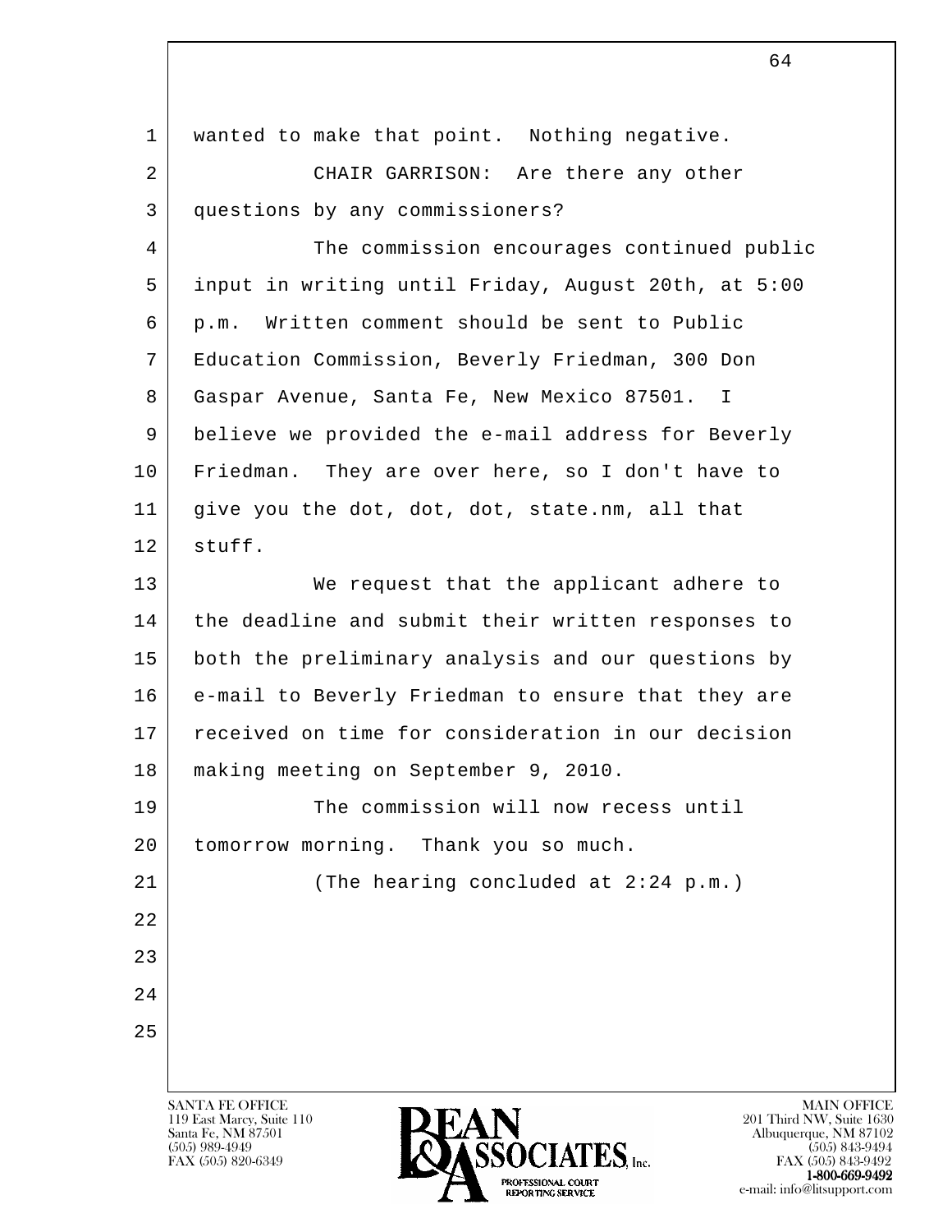wanted to make that point. Nothing negative.

CHAIR GARRISON: Are there any other questions by any commissioners?

The commission encourages continued public input in writing until Friday, August 20th, at 5:00 p.m. Written comment should be sent to Public Education Commission, Beverly Friedman, 300 Don Gaspar Avenue, Santa Fe, New Mexico 87501. I believe we provided the e-mail address for Beverly Friedman. They are over here, so I don't have to give you the dot, dot, dot, state.nm, all that stuff.

We request that the applicant adhere to the deadline and submit their written responses to both the preliminary analysis and our questions by e-mail to Beverly Friedman to ensure that they are received on time for consideration in our decision making meeting on September 9, 2010.

The commission will now recess until tomorrow morning. Thank you so much.

(The hearing concluded at 2:24 p.m.)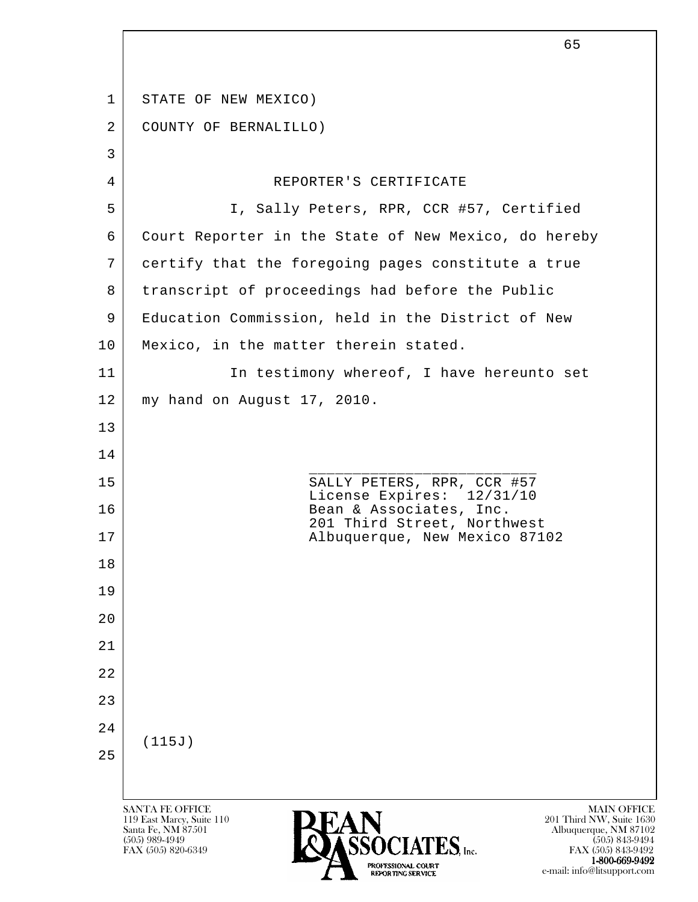STATE OF NEW MEXICO)
COUNTY OF BERNALILLO)

REPORTER'S CERTIFICATE

I, Sally Peters, RPR, CCR #57, Certified Court Reporter in the State of New Mexico, do hereby certify that the foregoing pages constitute a true transcript of proceedings had before the Public Education Commission, held in the District of New Mexico, in the matter therein stated.

In testimony whereof, I have hereunto set my hand on August 17, 2010.

\_\_\_\_\_\_\_\_\_\_\_\_\_\_\_\_\_\_\_\_\_\_\_\_\_\_\_\_

SALLY PETERS, RPR, CCR #57
License Expires: 12/31/10
Bean & Associates, Inc.
201 Third Street, Northwest
Albuquerque, New Mexico 87102

(115J)

SANTA FE OFFICE
119 East Marcy, Suite 110
Santa Fe, NM 87501
(505) 989-4949
FAX (505) 820-6349

BEAN & ASSOCIATES, Inc.
PROFESSIONAL COURT REPORTING SERVICE

MAIN OFFICE
201 Third NW, Suite 1630
Albuquerque, NM 87102
(505) 843-9494
FAX (505) 843-9492
1-800-669-9492
e-mail: info@litsupport.com